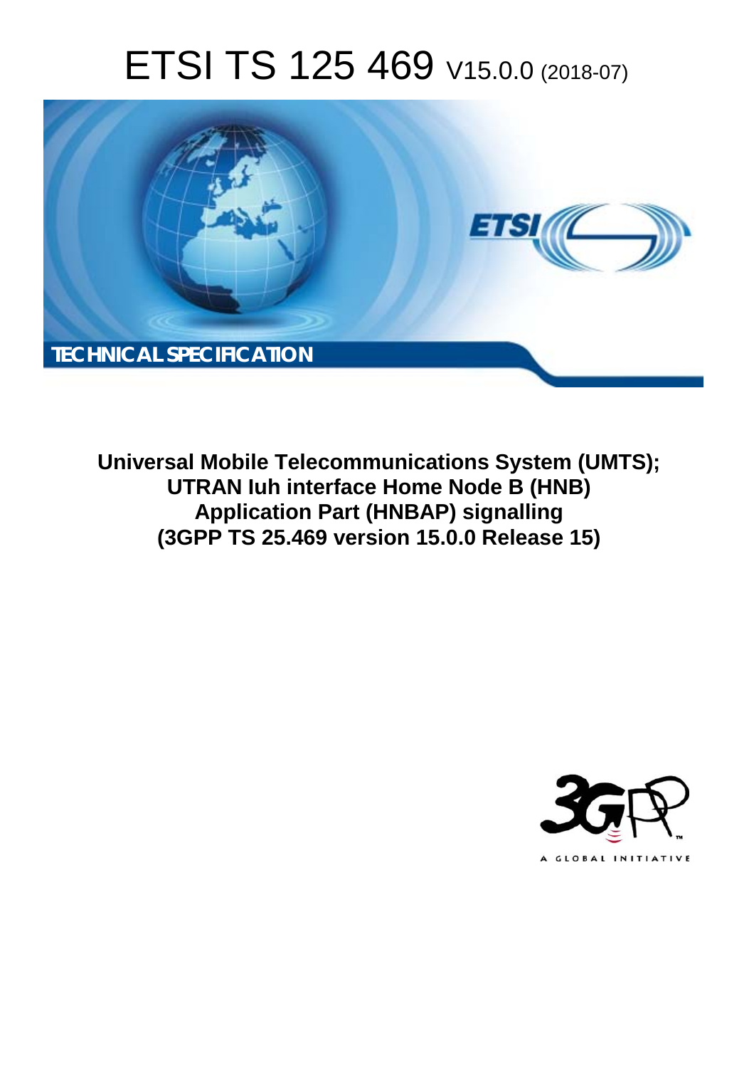# ETSI TS 125 469 V15.0.0 (2018-07)

TECHNICAL SPECIFICATION

**Universal Mobile Telecommunications System (UMTS); UTRAN Iuh interface Home Node B (HNB) Application Part (HNBAP) signalling (3GPP TS 25.469 version 15.0.0 Release 15)**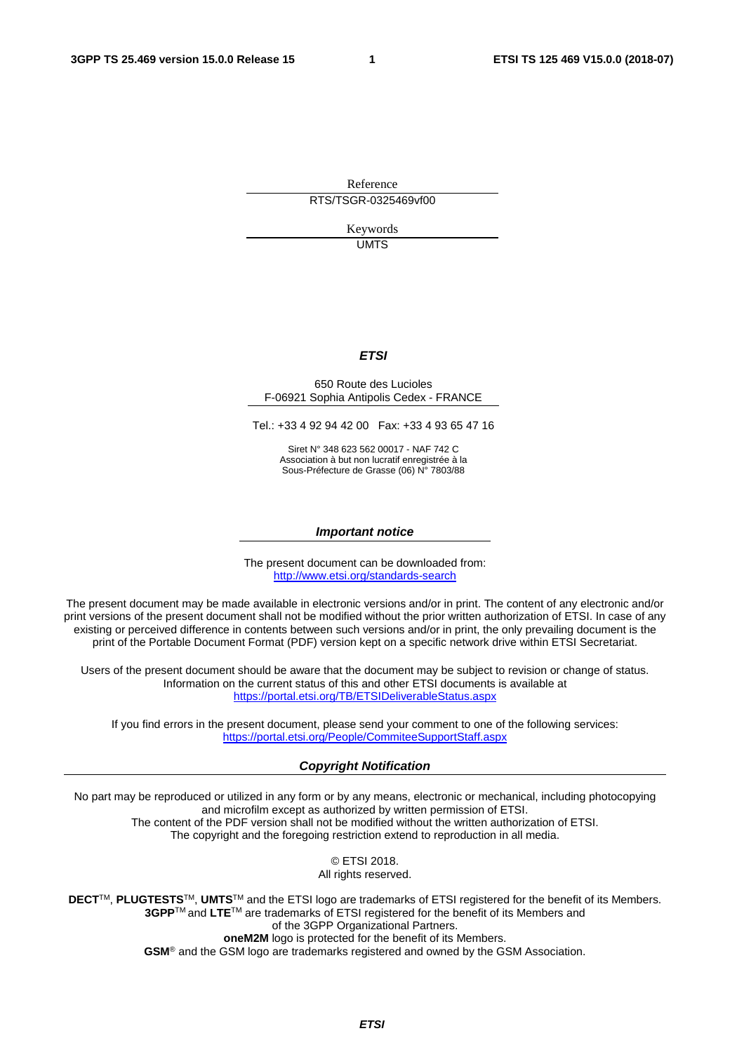Reference

RTS/TSGR-0325469vf00

Keywords

UMTS

***ETSI***

650 Route des Lucioles
F-06921 Sophia Antipolis Cedex - FRANCE

Tel.: +33 4 92 94 42 00   Fax: +33 4 93 65 47 16

Siret N° 348 623 562 00017 - NAF 742 C
Association à but non lucratif enregistrée à la
Sous-Préfecture de Grasse (06) N° 7803/88

***Important notice***

The present document can be downloaded from:
http://www.etsi.org/standards-search

The present document may be made available in electronic versions and/or in print. The content of any electronic and/or print versions of the present document shall not be modified without the prior written authorization of ETSI. In case of any existing or perceived difference in contents between such versions and/or in print, the only prevailing document is the print of the Portable Document Format (PDF) version kept on a specific network drive within ETSI Secretariat.

Users of the present document should be aware that the document may be subject to revision or change of status. Information on the current status of this and other ETSI documents is available at
https://portal.etsi.org/TB/ETSIDeliverableStatus.aspx

If you find errors in the present document, please send your comment to one of the following services:
https://portal.etsi.org/People/CommiteeSupportStaff.aspx

***Copyright Notification***

No part may be reproduced or utilized in any form or by any means, electronic or mechanical, including photocopying and microfilm except as authorized by written permission of ETSI.
The content of the PDF version shall not be modified without the written authorization of ETSI.
The copyright and the foregoing restriction extend to reproduction in all media.

© ETSI 2018.
All rights reserved.

**DECT**™, **PLUGTESTS**™, **UMTS**™ and the ETSI logo are trademarks of ETSI registered for the benefit of its Members.
**3GPP**™ and **LTE**™ are trademarks of ETSI registered for the benefit of its Members and
of the 3GPP Organizational Partners.
**oneM2M** logo is protected for the benefit of its Members.
**GSM**® and the GSM logo are trademarks registered and owned by the GSM Association.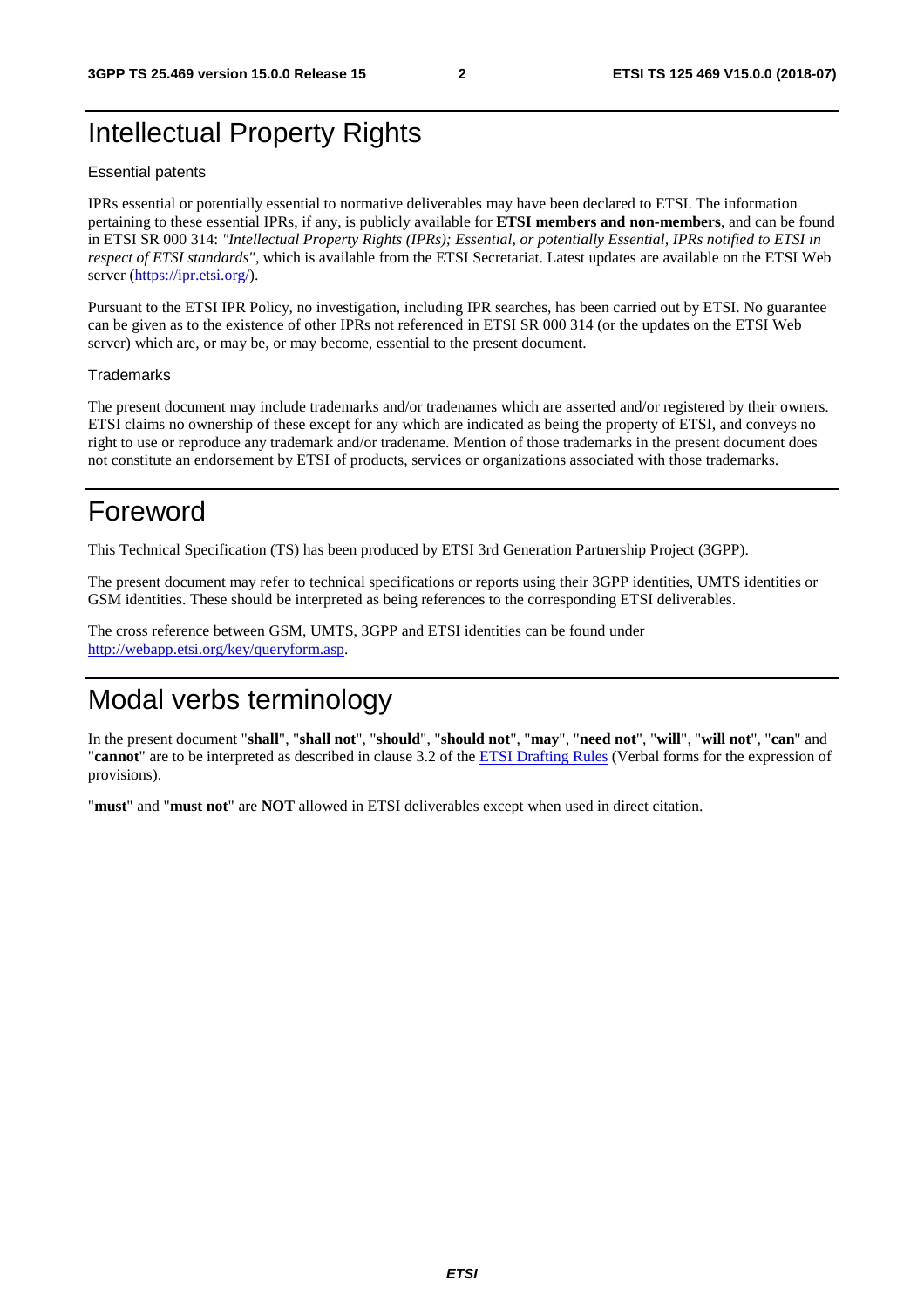# Intellectual Property Rights

Essential patents

IPRs essential or potentially essential to normative deliverables may have been declared to ETSI. The information pertaining to these essential IPRs, if any, is publicly available for **ETSI members and non-members**, and can be found in ETSI SR 000 314: *"Intellectual Property Rights (IPRs); Essential, or potentially Essential, IPRs notified to ETSI in respect of ETSI standards"*, which is available from the ETSI Secretariat. Latest updates are available on the ETSI Web server (https://ipr.etsi.org/).

Pursuant to the ETSI IPR Policy, no investigation, including IPR searches, has been carried out by ETSI. No guarantee can be given as to the existence of other IPRs not referenced in ETSI SR 000 314 (or the updates on the ETSI Web server) which are, or may be, or may become, essential to the present document.

Trademarks

The present document may include trademarks and/or tradenames which are asserted and/or registered by their owners. ETSI claims no ownership of these except for any which are indicated as being the property of ETSI, and conveys no right to use or reproduce any trademark and/or tradename. Mention of those trademarks in the present document does not constitute an endorsement by ETSI of products, services or organizations associated with those trademarks.

# Foreword

This Technical Specification (TS) has been produced by ETSI 3rd Generation Partnership Project (3GPP).

The present document may refer to technical specifications or reports using their 3GPP identities, UMTS identities or GSM identities. These should be interpreted as being references to the corresponding ETSI deliverables.

The cross reference between GSM, UMTS, 3GPP and ETSI identities can be found under http://webapp.etsi.org/key/queryform.asp.

# Modal verbs terminology

In the present document "**shall**", "**shall not**", "**should**", "**should not**", "**may**", "**need not**", "**will**", "**will not**", "**can**" and "**cannot**" are to be interpreted as described in clause 3.2 of the ETSI Drafting Rules (Verbal forms for the expression of provisions).

"**must**" and "**must not**" are **NOT** allowed in ETSI deliverables except when used in direct citation.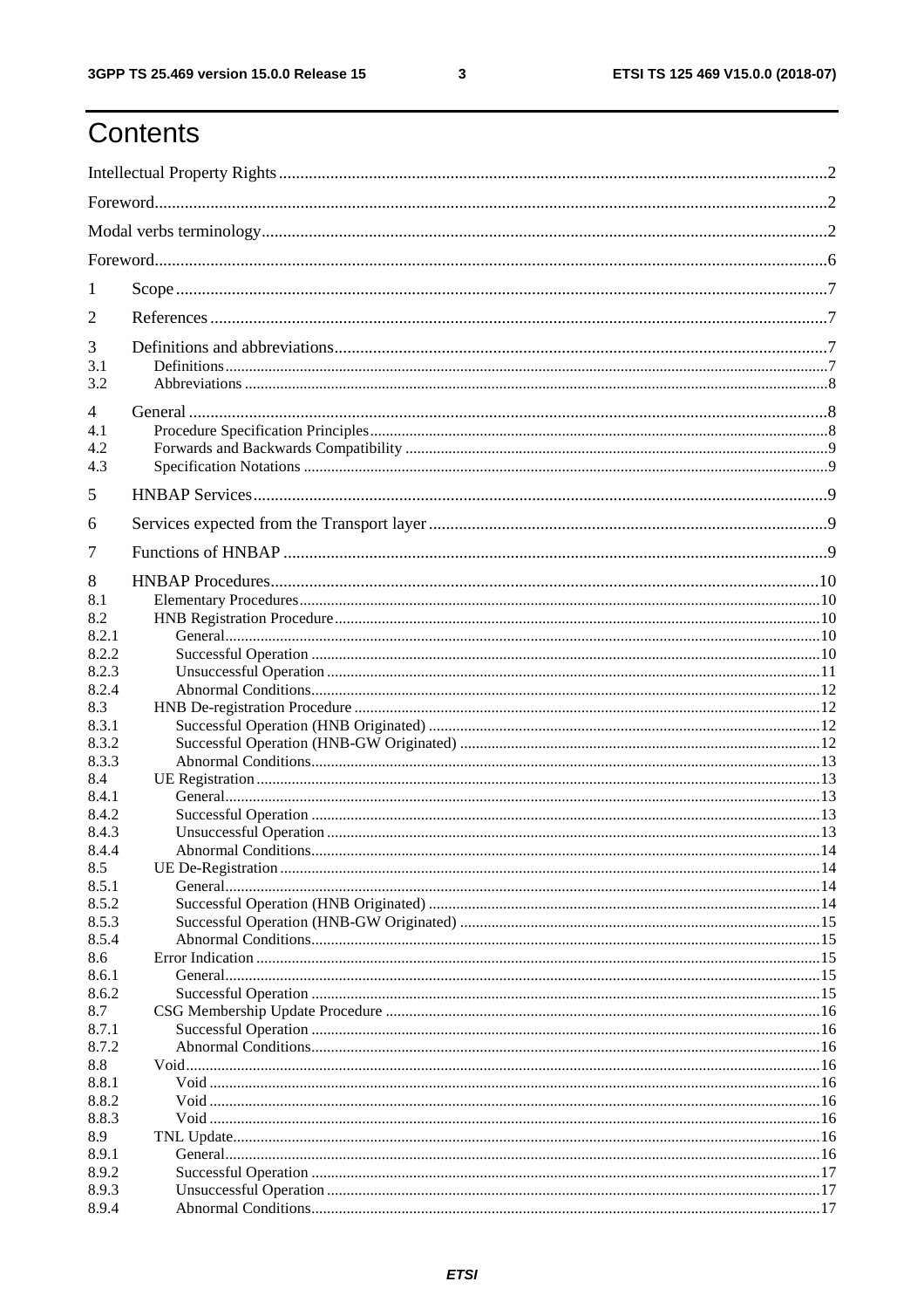# Contents

Intellectual Property Rights ........................................................................................................................2

Foreword.....................................................................................................................................................2

Modal verbs terminology..............................................................................................................................2

Foreword.....................................................................................................................................................6

1 Scope ......................................................................................................................................................7

2 References ..............................................................................................................................................7

3 Definitions and abbreviations..................................................................................................................7

3.1 Definitions.........................................................................................................................................7

3.2 Abbreviations ...................................................................................................................................8

4 General ...................................................................................................................................................8

4.1 Procedure Specification Principles...................................................................................................8

4.2 Forwards and Backwards Compatibility ...........................................................................................9

4.3 Specification Notations ....................................................................................................................9

5 HNBAP Services.....................................................................................................................................9

6 Services expected from the Transport layer ............................................................................................9

7 Functions of HNBAP ..............................................................................................................................9

8 HNBAP Procedures...............................................................................................................................10

8.1 Elementary Procedures...................................................................................................................10

8.2 HNB Registration Procedure...........................................................................................................10

8.2.1 General.......................................................................................................................................10

8.2.2 Successful Operation .................................................................................................................10

8.2.3 Unsuccessful Operation .............................................................................................................11

8.2.4 Abnormal Conditions..................................................................................................................12

8.3 HNB De-registration Procedure ......................................................................................................12

8.3.1 Successful Operation (HNB Originated) ....................................................................................12

8.3.2 Successful Operation (HNB-GW Originated) ............................................................................12

8.3.3 Abnormal Conditions..................................................................................................................13

8.4 UE Registration ..............................................................................................................................13

8.4.1 General.......................................................................................................................................13

8.4.2 Successful Operation .................................................................................................................13

8.4.3 Unsuccessful Operation .............................................................................................................13

8.4.4 Abnormal Conditions..................................................................................................................14

8.5 UE De-Registration .........................................................................................................................14

8.5.1 General.......................................................................................................................................14

8.5.2 Successful Operation (HNB Originated) ....................................................................................14

8.5.3 Successful Operation (HNB-GW Originated) ............................................................................15

8.5.4 Abnormal Conditions..................................................................................................................15

8.6 Error Indication ...............................................................................................................................15

8.6.1 General.......................................................................................................................................15

8.6.2 Successful Operation .................................................................................................................15

8.7 CSG Membership Update Procedure ..............................................................................................16

8.7.1 Successful Operation .................................................................................................................16

8.7.2 Abnormal Conditions..................................................................................................................16

8.8 Void.................................................................................................................................................16

8.8.1 Void ...........................................................................................................................................16

8.8.2 Void ...........................................................................................................................................16

8.8.3 Void ...........................................................................................................................................16

8.9 TNL Update.....................................................................................................................................16

8.9.1 General.......................................................................................................................................16

8.9.2 Successful Operation .................................................................................................................17

8.9.3 Unsuccessful Operation .............................................................................................................17

8.9.4 Abnormal Conditions..................................................................................................................17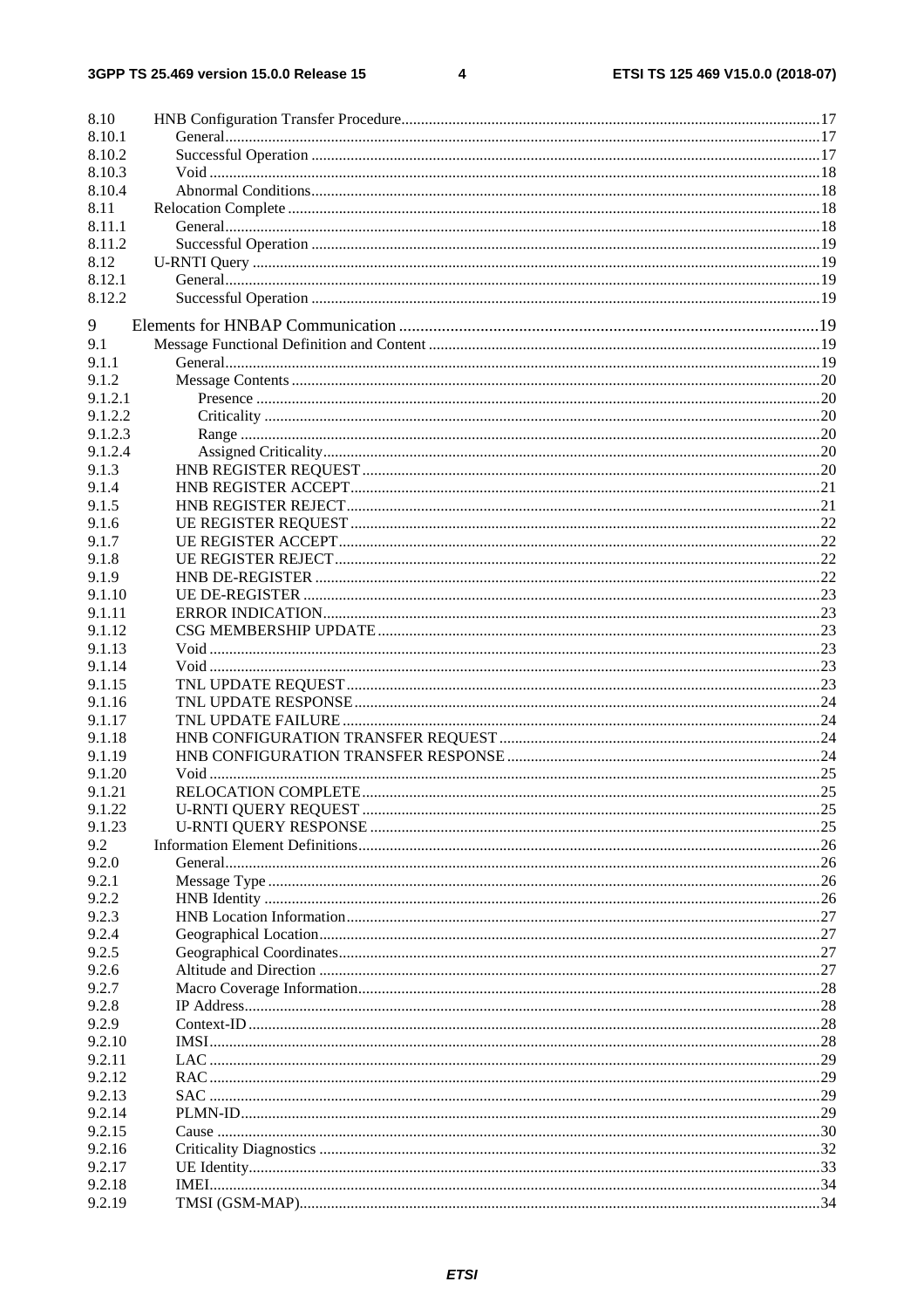8.10 HNB Configuration Transfer Procedure........17
8.10.1 General........17
8.10.2 Successful Operation........17
8.10.3 Void........18
8.10.4 Abnormal Conditions........18
8.11 Relocation Complete........18
8.11.1 General........18
8.11.2 Successful Operation........19
8.12 U-RNTI Query........19
8.12.1 General........19
8.12.2 Successful Operation........19

9 Elements for HNBAP Communication........19
9.1 Message Functional Definition and Content........19
9.1.1 General........19
9.1.2 Message Contents........20
9.1.2.1 Presence........20
9.1.2.2 Criticality........20
9.1.2.3 Range........20
9.1.2.4 Assigned Criticality........20
9.1.3 HNB REGISTER REQUEST........20
9.1.4 HNB REGISTER ACCEPT........21
9.1.5 HNB REGISTER REJECT........21
9.1.6 UE REGISTER REQUEST........22
9.1.7 UE REGISTER ACCEPT........22
9.1.8 UE REGISTER REJECT........22
9.1.9 HNB DE-REGISTER........22
9.1.10 UE DE-REGISTER........23
9.1.11 ERROR INDICATION........23
9.1.12 CSG MEMBERSHIP UPDATE........23
9.1.13 Void........23
9.1.14 Void........23
9.1.15 TNL UPDATE REQUEST........23
9.1.16 TNL UPDATE RESPONSE........24
9.1.17 TNL UPDATE FAILURE........24
9.1.18 HNB CONFIGURATION TRANSFER REQUEST........24
9.1.19 HNB CONFIGURATION TRANSFER RESPONSE........24
9.1.20 Void........25
9.1.21 RELOCATION COMPLETE........25
9.1.22 U-RNTI QUERY REQUEST........25
9.1.23 U-RNTI QUERY RESPONSE........25
9.2 Information Element Definitions........26
9.2.0 General........26
9.2.1 Message Type........26
9.2.2 HNB Identity........26
9.2.3 HNB Location Information........27
9.2.4 Geographical Location........27
9.2.5 Geographical Coordinates........27
9.2.6 Altitude and Direction........27
9.2.7 Macro Coverage Information........28
9.2.8 IP Address........28
9.2.9 Context-ID........28
9.2.10 IMSI........28
9.2.11 LAC........29
9.2.12 RAC........29
9.2.13 SAC........29
9.2.14 PLMN-ID........29
9.2.15 Cause........30
9.2.16 Criticality Diagnostics........32
9.2.17 UE Identity........33
9.2.18 IMEI........34
9.2.19 TMSI (GSM-MAP)........34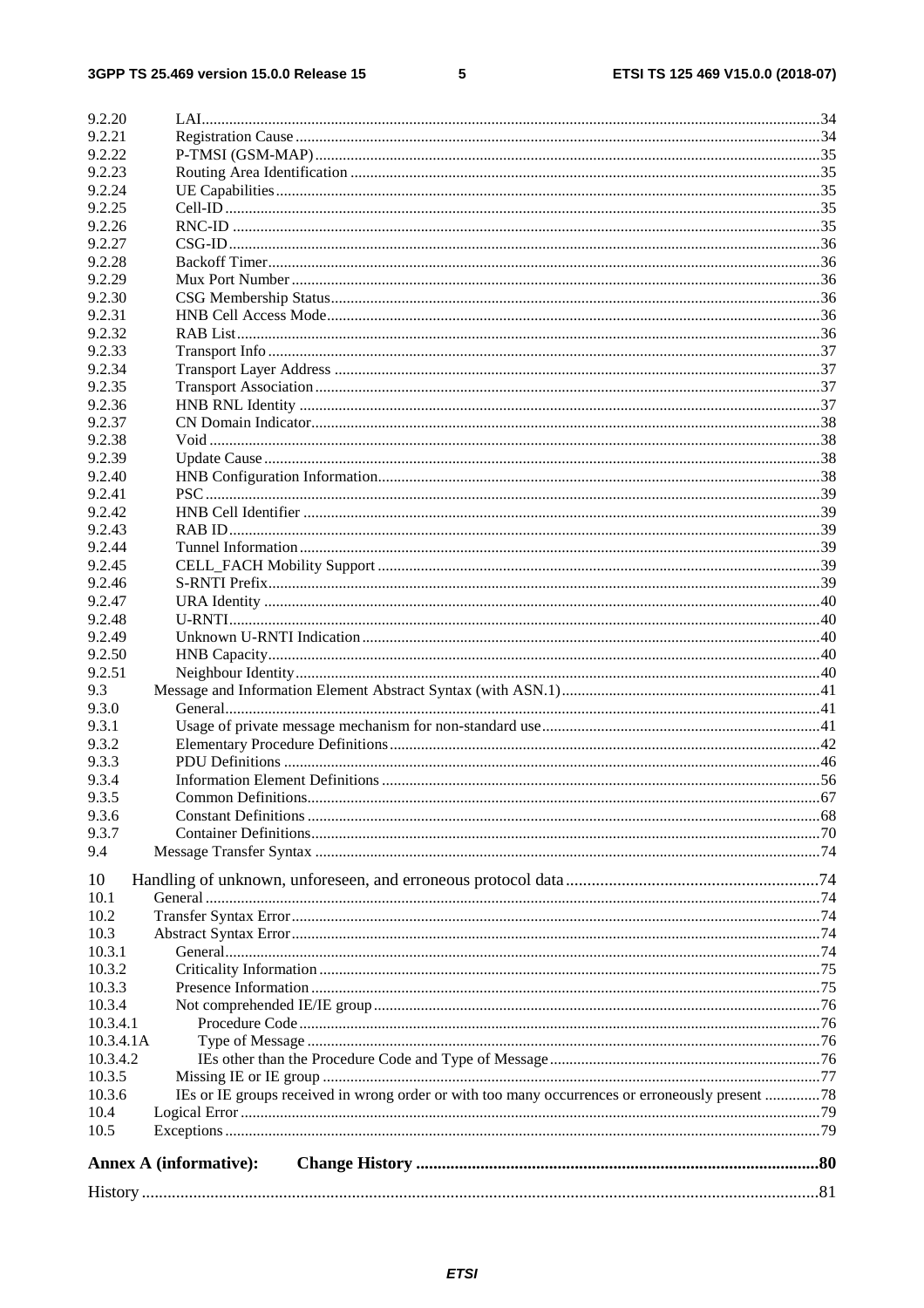9.2.20 LAI ...34
9.2.21 Registration Cause ...34
9.2.22 P-TMSI (GSM-MAP) ...35
9.2.23 Routing Area Identification ...35
9.2.24 UE Capabilities ...35
9.2.25 Cell-ID ...35
9.2.26 RNC-ID ...35
9.2.27 CSG-ID ...36
9.2.28 Backoff Timer ...36
9.2.29 Mux Port Number ...36
9.2.30 CSG Membership Status ...36
9.2.31 HNB Cell Access Mode ...36
9.2.32 RAB List ...36
9.2.33 Transport Info ...37
9.2.34 Transport Layer Address ...37
9.2.35 Transport Association ...37
9.2.36 HNB RNL Identity ...37
9.2.37 CN Domain Indicator ...38
9.2.38 Void ...38
9.2.39 Update Cause ...38
9.2.40 HNB Configuration Information ...38
9.2.41 PSC ...39
9.2.42 HNB Cell Identifier ...39
9.2.43 RAB ID ...39
9.2.44 Tunnel Information ...39
9.2.45 CELL_FACH Mobility Support ...39
9.2.46 S-RNTI Prefix ...39
9.2.47 URA Identity ...40
9.2.48 U-RNTI ...40
9.2.49 Unknown U-RNTI Indication ...40
9.2.50 HNB Capacity ...40
9.2.51 Neighbour Identity ...40
9.3 Message and Information Element Abstract Syntax (with ASN.1) ...41
9.3.0 General ...41
9.3.1 Usage of private message mechanism for non-standard use ...41
9.3.2 Elementary Procedure Definitions ...42
9.3.3 PDU Definitions ...46
9.3.4 Information Element Definitions ...56
9.3.5 Common Definitions ...67
9.3.6 Constant Definitions ...68
9.3.7 Container Definitions ...70
9.4 Message Transfer Syntax ...74

10 Handling of unknown, unforeseen, and erroneous protocol data ...74
10.1 General ...74
10.2 Transfer Syntax Error ...74
10.3 Abstract Syntax Error ...74
10.3.1 General ...74
10.3.2 Criticality Information ...75
10.3.3 Presence Information ...75
10.3.4 Not comprehended IE/IE group ...76
10.3.4.1 Procedure Code ...76
10.3.4.1A Type of Message ...76
10.3.4.2 IEs other than the Procedure Code and Type of Message ...76
10.3.5 Missing IE or IE group ...77
10.3.6 IEs or IE groups received in wrong order or with too many occurrences or erroneously present ...78
10.4 Logical Error ...79
10.5 Exceptions ...79

**Annex A (informative): Change History ...80**

History ...81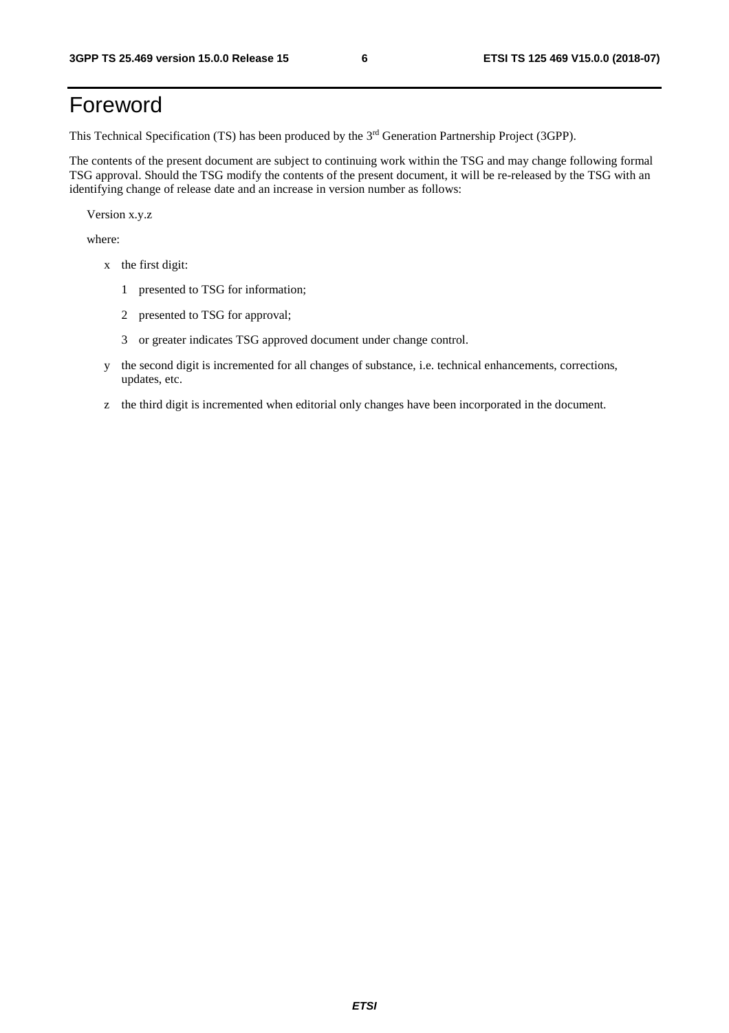# Foreword

This Technical Specification (TS) has been produced by the 3rd Generation Partnership Project (3GPP).

The contents of the present document are subject to continuing work within the TSG and may change following formal TSG approval. Should the TSG modify the contents of the present document, it will be re-released by the TSG with an identifying change of release date and an increase in version number as follows:

Version x.y.z

where:

- x the first digit:
  - 1 presented to TSG for information;
  - 2 presented to TSG for approval;
  - 3 or greater indicates TSG approved document under change control.
- y the second digit is incremented for all changes of substance, i.e. technical enhancements, corrections, updates, etc.
- z the third digit is incremented when editorial only changes have been incorporated in the document.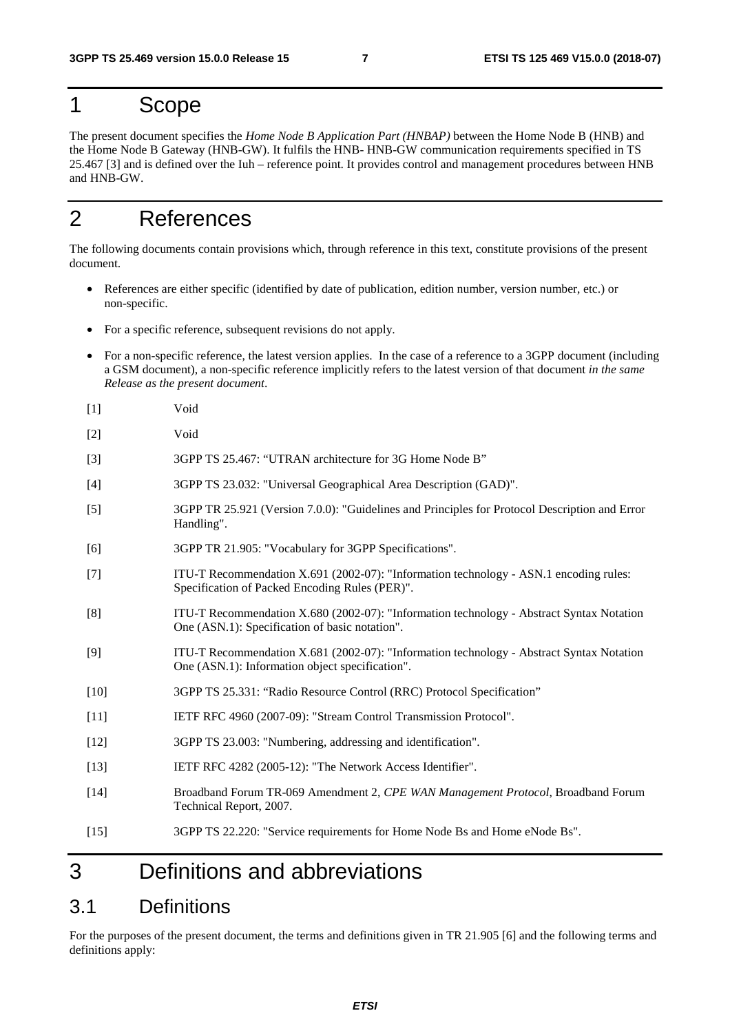# 1 Scope

The present document specifies the *Home Node B Application Part (HNBAP)* between the Home Node B (HNB) and the Home Node B Gateway (HNB-GW). It fulfils the HNB- HNB-GW communication requirements specified in TS 25.467 [3] and is defined over the Iuh – reference point. It provides control and management procedures between HNB and HNB-GW.

# 2 References

The following documents contain provisions which, through reference in this text, constitute provisions of the present document.

- References are either specific (identified by date of publication, edition number, version number, etc.) or non-specific.
- For a specific reference, subsequent revisions do not apply.
- For a non-specific reference, the latest version applies. In the case of a reference to a 3GPP document (including a GSM document), a non-specific reference implicitly refers to the latest version of that document *in the same Release as the present document*.

[1] Void

[2] Void

[3] 3GPP TS 25.467: "UTRAN architecture for 3G Home Node B"

[4] 3GPP TS 23.032: "Universal Geographical Area Description (GAD)".

[5] 3GPP TR 25.921 (Version 7.0.0): "Guidelines and Principles for Protocol Description and Error Handling".

[6] 3GPP TR 21.905: "Vocabulary for 3GPP Specifications".

[7] ITU-T Recommendation X.691 (2002-07): "Information technology - ASN.1 encoding rules: Specification of Packed Encoding Rules (PER)".

[8] ITU-T Recommendation X.680 (2002-07): "Information technology - Abstract Syntax Notation One (ASN.1): Specification of basic notation".

[9] ITU-T Recommendation X.681 (2002-07): "Information technology - Abstract Syntax Notation One (ASN.1): Information object specification".

[10] 3GPP TS 25.331: "Radio Resource Control (RRC) Protocol Specification"

[11] IETF RFC 4960 (2007-09): "Stream Control Transmission Protocol".

[12] 3GPP TS 23.003: "Numbering, addressing and identification".

[13] IETF RFC 4282 (2005-12): "The Network Access Identifier".

[14] Broadband Forum TR-069 Amendment 2, *CPE WAN Management Protocol,* Broadband Forum Technical Report, 2007.

[15] 3GPP TS 22.220: "Service requirements for Home Node Bs and Home eNode Bs".

# 3 Definitions and abbreviations

## 3.1 Definitions

For the purposes of the present document, the terms and definitions given in TR 21.905 [6] and the following terms and definitions apply: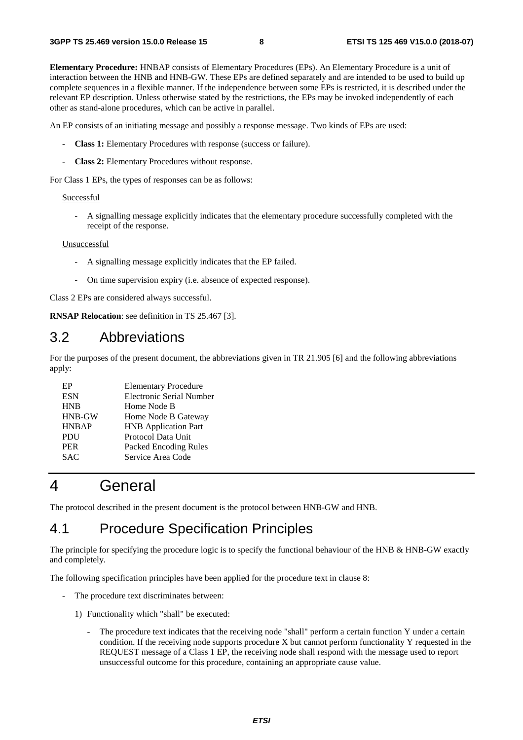**Elementary Procedure:** HNBAP consists of Elementary Procedures (EPs). An Elementary Procedure is a unit of interaction between the HNB and HNB-GW. These EPs are defined separately and are intended to be used to build up complete sequences in a flexible manner. If the independence between some EPs is restricted, it is described under the relevant EP description. Unless otherwise stated by the restrictions, the EPs may be invoked independently of each other as stand-alone procedures, which can be active in parallel.

An EP consists of an initiating message and possibly a response message. Two kinds of EPs are used:

- **Class 1:** Elementary Procedures with response (success or failure).
- **Class 2:** Elementary Procedures without response.

For Class 1 EPs, the types of responses can be as follows:

Successful

- A signalling message explicitly indicates that the elementary procedure successfully completed with the receipt of the response.

Unsuccessful

- A signalling message explicitly indicates that the EP failed.
- On time supervision expiry (i.e. absence of expected response).

Class 2 EPs are considered always successful.

**RNSAP Relocation**: see definition in TS 25.467 [3].

## 3.2 Abbreviations

For the purposes of the present document, the abbreviations given in TR 21.905 [6] and the following abbreviations apply:

| | |
|---|---|
| EP | Elementary Procedure |
| ESN | Electronic Serial Number |
| HNB | Home Node B |
| HNB-GW | Home Node B Gateway |
| HNBAP | HNB Application Part |
| PDU | Protocol Data Unit |
| PER | Packed Encoding Rules |
| SAC | Service Area Code |

# 4 General

The protocol described in the present document is the protocol between HNB-GW and HNB.

## 4.1 Procedure Specification Principles

The principle for specifying the procedure logic is to specify the functional behaviour of the HNB & HNB-GW exactly and completely.

The following specification principles have been applied for the procedure text in clause 8:

- The procedure text discriminates between:
  1) Functionality which "shall" be executed:
     - The procedure text indicates that the receiving node "shall" perform a certain function Y under a certain condition. If the receiving node supports procedure X but cannot perform functionality Y requested in the REQUEST message of a Class 1 EP, the receiving node shall respond with the message used to report unsuccessful outcome for this procedure, containing an appropriate cause value.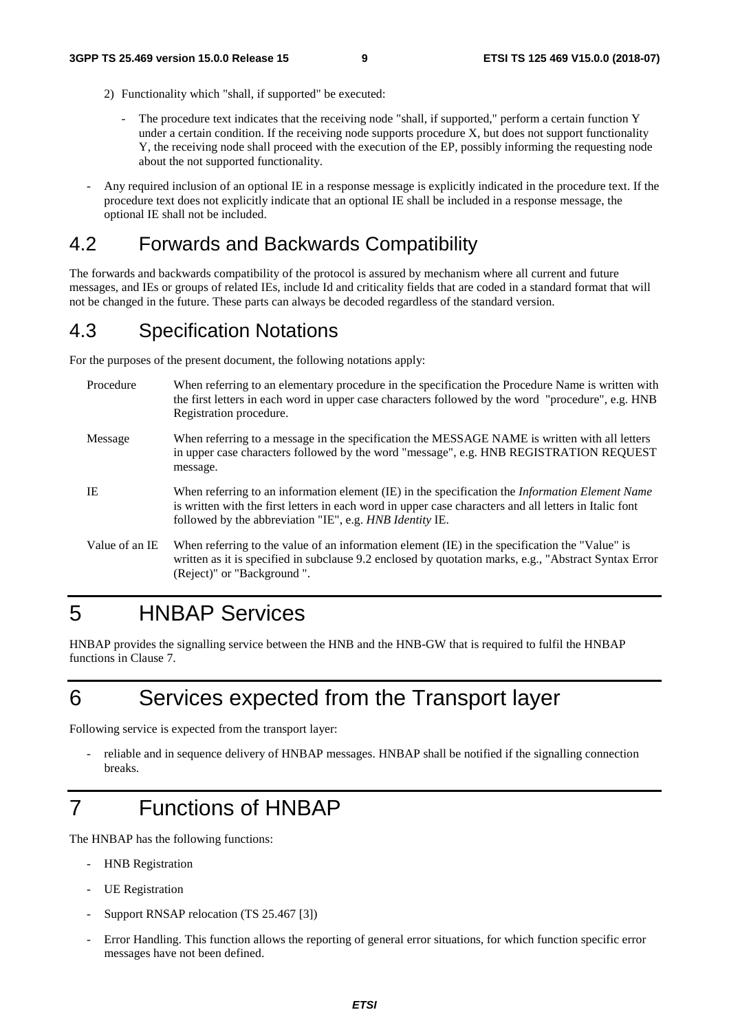2) Functionality which "shall, if supported" be executed:

  - The procedure text indicates that the receiving node "shall, if supported," perform a certain function Y under a certain condition. If the receiving node supports procedure X, but does not support functionality Y, the receiving node shall proceed with the execution of the EP, possibly informing the requesting node about the not supported functionality.

- Any required inclusion of an optional IE in a response message is explicitly indicated in the procedure text. If the procedure text does not explicitly indicate that an optional IE shall be included in a response message, the optional IE shall not be included.

## 4.2 Forwards and Backwards Compatibility

The forwards and backwards compatibility of the protocol is assured by mechanism where all current and future messages, and IEs or groups of related IEs, include Id and criticality fields that are coded in a standard format that will not be changed in the future. These parts can always be decoded regardless of the standard version.

## 4.3 Specification Notations

For the purposes of the present document, the following notations apply:

Procedure — When referring to an elementary procedure in the specification the Procedure Name is written with the first letters in each word in upper case characters followed by the word "procedure", e.g. HNB Registration procedure.

Message — When referring to a message in the specification the MESSAGE NAME is written with all letters in upper case characters followed by the word "message", e.g. HNB REGISTRATION REQUEST message.

IE — When referring to an information element (IE) in the specification the *Information Element Name* is written with the first letters in each word in upper case characters and all letters in Italic font followed by the abbreviation "IE", e.g. *HNB Identity* IE.

Value of an IE — When referring to the value of an information element (IE) in the specification the "Value" is written as it is specified in subclause 9.2 enclosed by quotation marks, e.g., "Abstract Syntax Error (Reject)" or "Background ".

# 5 HNBAP Services

HNBAP provides the signalling service between the HNB and the HNB-GW that is required to fulfil the HNBAP functions in Clause 7.

# 6 Services expected from the Transport layer

Following service is expected from the transport layer:

- reliable and in sequence delivery of HNBAP messages. HNBAP shall be notified if the signalling connection breaks.

# 7 Functions of HNBAP

The HNBAP has the following functions:

- HNB Registration
- UE Registration
- Support RNSAP relocation (TS 25.467 [3])
- Error Handling. This function allows the reporting of general error situations, for which function specific error messages have not been defined.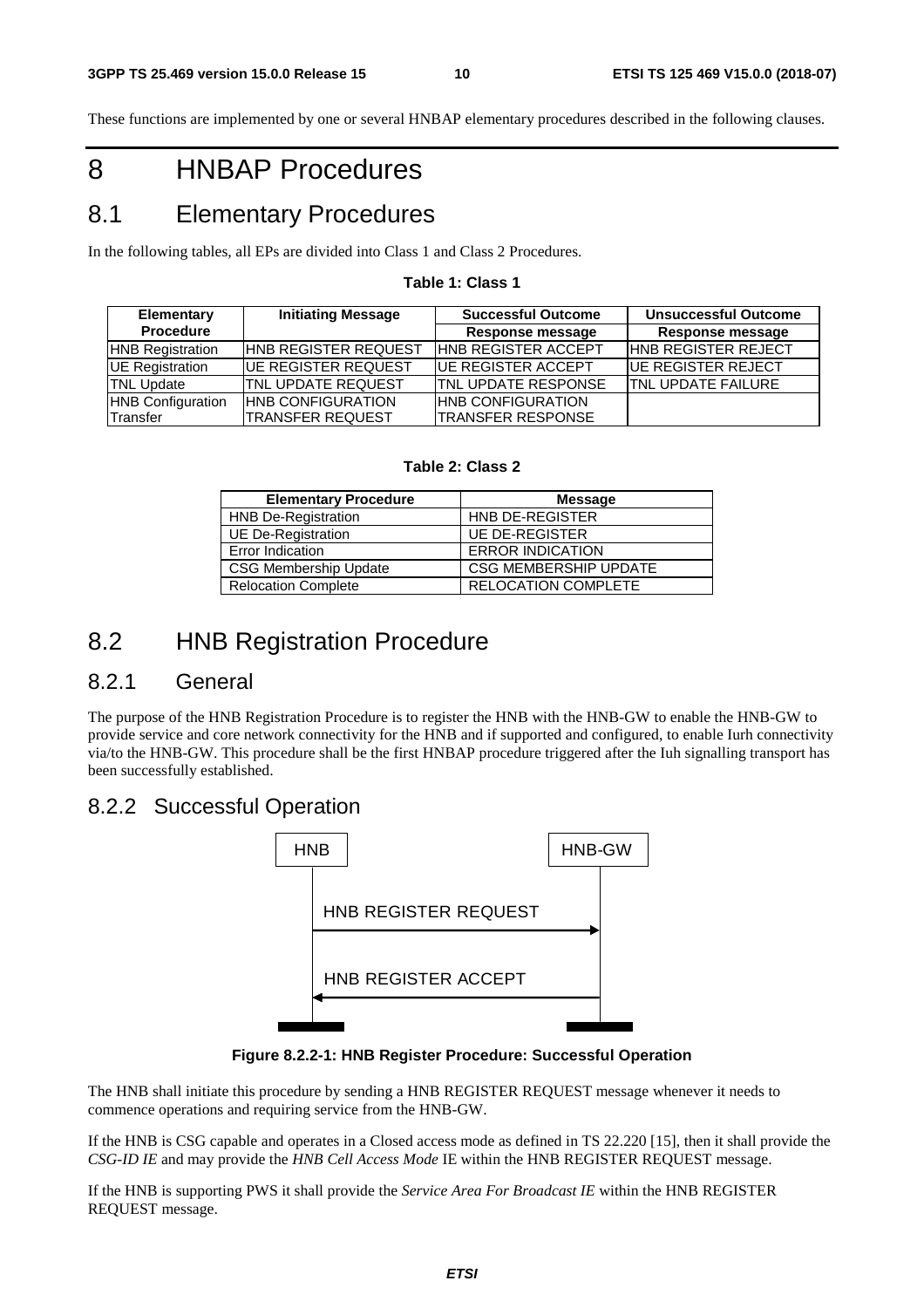These functions are implemented by one or several HNBAP elementary procedures described in the following clauses.

# 8 HNBAP Procedures

## 8.1 Elementary Procedures

In the following tables, all EPs are divided into Class 1 and Class 2 Procedures.

**Table 1: Class 1**

| Elementary Procedure | Initiating Message | Successful Outcome | Unsuccessful Outcome |
|---|---|---|---|
| | | Response message | Response message |
| HNB Registration | HNB REGISTER REQUEST | HNB REGISTER ACCEPT | HNB REGISTER REJECT |
| UE Registration | UE REGISTER REQUEST | UE REGISTER ACCEPT | UE REGISTER REJECT |
| TNL Update | TNL UPDATE REQUEST | TNL UPDATE RESPONSE | TNL UPDATE FAILURE |
| HNB Configuration Transfer | HNB CONFIGURATION TRANSFER REQUEST | HNB CONFIGURATION TRANSFER RESPONSE | |

**Table 2: Class 2**

| Elementary Procedure | Message |
|---|---|
| HNB De-Registration | HNB DE-REGISTER |
| UE De-Registration | UE DE-REGISTER |
| Error Indication | ERROR INDICATION |
| CSG Membership Update | CSG MEMBERSHIP UPDATE |
| Relocation Complete | RELOCATION COMPLETE |

## 8.2 HNB Registration Procedure

### 8.2.1 General

The purpose of the HNB Registration Procedure is to register the HNB with the HNB-GW to enable the HNB-GW to provide service and core network connectivity for the HNB and if supported and configured, to enable Iurh connectivity via/to the HNB-GW. This procedure shall be the first HNBAP procedure triggered after the Iuh signalling transport has been successfully established.

### 8.2.2 Successful Operation

HNB — HNB-GW

HNB REGISTER REQUEST →

← HNB REGISTER ACCEPT

**Figure 8.2.2-1: HNB Register Procedure: Successful Operation**

The HNB shall initiate this procedure by sending a HNB REGISTER REQUEST message whenever it needs to commence operations and requiring service from the HNB-GW.

If the HNB is CSG capable and operates in a Closed access mode as defined in TS 22.220 [15], then it shall provide the *CSG-ID IE* and may provide the *HNB Cell Access Mode* IE within the HNB REGISTER REQUEST message.

If the HNB is supporting PWS it shall provide the *Service Area For Broadcast IE* within the HNB REGISTER REQUEST message.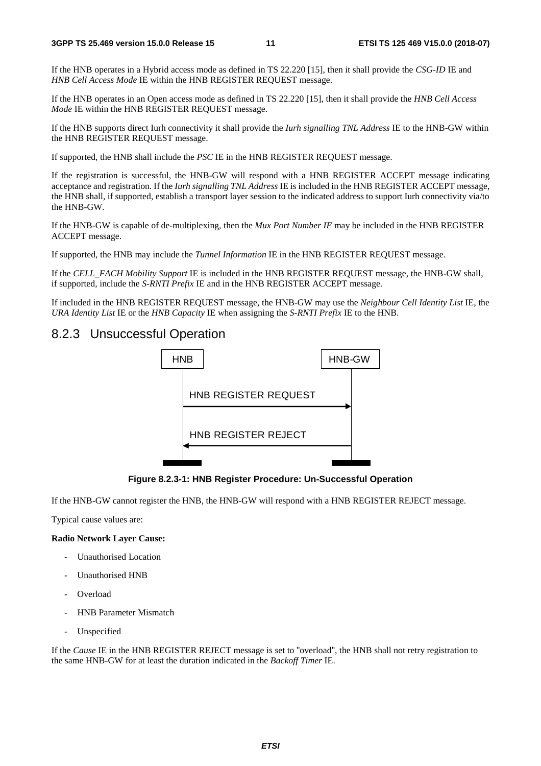If the HNB operates in a Hybrid access mode as defined in TS 22.220 [15], then it shall provide the *CSG-ID* IE and *HNB Cell Access Mode* IE within the HNB REGISTER REQUEST message.

If the HNB operates in an Open access mode as defined in TS 22.220 [15], then it shall provide the *HNB Cell Access Mode* IE within the HNB REGISTER REQUEST message.

If the HNB supports direct Iurh connectivity it shall provide the *Iurh signalling TNL Address* IE to the HNB-GW within the HNB REGISTER REQUEST message.

If supported, the HNB shall include the *PSC* IE in the HNB REGISTER REQUEST message.

If the registration is successful, the HNB-GW will respond with a HNB REGISTER ACCEPT message indicating acceptance and registration. If the *Iurh signalling TNL Address* IE is included in the HNB REGISTER ACCEPT message, the HNB shall, if supported, establish a transport layer session to the indicated address to support Iurh connectivity via/to the HNB-GW.

If the HNB-GW is capable of de-multiplexing, then the *Mux Port Number IE* may be included in the HNB REGISTER ACCEPT message.

If supported, the HNB may include the *Tunnel Information* IE in the HNB REGISTER REQUEST message.

If the *CELL_FACH Mobility Support* IE is included in the HNB REGISTER REQUEST message, the HNB-GW shall, if supported, include the *S-RNTI Prefix* IE and in the HNB REGISTER ACCEPT message.

If included in the HNB REGISTER REQUEST message, the HNB-GW may use the *Neighbour Cell Identity List* IE, the *URA Identity List* IE or the *HNB Capacity* IE when assigning the *S-RNTI Prefix* IE to the HNB.

## 8.2.3 Unsuccessful Operation

HNB → HNB-GW: HNB REGISTER REQUEST

HNB-GW → HNB: HNB REGISTER REJECT

**Figure 8.2.3-1: HNB Register Procedure: Un-Successful Operation**

If the HNB-GW cannot register the HNB, the HNB-GW will respond with a HNB REGISTER REJECT message.

Typical cause values are:

**Radio Network Layer Cause:**

- Unauthorised Location
- Unauthorised HNB
- Overload
- HNB Parameter Mismatch
- Unspecified

If the *Cause* IE in the HNB REGISTER REJECT message is set to "overload", the HNB shall not retry registration to the same HNB-GW for at least the duration indicated in the *Backoff Timer* IE.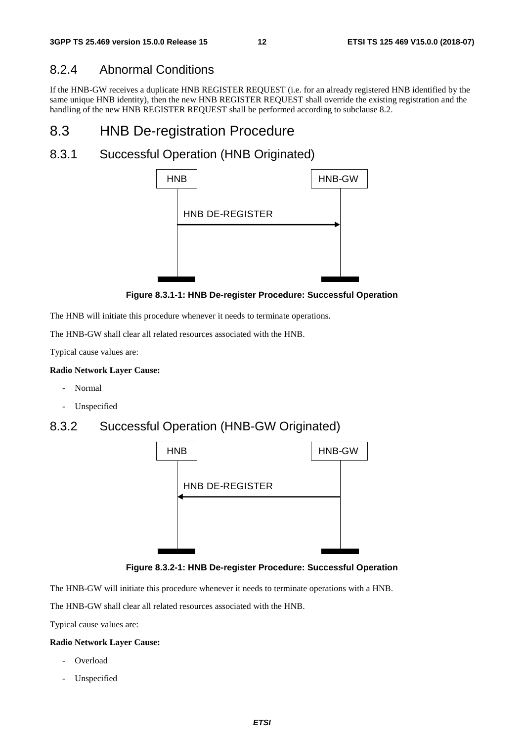### 8.2.4 Abnormal Conditions

If the HNB-GW receives a duplicate HNB REGISTER REQUEST (i.e. for an already registered HNB identified by the same unique HNB identity), then the new HNB REGISTER REQUEST shall override the existing registration and the handling of the new HNB REGISTER REQUEST shall be performed according to subclause 8.2.

## 8.3 HNB De-registration Procedure

### 8.3.1 Successful Operation (HNB Originated)

HNB | HNB-GW

HNB DE-REGISTER

**Figure 8.3.1-1: HNB De-register Procedure: Successful Operation**

The HNB will initiate this procedure whenever it needs to terminate operations.

The HNB-GW shall clear all related resources associated with the HNB.

Typical cause values are:

**Radio Network Layer Cause:**

- Normal
- Unspecified

### 8.3.2 Successful Operation (HNB-GW Originated)

HNB | HNB-GW

HNB DE-REGISTER

**Figure 8.3.2-1: HNB De-register Procedure: Successful Operation**

The HNB-GW will initiate this procedure whenever it needs to terminate operations with a HNB.

The HNB-GW shall clear all related resources associated with the HNB.

Typical cause values are:

**Radio Network Layer Cause:**

- Overload
- Unspecified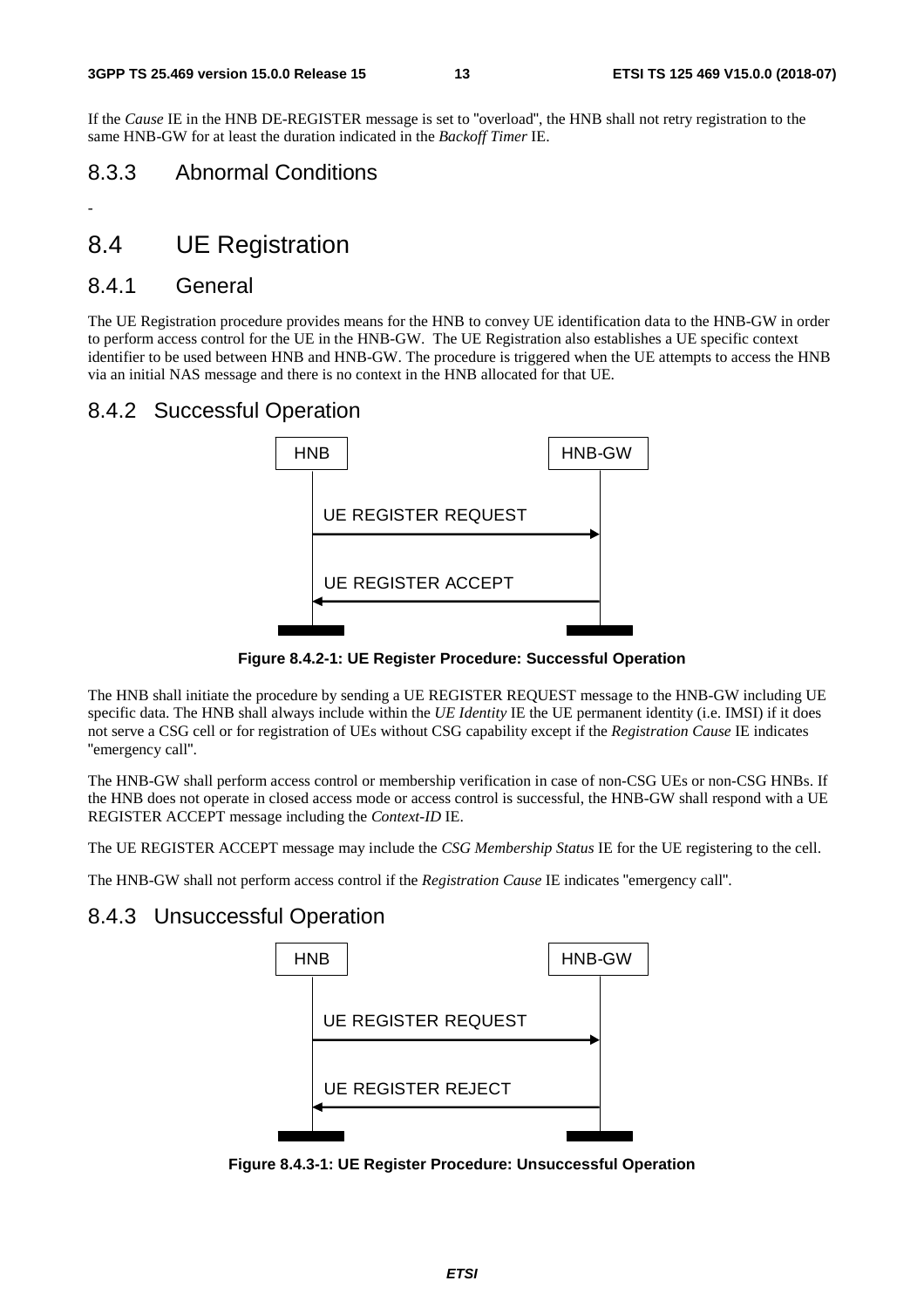If the *Cause* IE in the HNB DE-REGISTER message is set to "overload", the HNB shall not retry registration to the same HNB-GW for at least the duration indicated in the *Backoff Timer* IE.

### 8.3.3 Abnormal Conditions

-

## 8.4 UE Registration

### 8.4.1 General

The UE Registration procedure provides means for the HNB to convey UE identification data to the HNB-GW in order to perform access control for the UE in the HNB-GW. The UE Registration also establishes a UE specific context identifier to be used between HNB and HNB-GW. The procedure is triggered when the UE attempts to access the HNB via an initial NAS message and there is no context in the HNB allocated for that UE.

### 8.4.2 Successful Operation

HNB → HNB-GW: UE REGISTER REQUEST

HNB-GW → HNB: UE REGISTER ACCEPT

**Figure 8.4.2-1: UE Register Procedure: Successful Operation**

The HNB shall initiate the procedure by sending a UE REGISTER REQUEST message to the HNB-GW including UE specific data. The HNB shall always include within the *UE Identity* IE the UE permanent identity (i.e. IMSI) if it does not serve a CSG cell or for registration of UEs without CSG capability except if the *Registration Cause* IE indicates "emergency call".

The HNB-GW shall perform access control or membership verification in case of non-CSG UEs or non-CSG HNBs. If the HNB does not operate in closed access mode or access control is successful, the HNB-GW shall respond with a UE REGISTER ACCEPT message including the *Context-ID* IE.

The UE REGISTER ACCEPT message may include the *CSG Membership Status* IE for the UE registering to the cell.

The HNB-GW shall not perform access control if the *Registration Cause* IE indicates "emergency call".

### 8.4.3 Unsuccessful Operation

HNB → HNB-GW: UE REGISTER REQUEST

HNB-GW → HNB: UE REGISTER REJECT

**Figure 8.4.3-1: UE Register Procedure: Unsuccessful Operation**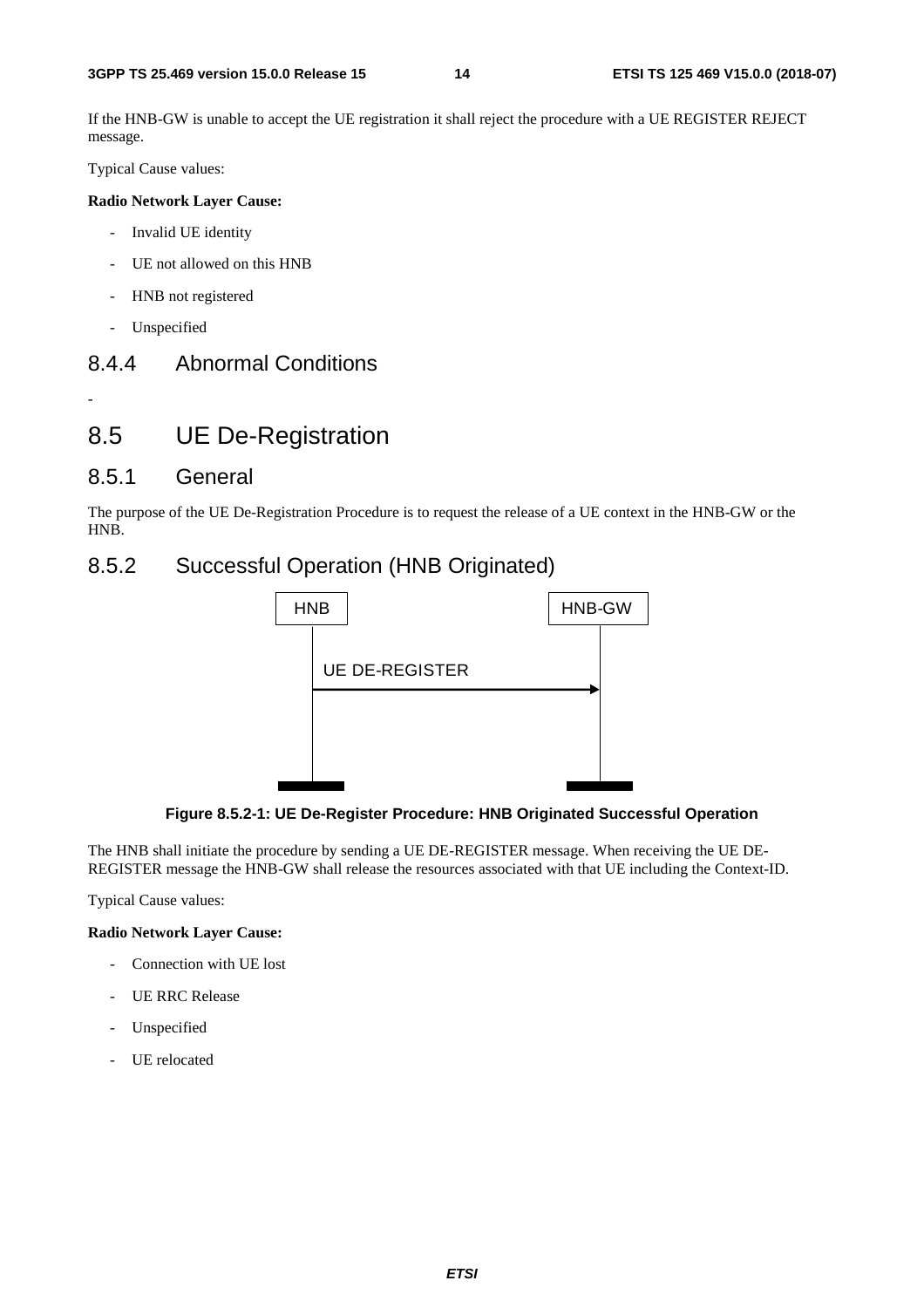If the HNB-GW is unable to accept the UE registration it shall reject the procedure with a UE REGISTER REJECT message.

Typical Cause values:

**Radio Network Layer Cause:**

- Invalid UE identity
- UE not allowed on this HNB
- HNB not registered
- Unspecified

### 8.4.4 Abnormal Conditions

-

## 8.5 UE De-Registration

### 8.5.1 General

The purpose of the UE De-Registration Procedure is to request the release of a UE context in the HNB-GW or the HNB.

### 8.5.2 Successful Operation (HNB Originated)

**Figure 8.5.2-1: UE De-Register Procedure: HNB Originated Successful Operation**

The HNB shall initiate the procedure by sending a UE DE-REGISTER message. When receiving the UE DE-REGISTER message the HNB-GW shall release the resources associated with that UE including the Context-ID.

Typical Cause values:

**Radio Network Layer Cause:**

- Connection with UE lost
- UE RRC Release
- Unspecified
- UE relocated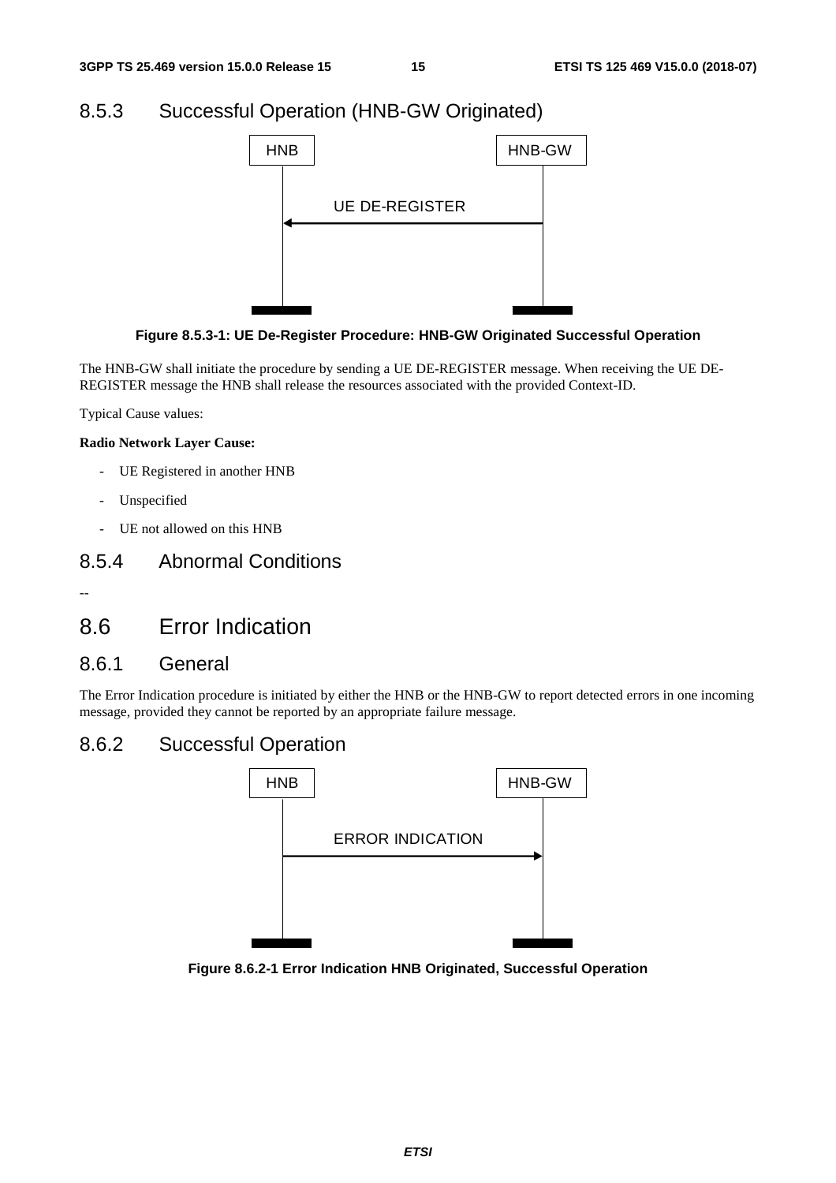### 8.5.3 Successful Operation (HNB-GW Originated)

**Figure 8.5.3-1: UE De-Register Procedure: HNB-GW Originated Successful Operation**

The HNB-GW shall initiate the procedure by sending a UE DE-REGISTER message. When receiving the UE DE-REGISTER message the HNB shall release the resources associated with the provided Context-ID.

Typical Cause values:

**Radio Network Layer Cause:**

- UE Registered in another HNB
- Unspecified
- UE not allowed on this HNB

### 8.5.4 Abnormal Conditions

--

## 8.6 Error Indication

### 8.6.1 General

The Error Indication procedure is initiated by either the HNB or the HNB-GW to report detected errors in one incoming message, provided they cannot be reported by an appropriate failure message.

### 8.6.2 Successful Operation

**Figure 8.6.2-1 Error Indication HNB Originated, Successful Operation**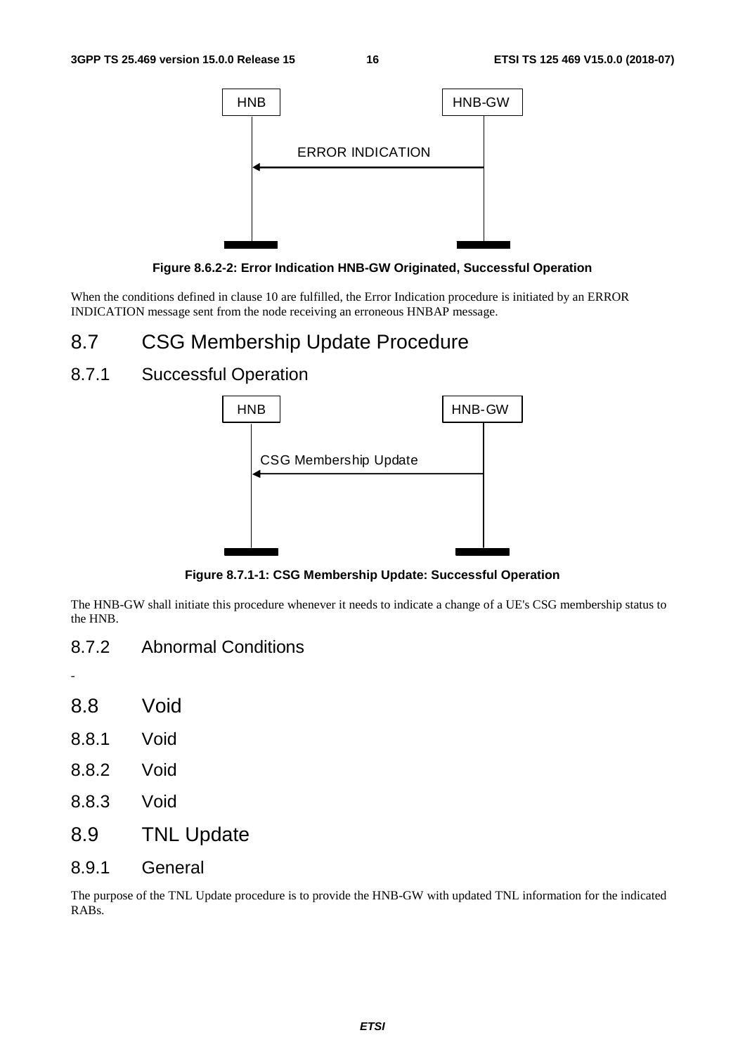Figure 8.6.2-2: Error Indication HNB-GW Originated, Successful Operation

When the conditions defined in clause 10 are fulfilled, the Error Indication procedure is initiated by an ERROR INDICATION message sent from the node receiving an erroneous HNBAP message.

## 8.7 CSG Membership Update Procedure

### 8.7.1 Successful Operation

Figure 8.7.1-1: CSG Membership Update: Successful Operation

The HNB-GW shall initiate this procedure whenever it needs to indicate a change of a UE's CSG membership status to the HNB.

### 8.7.2 Abnormal Conditions

-

## 8.8 Void

### 8.8.1 Void

### 8.8.2 Void

### 8.8.3 Void

## 8.9 TNL Update

### 8.9.1 General

The purpose of the TNL Update procedure is to provide the HNB-GW with updated TNL information for the indicated RABs.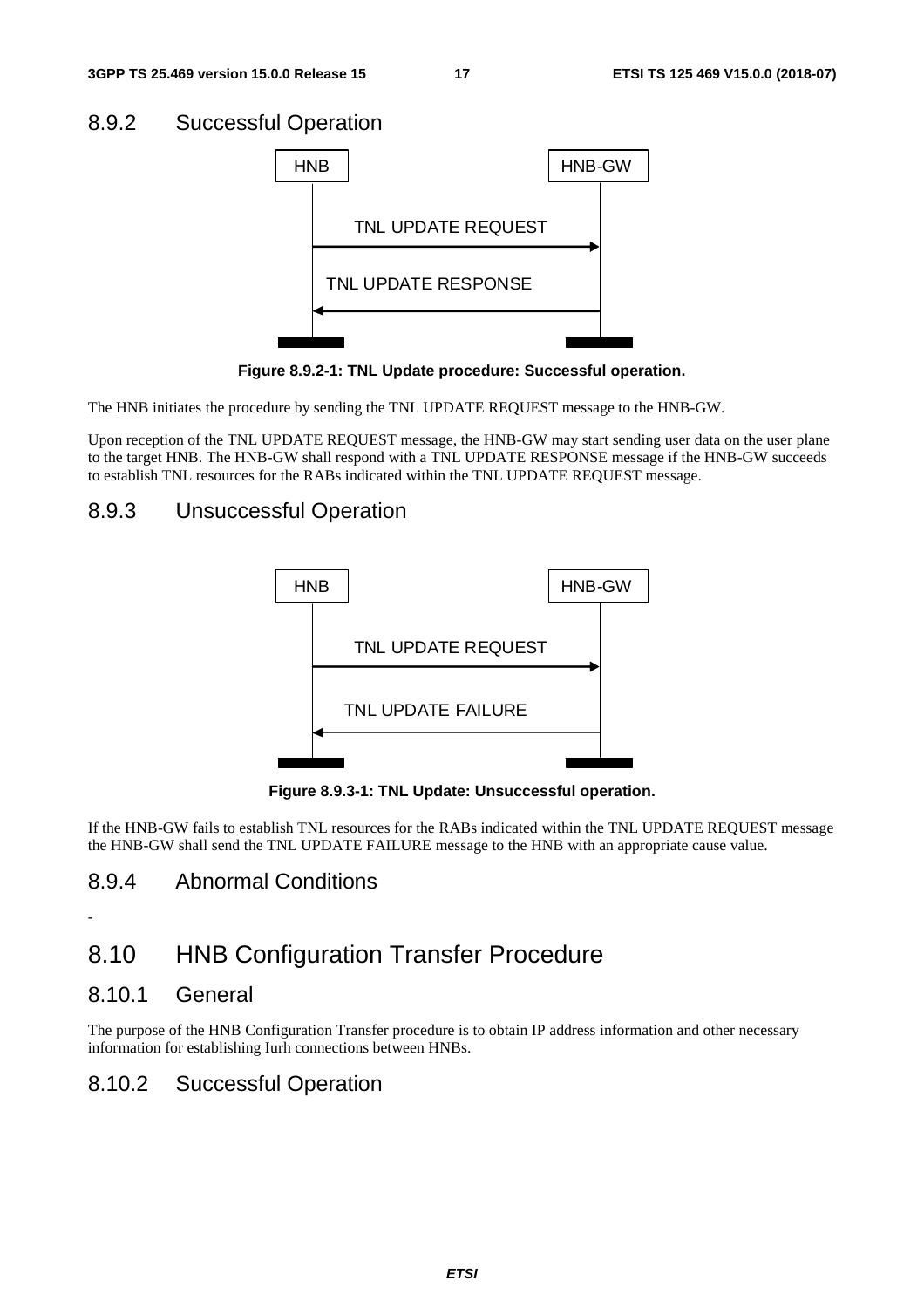### 8.9.2 Successful Operation

**Figure 8.9.2-1: TNL Update procedure: Successful operation.**

The HNB initiates the procedure by sending the TNL UPDATE REQUEST message to the HNB-GW.

Upon reception of the TNL UPDATE REQUEST message, the HNB-GW may start sending user data on the user plane to the target HNB. The HNB-GW shall respond with a TNL UPDATE RESPONSE message if the HNB-GW succeeds to establish TNL resources for the RABs indicated within the TNL UPDATE REQUEST message.

### 8.9.3 Unsuccessful Operation

**Figure 8.9.3-1: TNL Update: Unsuccessful operation.**

If the HNB-GW fails to establish TNL resources for the RABs indicated within the TNL UPDATE REQUEST message the HNB-GW shall send the TNL UPDATE FAILURE message to the HNB with an appropriate cause value.

### 8.9.4 Abnormal Conditions

-

## 8.10 HNB Configuration Transfer Procedure

### 8.10.1 General

The purpose of the HNB Configuration Transfer procedure is to obtain IP address information and other necessary information for establishing Iurh connections between HNBs.

### 8.10.2 Successful Operation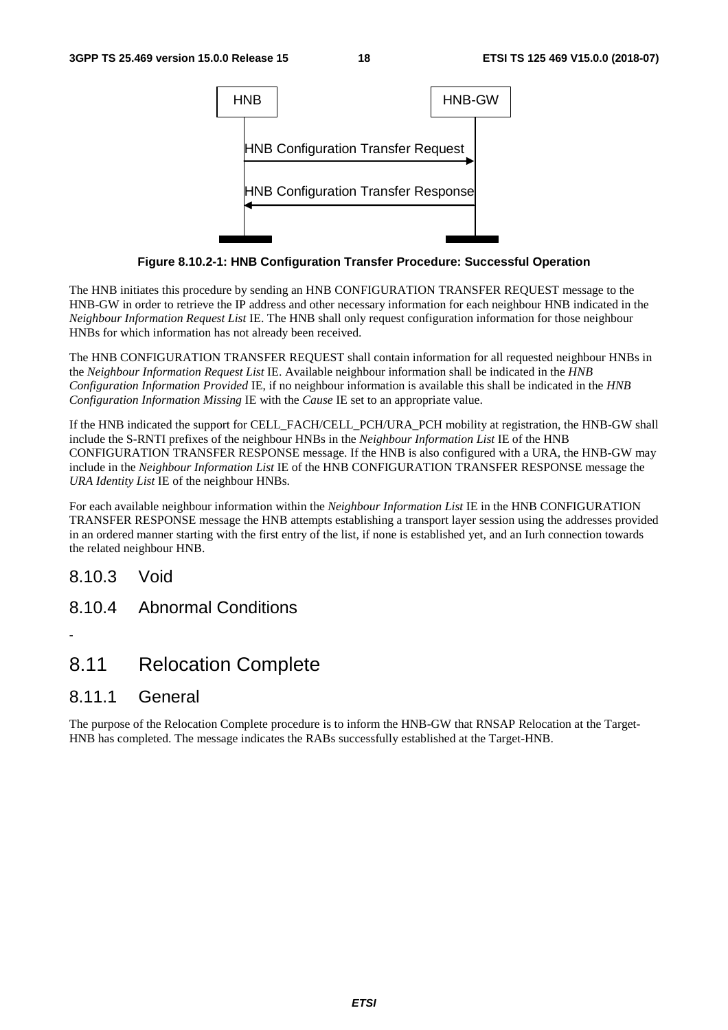**Figure 8.10.2-1: HNB Configuration Transfer Procedure: Successful Operation**

The HNB initiates this procedure by sending an HNB CONFIGURATION TRANSFER REQUEST message to the HNB-GW in order to retrieve the IP address and other necessary information for each neighbour HNB indicated in the *Neighbour Information Request List* IE. The HNB shall only request configuration information for those neighbour HNBs for which information has not already been received.

The HNB CONFIGURATION TRANSFER REQUEST shall contain information for all requested neighbour HNBs in the *Neighbour Information Request List* IE. Available neighbour information shall be indicated in the *HNB Configuration Information Provided* IE, if no neighbour information is available this shall be indicated in the *HNB Configuration Information Missing* IE with the *Cause* IE set to an appropriate value.

If the HNB indicated the support for CELL_FACH/CELL_PCH/URA_PCH mobility at registration, the HNB-GW shall include the S-RNTI prefixes of the neighbour HNBs in the *Neighbour Information List* IE of the HNB CONFIGURATION TRANSFER RESPONSE message. If the HNB is also configured with a URA, the HNB-GW may include in the *Neighbour Information List* IE of the HNB CONFIGURATION TRANSFER RESPONSE message the *URA Identity List* IE of the neighbour HNBs.

For each available neighbour information within the *Neighbour Information List* IE in the HNB CONFIGURATION TRANSFER RESPONSE message the HNB attempts establishing a transport layer session using the addresses provided in an ordered manner starting with the first entry of the list, if none is established yet, and an Iurh connection towards the related neighbour HNB.

### 8.10.3 Void

### 8.10.4 Abnormal Conditions

-

## 8.11 Relocation Complete

### 8.11.1 General

The purpose of the Relocation Complete procedure is to inform the HNB-GW that RNSAP Relocation at the Target-HNB has completed. The message indicates the RABs successfully established at the Target-HNB.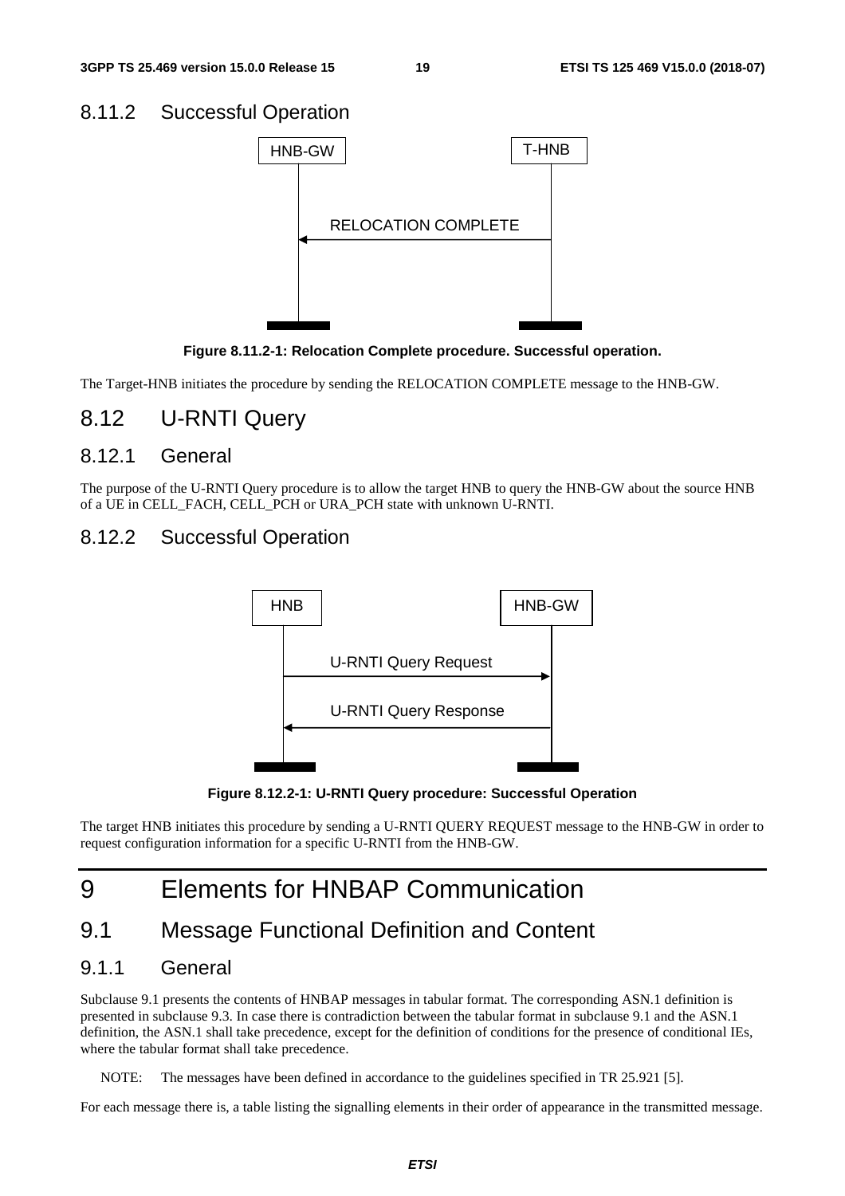### 8.11.2 Successful Operation

**Figure 8.11.2-1: Relocation Complete procedure. Successful operation.**

The Target-HNB initiates the procedure by sending the RELOCATION COMPLETE message to the HNB-GW.

## 8.12 U-RNTI Query

### 8.12.1 General

The purpose of the U-RNTI Query procedure is to allow the target HNB to query the HNB-GW about the source HNB of a UE in CELL_FACH, CELL_PCH or URA_PCH state with unknown U-RNTI.

### 8.12.2 Successful Operation

**Figure 8.12.2-1: U-RNTI Query procedure: Successful Operation**

The target HNB initiates this procedure by sending a U-RNTI QUERY REQUEST message to the HNB-GW in order to request configuration information for a specific U-RNTI from the HNB-GW.

# 9 Elements for HNBAP Communication

## 9.1 Message Functional Definition and Content

### 9.1.1 General

Subclause 9.1 presents the contents of HNBAP messages in tabular format. The corresponding ASN.1 definition is presented in subclause 9.3. In case there is contradiction between the tabular format in subclause 9.1 and the ASN.1 definition, the ASN.1 shall take precedence, except for the definition of conditions for the presence of conditional IEs, where the tabular format shall take precedence.

NOTE: The messages have been defined in accordance to the guidelines specified in TR 25.921 [5].

For each message there is, a table listing the signalling elements in their order of appearance in the transmitted message.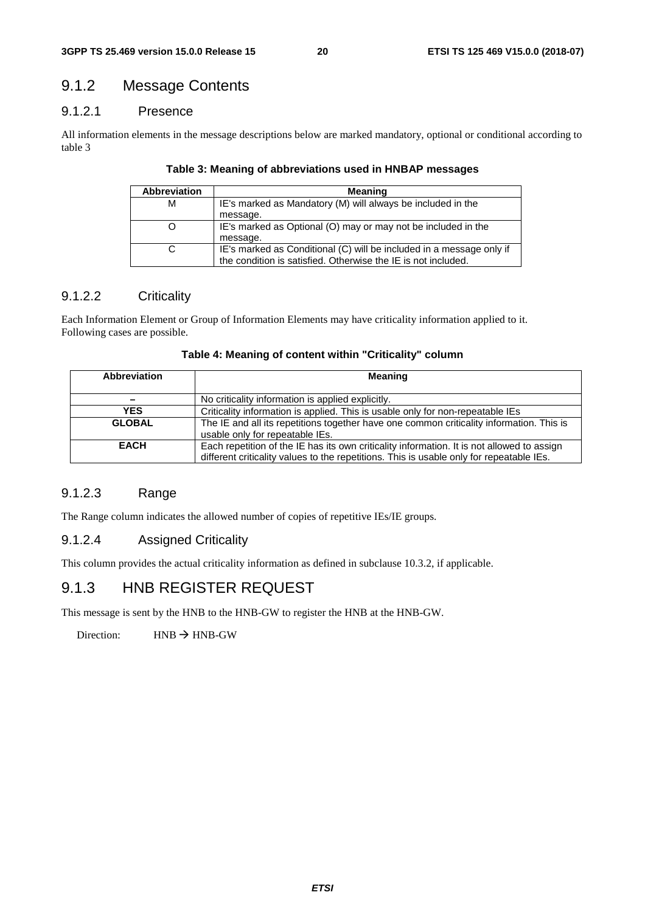## 9.1.2 Message Contents

### 9.1.2.1 Presence

All information elements in the message descriptions below are marked mandatory, optional or conditional according to table 3

**Table 3: Meaning of abbreviations used in HNBAP messages**

| Abbreviation | Meaning |
|---|---|
| M | IE's marked as Mandatory (M) will always be included in the message. |
| O | IE's marked as Optional (O) may or may not be included in the message. |
| C | IE's marked as Conditional (C) will be included in a message only if the condition is satisfied. Otherwise the IE is not included. |

### 9.1.2.2 Criticality

Each Information Element or Group of Information Elements may have criticality information applied to it. Following cases are possible.

**Table 4: Meaning of content within "Criticality" column**

| Abbreviation | Meaning |
|---|---|
| **–** | No criticality information is applied explicitly. |
| **YES** | Criticality information is applied. This is usable only for non-repeatable IEs |
| **GLOBAL** | The IE and all its repetitions together have one common criticality information. This is usable only for repeatable IEs. |
| **EACH** | Each repetition of the IE has its own criticality information. It is not allowed to assign different criticality values to the repetitions. This is usable only for repeatable IEs. |

### 9.1.2.3 Range

The Range column indicates the allowed number of copies of repetitive IEs/IE groups.

### 9.1.2.4 Assigned Criticality

This column provides the actual criticality information as defined in subclause 10.3.2, if applicable.

## 9.1.3 HNB REGISTER REQUEST

This message is sent by the HNB to the HNB-GW to register the HNB at the HNB-GW.

Direction: HNB → HNB-GW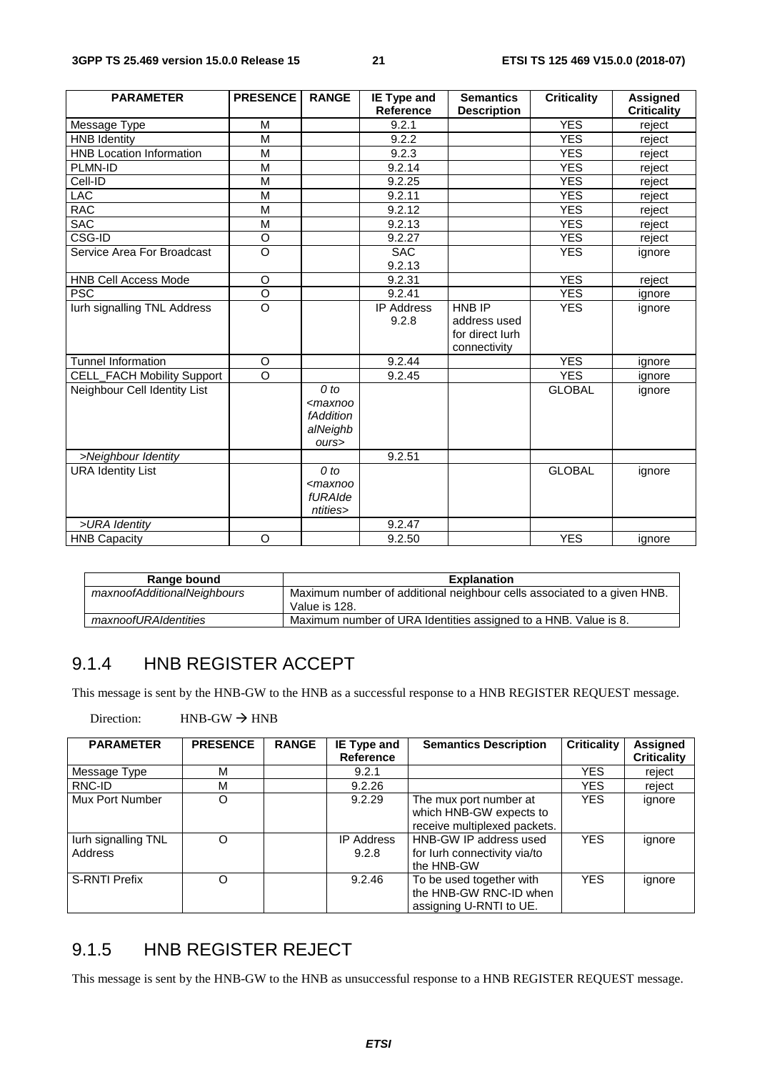| PARAMETER | PRESENCE | RANGE | IE Type and Reference | Semantics Description | Criticality | Assigned Criticality |
|---|---|---|---|---|---|---|
| Message Type | M | | 9.2.1 | | YES | reject |
| HNB Identity | M | | 9.2.2 | | YES | reject |
| HNB Location Information | M | | 9.2.3 | | YES | reject |
| PLMN-ID | M | | 9.2.14 | | YES | reject |
| Cell-ID | M | | 9.2.25 | | YES | reject |
| LAC | M | | 9.2.11 | | YES | reject |
| RAC | M | | 9.2.12 | | YES | reject |
| SAC | M | | 9.2.13 | | YES | reject |
| CSG-ID | O | | 9.2.27 | | YES | reject |
| Service Area For Broadcast | O | | SAC 9.2.13 | | YES | ignore |
| HNB Cell Access Mode | O | | 9.2.31 | | YES | reject |
| PSC | O | | 9.2.41 | | YES | ignore |
| Iurh signalling TNL Address | O | | IP Address 9.2.8 | HNB IP address used for direct Iurh connectivity | YES | ignore |
| Tunnel Information | O | | 9.2.44 | | YES | ignore |
| CELL_FACH Mobility Support | O | | 9.2.45 | | YES | ignore |
| Neighbour Cell Identity List | | *0 to <maxnoofAdditionalNeighbours>* | | | GLOBAL | ignore |
| *>Neighbour Identity* | | | 9.2.51 | | | |
| URA Identity List | | *0 to <maxnoofURAIdentities>* | | | GLOBAL | ignore |
| *>URA Identity* | | | 9.2.47 | | | |
| HNB Capacity | O | | 9.2.50 | | YES | ignore |

| Range bound | Explanation |
|---|---|
| *maxnoofAdditionalNeighbours* | Maximum number of additional neighbour cells associated to a given HNB. Value is 128. |
| *maxnoofURAIdentities* | Maximum number of URA Identities assigned to a HNB. Value is 8. |

## 9.1.4 HNB REGISTER ACCEPT

This message is sent by the HNB-GW to the HNB as a successful response to a HNB REGISTER REQUEST message.

Direction: HNB-GW → HNB

| PARAMETER | PRESENCE | RANGE | IE Type and Reference | Semantics Description | Criticality | Assigned Criticality |
|---|---|---|---|---|---|---|
| Message Type | M | | 9.2.1 | | YES | reject |
| RNC-ID | M | | 9.2.26 | | YES | reject |
| Mux Port Number | O | | 9.2.29 | The mux port number at which HNB-GW expects to receive multiplexed packets. | YES | ignore |
| Iurh signalling TNL Address | O | | IP Address 9.2.8 | HNB-GW IP address used for Iurh connectivity via/to the HNB-GW | YES | ignore |
| S-RNTI Prefix | O | | 9.2.46 | To be used together with the HNB-GW RNC-ID when assigning U-RNTI to UE. | YES | ignore |

## 9.1.5 HNB REGISTER REJECT

This message is sent by the HNB-GW to the HNB as unsuccessful response to a HNB REGISTER REQUEST message.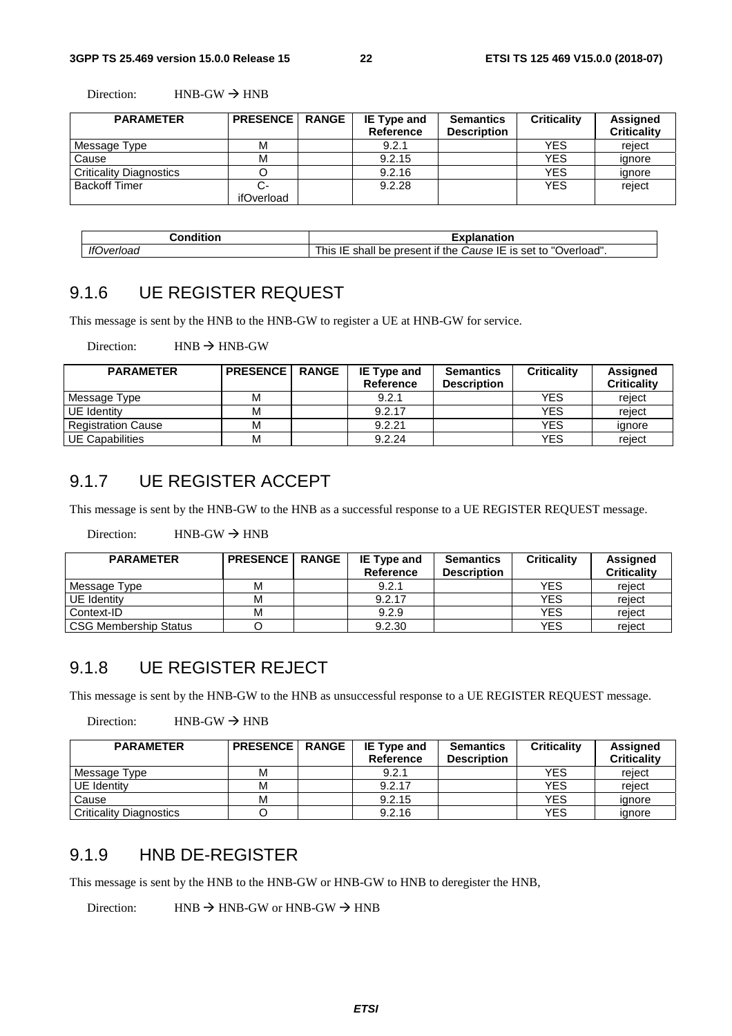Direction: HNB-GW → HNB

| PARAMETER | PRESENCE | RANGE | IE Type and Reference | Semantics Description | Criticality | Assigned Criticality |
|---|---|---|---|---|---|---|
| Message Type | M | | 9.2.1 | | YES | reject |
| Cause | M | | 9.2.15 | | YES | ignore |
| Criticality Diagnostics | O | | 9.2.16 | | YES | ignore |
| Backoff Timer | C-ifOverload | | 9.2.28 | | YES | reject |

| Condition | Explanation |
|---|---|
| *IfOverload* | This IE shall be present if the *Cause* IE is set to "Overload". |

### 9.1.6 UE REGISTER REQUEST

This message is sent by the HNB to the HNB-GW to register a UE at HNB-GW for service.

Direction: HNB → HNB-GW

| PARAMETER | PRESENCE | RANGE | IE Type and Reference | Semantics Description | Criticality | Assigned Criticality |
|---|---|---|---|---|---|---|
| Message Type | M | | 9.2.1 | | YES | reject |
| UE Identity | M | | 9.2.17 | | YES | reject |
| Registration Cause | M | | 9.2.21 | | YES | ignore |
| UE Capabilities | M | | 9.2.24 | | YES | reject |

### 9.1.7 UE REGISTER ACCEPT

This message is sent by the HNB-GW to the HNB as a successful response to a UE REGISTER REQUEST message.

Direction: HNB-GW → HNB

| PARAMETER | PRESENCE | RANGE | IE Type and Reference | Semantics Description | Criticality | Assigned Criticality |
|---|---|---|---|---|---|---|
| Message Type | M | | 9.2.1 | | YES | reject |
| UE Identity | M | | 9.2.17 | | YES | reject |
| Context-ID | M | | 9.2.9 | | YES | reject |
| CSG Membership Status | O | | 9.2.30 | | YES | reject |

### 9.1.8 UE REGISTER REJECT

This message is sent by the HNB-GW to the HNB as unsuccessful response to a UE REGISTER REQUEST message.

Direction: HNB-GW → HNB

| PARAMETER | PRESENCE | RANGE | IE Type and Reference | Semantics Description | Criticality | Assigned Criticality |
|---|---|---|---|---|---|---|
| Message Type | M | | 9.2.1 | | YES | reject |
| UE Identity | M | | 9.2.17 | | YES | reject |
| Cause | M | | 9.2.15 | | YES | ignore |
| Criticality Diagnostics | O | | 9.2.16 | | YES | ignore |

### 9.1.9 HNB DE-REGISTER

This message is sent by the HNB to the HNB-GW or HNB-GW to HNB to deregister the HNB,

Direction: HNB → HNB-GW or HNB-GW → HNB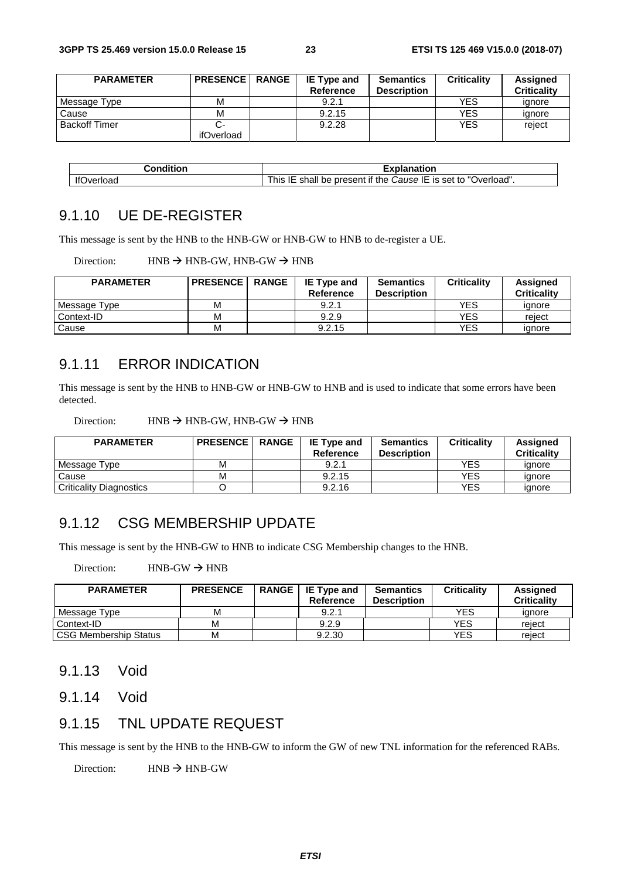| PARAMETER | PRESENCE | RANGE | IE Type and Reference | Semantics Description | Criticality | Assigned Criticality |
|---|---|---|---|---|---|---|
| Message Type | M | | 9.2.1 | | YES | ignore |
| Cause | M | | 9.2.15 | | YES | ignore |
| Backoff Timer | C-ifOverload | | 9.2.28 | | YES | reject |

| Condition | Explanation |
|---|---|
| IfOverload | This IE shall be present if the *Cause* IE is set to "Overload". |

### 9.1.10 UE DE-REGISTER

This message is sent by the HNB to the HNB-GW or HNB-GW to HNB to de-register a UE.

Direction: HNB → HNB-GW, HNB-GW → HNB

| PARAMETER | PRESENCE | RANGE | IE Type and Reference | Semantics Description | Criticality | Assigned Criticality |
|---|---|---|---|---|---|---|
| Message Type | M | | 9.2.1 | | YES | ignore |
| Context-ID | M | | 9.2.9 | | YES | reject |
| Cause | M | | 9.2.15 | | YES | ignore |

### 9.1.11 ERROR INDICATION

This message is sent by the HNB to HNB-GW or HNB-GW to HNB and is used to indicate that some errors have been detected.

Direction: HNB → HNB-GW, HNB-GW → HNB

| PARAMETER | PRESENCE | RANGE | IE Type and Reference | Semantics Description | Criticality | Assigned Criticality |
|---|---|---|---|---|---|---|
| Message Type | M | | 9.2.1 | | YES | ignore |
| Cause | M | | 9.2.15 | | YES | ignore |
| Criticality Diagnostics | O | | 9.2.16 | | YES | ignore |

### 9.1.12 CSG MEMBERSHIP UPDATE

This message is sent by the HNB-GW to HNB to indicate CSG Membership changes to the HNB.

Direction: HNB-GW → HNB

| PARAMETER | PRESENCE | RANGE | IE Type and Reference | Semantics Description | Criticality | Assigned Criticality |
|---|---|---|---|---|---|---|
| Message Type | M | | 9.2.1 | | YES | ignore |
| Context-ID | M | | 9.2.9 | | YES | reject |
| CSG Membership Status | M | | 9.2.30 | | YES | reject |

### 9.1.13 Void

### 9.1.14 Void

### 9.1.15 TNL UPDATE REQUEST

This message is sent by the HNB to the HNB-GW to inform the GW of new TNL information for the referenced RABs.

Direction: HNB → HNB-GW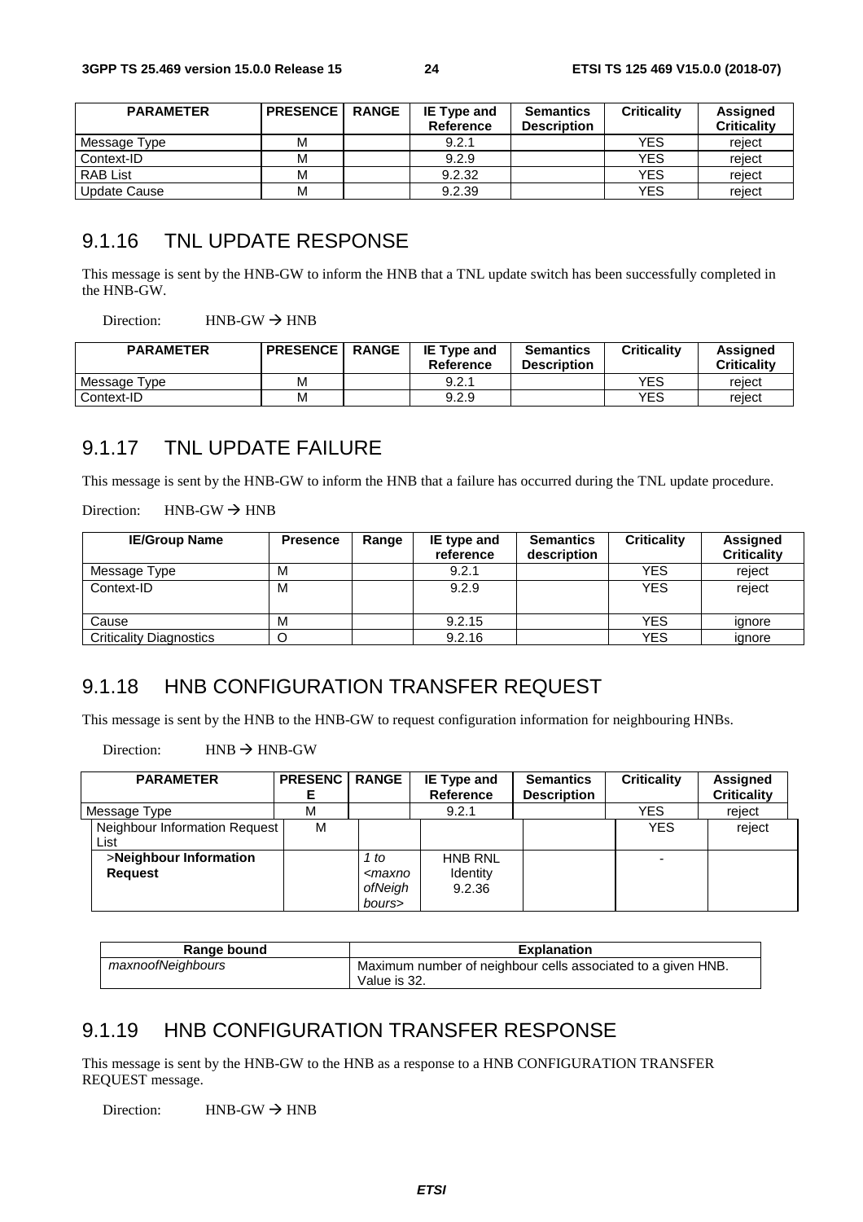| PARAMETER | PRESENCE | RANGE | IE Type and Reference | Semantics Description | Criticality | Assigned Criticality |
|---|---|---|---|---|---|---|
| Message Type | M | | 9.2.1 | | YES | reject |
| Context-ID | M | | 9.2.9 | | YES | reject |
| RAB List | M | | 9.2.32 | | YES | reject |
| Update Cause | M | | 9.2.39 | | YES | reject |

## 9.1.16 TNL UPDATE RESPONSE

This message is sent by the HNB-GW to inform the HNB that a TNL update switch has been successfully completed in the HNB-GW.

Direction: HNB-GW → HNB

| PARAMETER | PRESENCE | RANGE | IE Type and Reference | Semantics Description | Criticality | Assigned Criticality |
|---|---|---|---|---|---|---|
| Message Type | M | | 9.2.1 | | YES | reject |
| Context-ID | M | | 9.2.9 | | YES | reject |

## 9.1.17 TNL UPDATE FAILURE

This message is sent by the HNB-GW to inform the HNB that a failure has occurred during the TNL update procedure.

Direction: HNB-GW → HNB

| IE/Group Name | Presence | Range | IE type and reference | Semantics description | Criticality | Assigned Criticality |
|---|---|---|---|---|---|---|
| Message Type | M | | 9.2.1 | | YES | reject |
| Context-ID | M | | 9.2.9 | | YES | reject |
| Cause | M | | 9.2.15 | | YES | ignore |
| Criticality Diagnostics | O | | 9.2.16 | | YES | ignore |

## 9.1.18 HNB CONFIGURATION TRANSFER REQUEST

This message is sent by the HNB to the HNB-GW to request configuration information for neighbouring HNBs.

Direction: HNB → HNB-GW

| PARAMETER | PRESENCE | RANGE | IE Type and Reference | Semantics Description | Criticality | Assigned Criticality |
|---|---|---|---|---|---|---|
| Message Type | M | | 9.2.1 | | YES | reject |
| Neighbour Information Request List | M | | | | YES | reject |
| >**Neighbour Information Request** | | *1 to <maxnoofNeighbours>* | HNB RNL Identity 9.2.36 | | - | |

| Range bound | Explanation |
|---|---|
| *maxnoofNeighbours* | Maximum number of neighbour cells associated to a given HNB. Value is 32. |

## 9.1.19 HNB CONFIGURATION TRANSFER RESPONSE

This message is sent by the HNB-GW to the HNB as a response to a HNB CONFIGURATION TRANSFER REQUEST message.

Direction: HNB-GW → HNB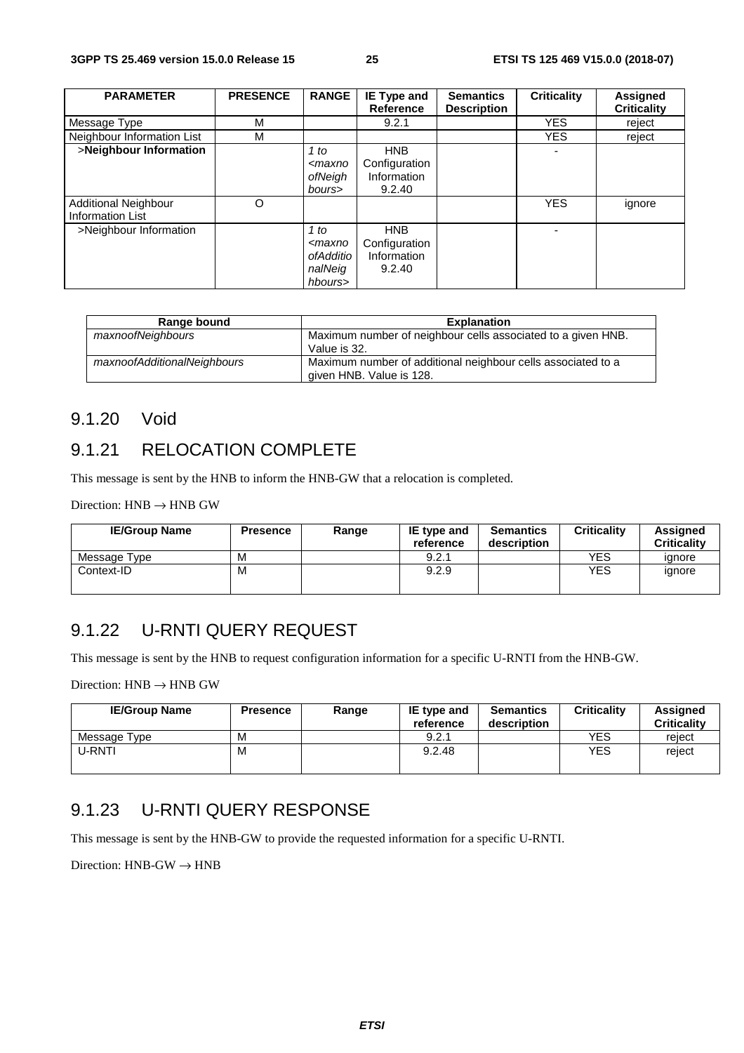| PARAMETER | PRESENCE | RANGE | IE Type and Reference | Semantics Description | Criticality | Assigned Criticality |
|---|---|---|---|---|---|---|
| Message Type | M | | 9.2.1 | | YES | reject |
| Neighbour Information List | M | | | | YES | reject |
| >**Neighbour Information** | | *1 to <maxnoofNeighbours>* | HNB Configuration Information 9.2.40 | | - | |
| Additional Neighbour Information List | O | | | | YES | ignore |
| >Neighbour Information | | *1 to <maxnoofAdditionalNeighbours>* | HNB Configuration Information 9.2.40 | | - | |

| Range bound | Explanation |
|---|---|
| *maxnoofNeighbours* | Maximum number of neighbour cells associated to a given HNB. Value is 32. |
| *maxnoofAdditionalNeighbours* | Maximum number of additional neighbour cells associated to a given HNB. Value is 128. |

## 9.1.20 Void

## 9.1.21 RELOCATION COMPLETE

This message is sent by the HNB to inform the HNB-GW that a relocation is completed.

Direction: HNB → HNB GW

| IE/Group Name | Presence | Range | IE type and reference | Semantics description | Criticality | Assigned Criticality |
|---|---|---|---|---|---|---|
| Message Type | M | | 9.2.1 | | YES | ignore |
| Context-ID | M | | 9.2.9 | | YES | ignore |

## 9.1.22 U-RNTI QUERY REQUEST

This message is sent by the HNB to request configuration information for a specific U-RNTI from the HNB-GW.

Direction: HNB → HNB GW

| IE/Group Name | Presence | Range | IE type and reference | Semantics description | Criticality | Assigned Criticality |
|---|---|---|---|---|---|---|
| Message Type | M | | 9.2.1 | | YES | reject |
| U-RNTI | M | | 9.2.48 | | YES | reject |

## 9.1.23 U-RNTI QUERY RESPONSE

This message is sent by the HNB-GW to provide the requested information for a specific U-RNTI.

Direction: HNB-GW → HNB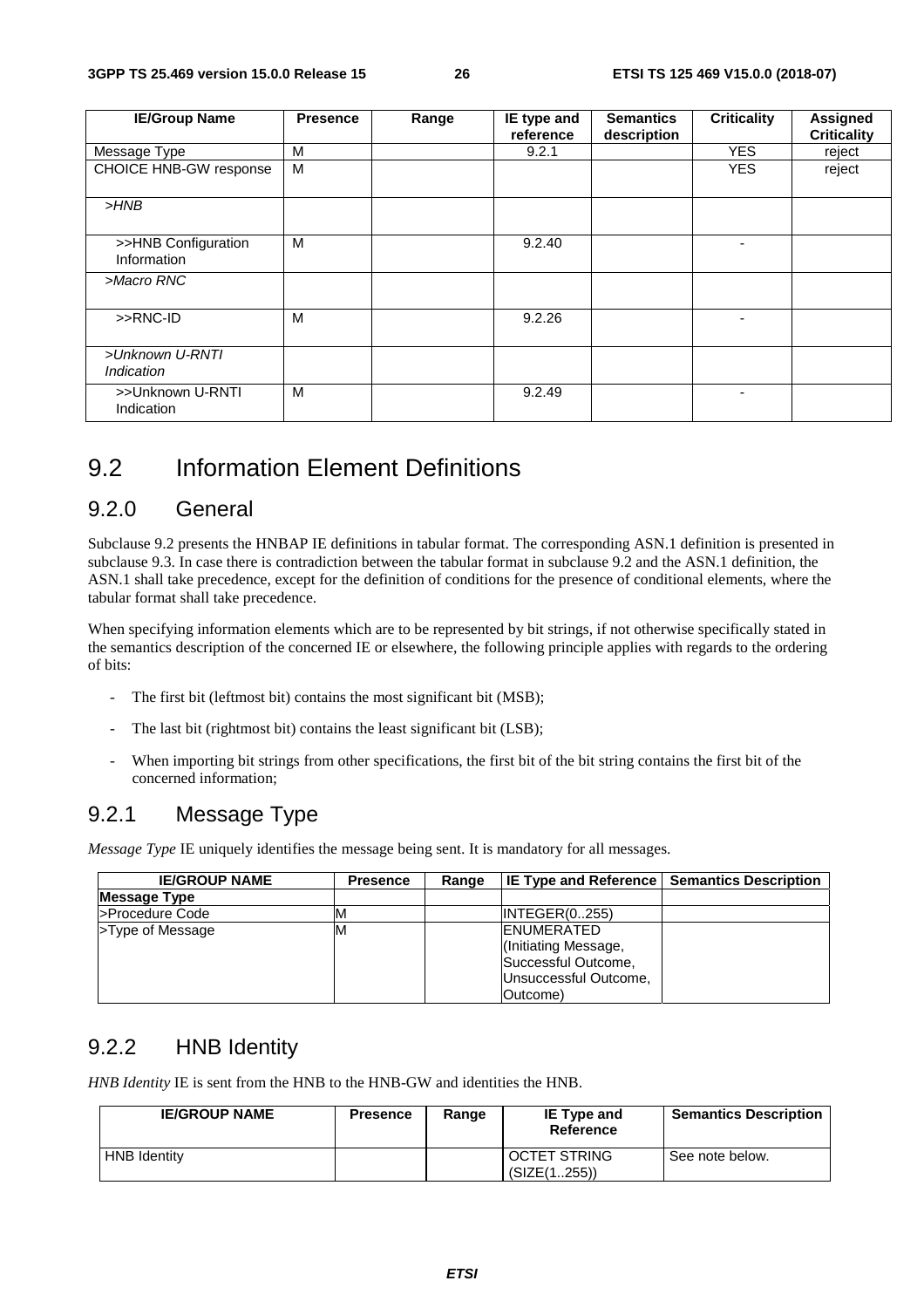| IE/Group Name | Presence | Range | IE type and reference | Semantics description | Criticality | Assigned Criticality |
|---|---|---|---|---|---|---|
| Message Type | M | | 9.2.1 | | YES | reject |
| CHOICE HNB-GW response | M | | | | YES | reject |
| *>HNB* | | | | | | |
| >>HNB Configuration Information | M | | 9.2.40 | | - | |
| *>Macro RNC* | | | | | | |
| >>RNC-ID | M | | 9.2.26 | | - | |
| *>Unknown U-RNTI Indication* | | | | | | |
| >>Unknown U-RNTI Indication | M | | 9.2.49 | | - | |

# 9.2 Information Element Definitions

## 9.2.0 General

Subclause 9.2 presents the HNBAP IE definitions in tabular format. The corresponding ASN.1 definition is presented in subclause 9.3. In case there is contradiction between the tabular format in subclause 9.2 and the ASN.1 definition, the ASN.1 shall take precedence, except for the definition of conditions for the presence of conditional elements, where the tabular format shall take precedence.

When specifying information elements which are to be represented by bit strings, if not otherwise specifically stated in the semantics description of the concerned IE or elsewhere, the following principle applies with regards to the ordering of bits:

- The first bit (leftmost bit) contains the most significant bit (MSB);
- The last bit (rightmost bit) contains the least significant bit (LSB);
- When importing bit strings from other specifications, the first bit of the bit string contains the first bit of the concerned information;

## 9.2.1 Message Type

*Message Type* IE uniquely identifies the message being sent. It is mandatory for all messages.

| IE/GROUP NAME | Presence | Range | IE Type and Reference | Semantics Description |
|---|---|---|---|---|
| **Message Type** | | | | |
| >Procedure Code | M | | INTEGER(0..255) | |
| >Type of Message | M | | ENUMERATED (Initiating Message, Successful Outcome, Unsuccessful Outcome, Outcome) | |

## 9.2.2 HNB Identity

*HNB Identity* IE is sent from the HNB to the HNB-GW and identities the HNB.

| IE/GROUP NAME | Presence | Range | IE Type and Reference | Semantics Description |
|---|---|---|---|---|
| HNB Identity | | | OCTET STRING (SIZE(1..255)) | See note below. |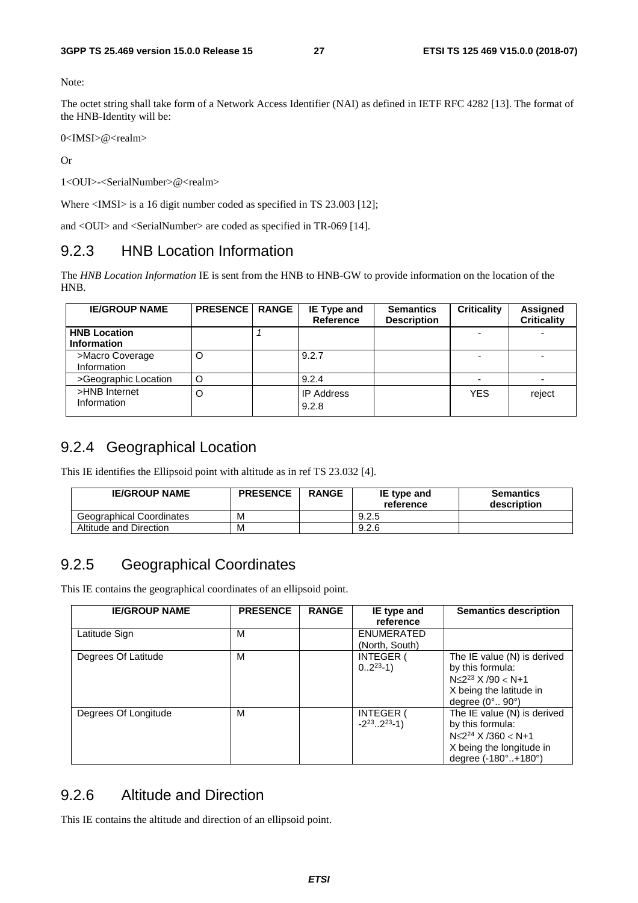Note:

The octet string shall take form of a Network Access Identifier (NAI) as defined in IETF RFC 4282 [13]. The format of the HNB-Identity will be:

0<IMSI>@<realm>

Or

1<OUI>-<SerialNumber>@<realm>

Where <IMSI> is a 16 digit number coded as specified in TS 23.003 [12];

and <OUI> and <SerialNumber> are coded as specified in TR-069 [14].

## 9.2.3 HNB Location Information

The *HNB Location Information* IE is sent from the HNB to HNB-GW to provide information on the location of the HNB.

| IE/GROUP NAME | PRESENCE | RANGE | IE Type and Reference | Semantics Description | Criticality | Assigned Criticality |
|---|---|---|---|---|---|---|
| **HNB Location Information** | | *1* | | | - | - |
| >Macro Coverage Information | O | | 9.2.7 | | - | - |
| >Geographic Location | O | | 9.2.4 | | - | - |
| >HNB Internet Information | O | | IP Address 9.2.8 | | YES | reject |

## 9.2.4 Geographical Location

This IE identifies the Ellipsoid point with altitude as in ref TS 23.032 [4].

| IE/GROUP NAME | PRESENCE | RANGE | IE type and reference | Semantics description |
|---|---|---|---|---|
| Geographical Coordinates | M | | 9.2.5 | |
| Altitude and Direction | M | | 9.2.6 | |

## 9.2.5 Geographical Coordinates

This IE contains the geographical coordinates of an ellipsoid point.

| IE/GROUP NAME | PRESENCE | RANGE | IE type and reference | Semantics description |
|---|---|---|---|---|
| Latitude Sign | M | | ENUMERATED (North, South) | |
| Degrees Of Latitude | M | | INTEGER ( $0..2^{23}-1$) | The IE value (N) is derived by this formula: $N \le 2^{23} X /90 < N+1$ X being the latitude in degree (0°.. 90°) |
| Degrees Of Longitude | M | | INTEGER ( $-2^{23}..2^{23}-1$) | The IE value (N) is derived by this formula: $N \le 2^{24} X /360 < N+1$ X being the longitude in degree (-180°..+180°) |

## 9.2.6 Altitude and Direction

This IE contains the altitude and direction of an ellipsoid point.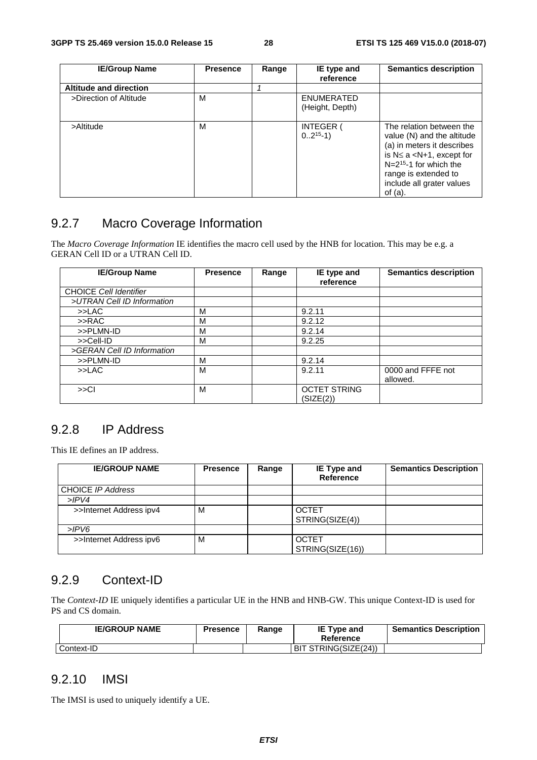| IE/Group Name | Presence | Range | IE type and reference | Semantics description |
|---|---|---|---|---|
| **Altitude and direction** | | *1* | | |
| >Direction of Altitude | M | | ENUMERATED (Height, Depth) | |
| >Altitude | M | | INTEGER ( $0..2^{15}-1$) | The relation between the value (N) and the altitude (a) in meters it describes is N≤ a <N+1, except for $N=2^{15}-1$ for which the range is extended to include all grater values of (a). |

## 9.2.7 Macro Coverage Information

The *Macro Coverage Information* IE identifies the macro cell used by the HNB for location. This may be e.g. a GERAN Cell ID or a UTRAN Cell ID.

| IE/Group Name | Presence | Range | IE type and reference | Semantics description |
|---|---|---|---|---|
| CHOICE *Cell Identifier* | | | | |
| >*UTRAN Cell ID Information* | | | | |
| >>LAC | M | | 9.2.11 | |
| >>RAC | M | | 9.2.12 | |
| >>PLMN-ID | M | | 9.2.14 | |
| >>Cell-ID | M | | 9.2.25 | |
| >*GERAN Cell ID Information* | | | | |
| >>PLMN-ID | M | | 9.2.14 | |
| >>LAC | M | | 9.2.11 | 0000 and FFFE not allowed. |
| >>CI | M | | OCTET STRING (SIZE(2)) | |

## 9.2.8 IP Address

This IE defines an IP address.

| IE/GROUP NAME | Presence | Range | IE Type and Reference | Semantics Description |
|---|---|---|---|---|
| CHOICE *IP Address* | | | | |
| >*IPV4* | | | | |
| >>Internet Address ipv4 | M | | OCTET STRING(SIZE(4)) | |
| >*IPV6* | | | | |
| >>Internet Address ipv6 | M | | OCTET STRING(SIZE(16)) | |

## 9.2.9 Context-ID

The *Context-ID* IE uniquely identifies a particular UE in the HNB and HNB-GW. This unique Context-ID is used for PS and CS domain.

| IE/GROUP NAME | Presence | Range | IE Type and Reference | Semantics Description |
|---|---|---|---|---|
| Context-ID | | | BIT STRING(SIZE(24)) | |

## 9.2.10 IMSI

The IMSI is used to uniquely identify a UE.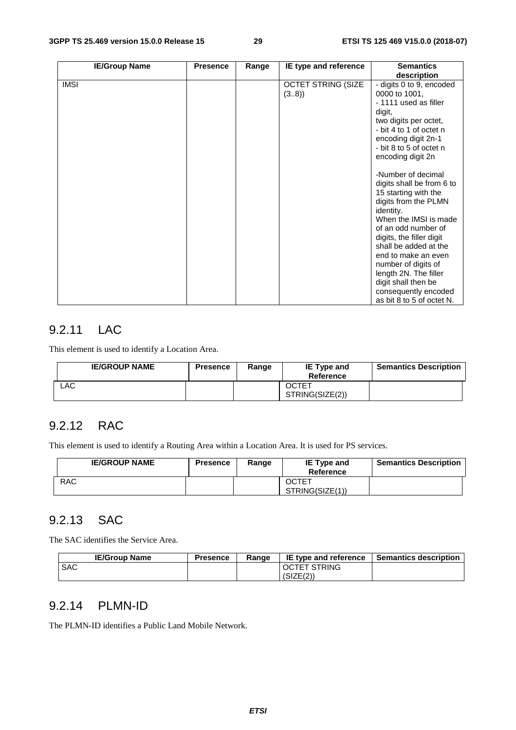| IE/Group Name | Presence | Range | IE type and reference | Semantics description |
|---|---|---|---|---|
| IMSI | | | OCTET STRING (SIZE (3..8)) | - digits 0 to 9, encoded 0000 to 1001,<br>- 1111 used as filler digit,<br>two digits per octet,<br>- bit 4 to 1 of octet n encoding digit 2n-1<br>- bit 8 to 5 of octet n encoding digit 2n<br><br>-Number of decimal digits shall be from 6 to 15 starting with the digits from the PLMN identity.<br>When the IMSI is made of an odd number of digits, the filler digit shall be added at the end to make an even number of digits of length 2N. The filler digit shall then be consequently encoded as bit 8 to 5 of octet N. |

## 9.2.11 LAC

This element is used to identify a Location Area.

| IE/GROUP NAME | Presence | Range | IE Type and Reference | Semantics Description |
|---|---|---|---|---|
| LAC | | | OCTET STRING(SIZE(2)) | |

## 9.2.12 RAC

This element is used to identify a Routing Area within a Location Area. It is used for PS services.

| IE/GROUP NAME | Presence | Range | IE Type and Reference | Semantics Description |
|---|---|---|---|---|
| RAC | | | OCTET STRING(SIZE(1)) | |

## 9.2.13 SAC

The SAC identifies the Service Area.

| IE/Group Name | Presence | Range | IE type and reference | Semantics description |
|---|---|---|---|---|
| SAC | | | OCTET STRING (SIZE(2)) | |

## 9.2.14 PLMN-ID

The PLMN-ID identifies a Public Land Mobile Network.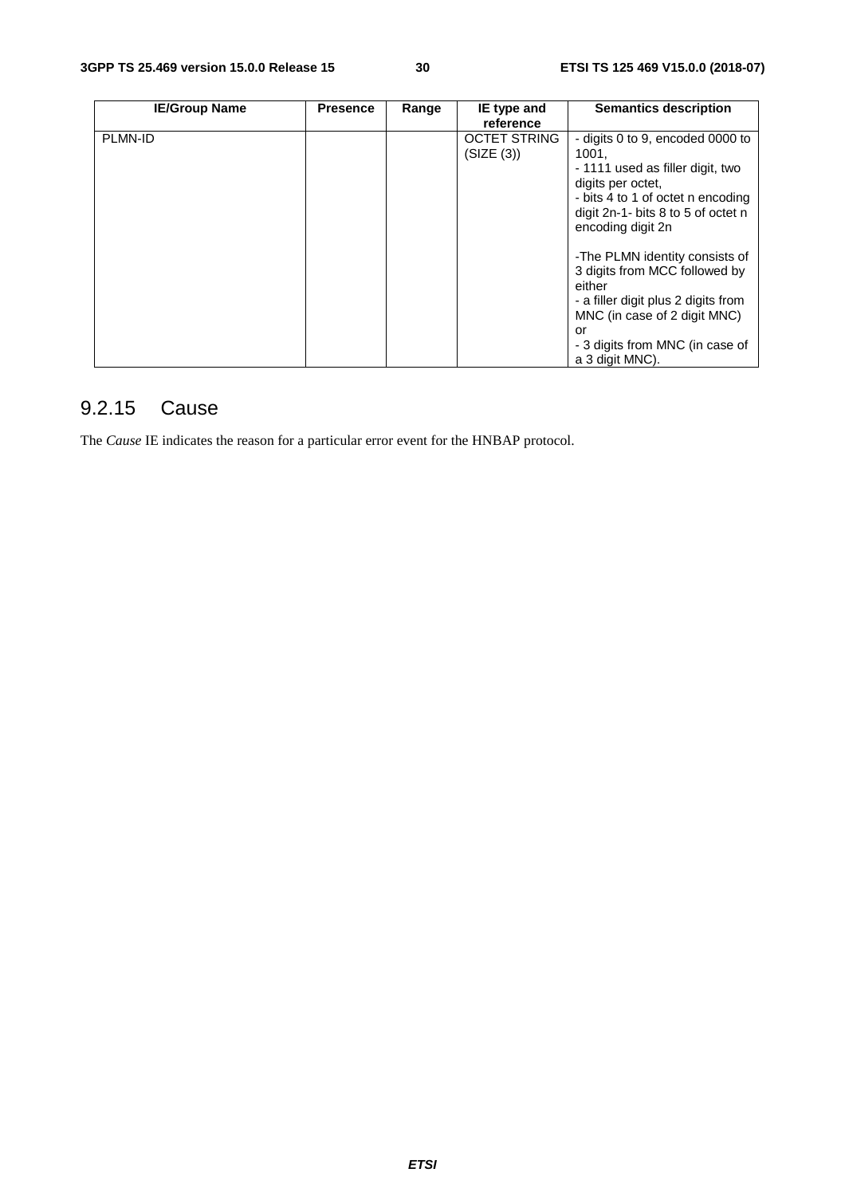| IE/Group Name | Presence | Range | IE type and reference | Semantics description |
|---|---|---|---|---|
| PLMN-ID | | | OCTET STRING (SIZE (3)) | - digits 0 to 9, encoded 0000 to 1001,<br>- 1111 used as filler digit, two digits per octet,<br>- bits 4 to 1 of octet n encoding digit 2n-1- bits 8 to 5 of octet n encoding digit 2n<br><br>-The PLMN identity consists of 3 digits from MCC followed by either<br>- a filler digit plus 2 digits from MNC (in case of 2 digit MNC) or<br>- 3 digits from MNC (in case of a 3 digit MNC). |

### 9.2.15 Cause

The *Cause* IE indicates the reason for a particular error event for the HNBAP protocol.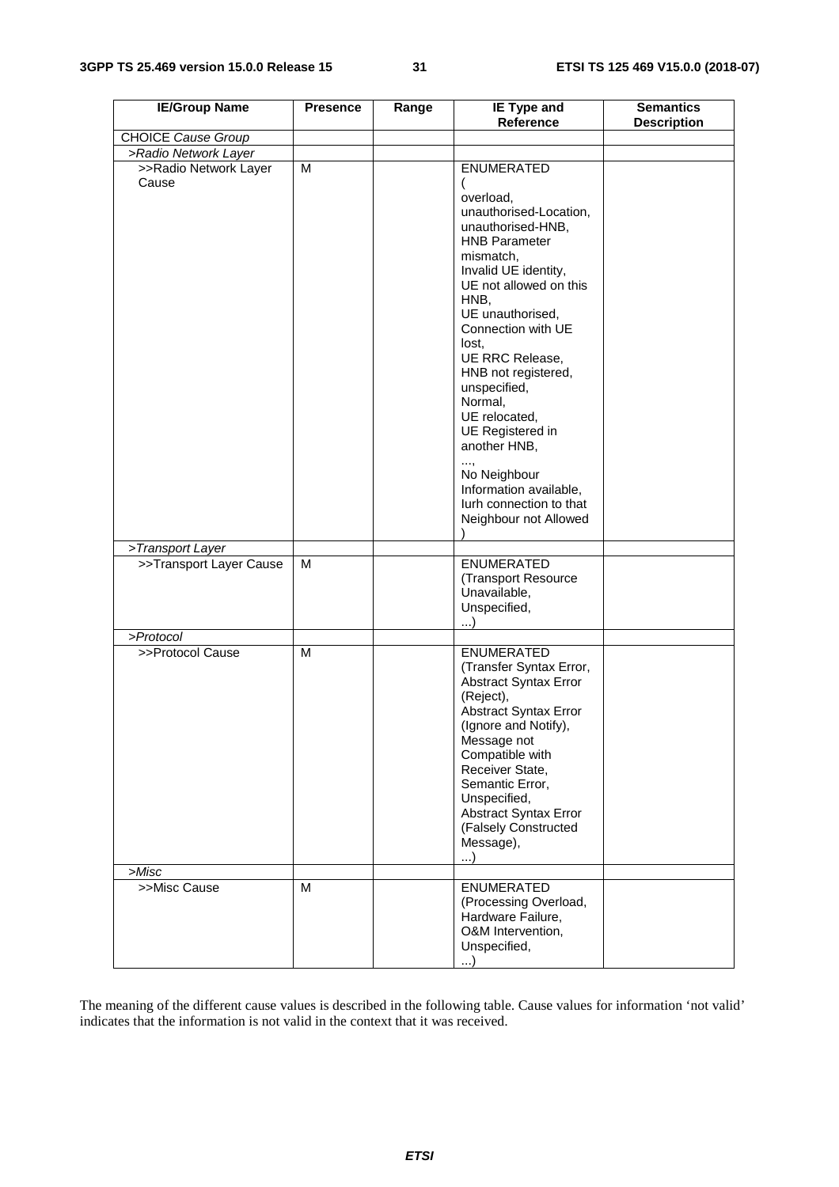| IE/Group Name | Presence | Range | IE Type and Reference | Semantics Description |
|---|---|---|---|---|
| CHOICE *Cause Group* | | | | |
| >*Radio Network Layer* | | | | |
| >>Radio Network Layer Cause | M | | ENUMERATED ( overload, unauthorised-Location, unauthorised-HNB, HNB Parameter mismatch, Invalid UE identity, UE not allowed on this HNB, UE unauthorised, Connection with UE lost, UE RRC Release, HNB not registered, unspecified, Normal, UE relocated, UE Registered in another HNB, ..., No Neighbour Information available, Iurh connection to that Neighbour not Allowed ) | |
| >*Transport Layer* | | | | |
| >>Transport Layer Cause | M | | ENUMERATED (Transport Resource Unavailable, Unspecified, ...) | |
| >*Protocol* | | | | |
| >>Protocol Cause | M | | ENUMERATED (Transfer Syntax Error, Abstract Syntax Error (Reject), Abstract Syntax Error (Ignore and Notify), Message not Compatible with Receiver State, Semantic Error, Unspecified, Abstract Syntax Error (Falsely Constructed Message), ...) | |
| >*Misc* | | | | |
| >>Misc Cause | M | | ENUMERATED (Processing Overload, Hardware Failure, O&M Intervention, Unspecified, ...) | |

The meaning of the different cause values is described in the following table. Cause values for information 'not valid' indicates that the information is not valid in the context that it was received.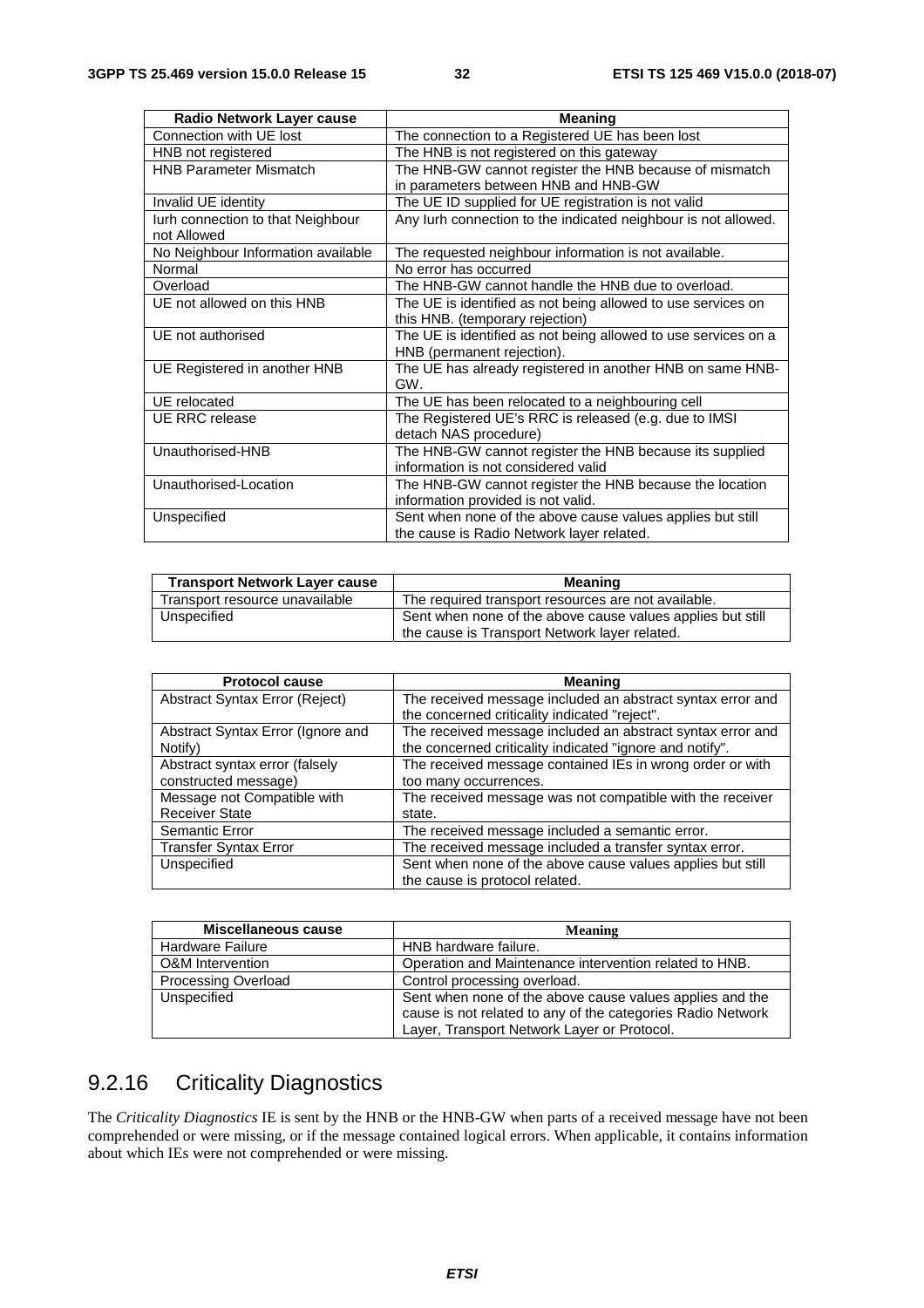| Radio Network Layer cause | Meaning |
| --- | --- |
| Connection with UE lost | The connection to a Registered UE has been lost |
| HNB not registered | The HNB is not registered on this gateway |
| HNB Parameter Mismatch | The HNB-GW cannot register the HNB because of mismatch in parameters between HNB and HNB-GW |
| Invalid UE identity | The UE ID supplied for UE registration is not valid |
| Iurh connection to that Neighbour not Allowed | Any Iurh connection to the indicated neighbour is not allowed. |
| No Neighbour Information available | The requested neighbour information is not available. |
| Normal | No error has occurred |
| Overload | The HNB-GW cannot handle the HNB due to overload. |
| UE not allowed on this HNB | The UE is identified as not being allowed to use services on this HNB. (temporary rejection) |
| UE not authorised | The UE is identified as not being allowed to use services on a HNB (permanent rejection). |
| UE Registered in another HNB | The UE has already registered in another HNB on same HNB-GW. |
| UE relocated | The UE has been relocated to a neighbouring cell |
| UE RRC release | The Registered UE's RRC is released (e.g. due to IMSI detach NAS procedure) |
| Unauthorised-HNB | The HNB-GW cannot register the HNB because its supplied information is not considered valid |
| Unauthorised-Location | The HNB-GW cannot register the HNB because the location information provided is not valid. |
| Unspecified | Sent when none of the above cause values applies but still the cause is Radio Network layer related. |

| Transport Network Layer cause | Meaning |
| --- | --- |
| Transport resource unavailable | The required transport resources are not available. |
| Unspecified | Sent when none of the above cause values applies but still the cause is Transport Network layer related. |

| Protocol cause | Meaning |
| --- | --- |
| Abstract Syntax Error (Reject) | The received message included an abstract syntax error and the concerned criticality indicated "reject". |
| Abstract Syntax Error (Ignore and Notify) | The received message included an abstract syntax error and the concerned criticality indicated "ignore and notify". |
| Abstract syntax error (falsely constructed message) | The received message contained IEs in wrong order or with too many occurrences. |
| Message not Compatible with Receiver State | The received message was not compatible with the receiver state. |
| Semantic Error | The received message included a semantic error. |
| Transfer Syntax Error | The received message included a transfer syntax error. |
| Unspecified | Sent when none of the above cause values applies but still the cause is protocol related. |

| Miscellaneous cause | Meaning |
| --- | --- |
| Hardware Failure | HNB hardware failure. |
| O&M Intervention | Operation and Maintenance intervention related to HNB. |
| Processing Overload | Control processing overload. |
| Unspecified | Sent when none of the above cause values applies and the cause is not related to any of the categories Radio Network Layer, Transport Network Layer or Protocol. |

### 9.2.16 Criticality Diagnostics

The *Criticality Diagnostics* IE is sent by the HNB or the HNB-GW when parts of a received message have not been comprehended or were missing, or if the message contained logical errors. When applicable, it contains information about which IEs were not comprehended or were missing.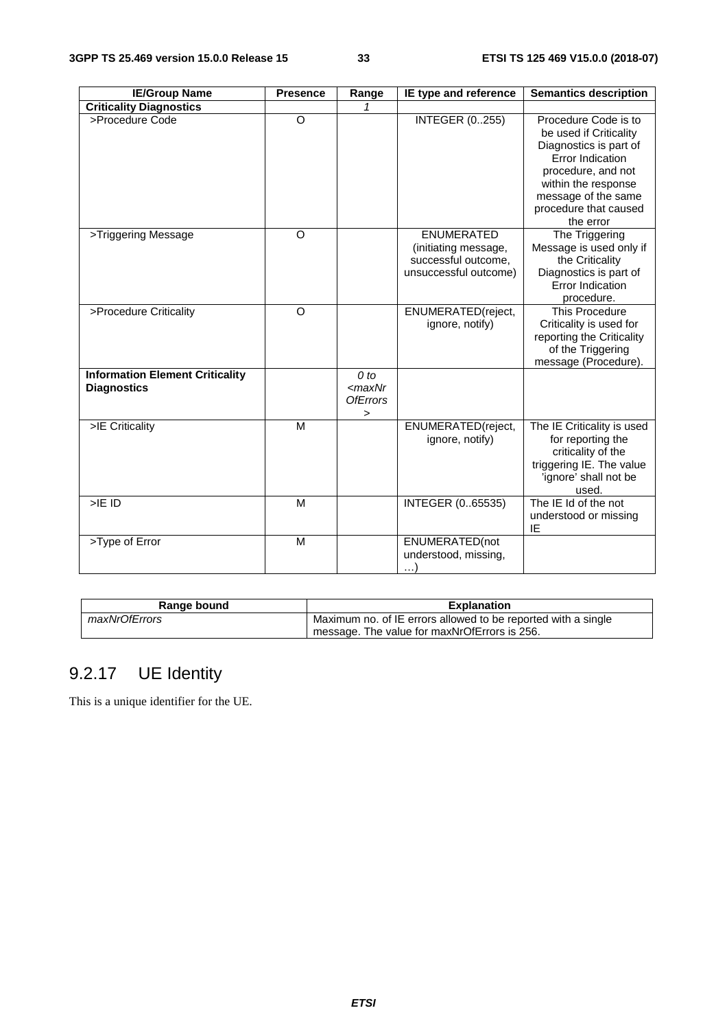| IE/Group Name | Presence | Range | IE type and reference | Semantics description |
|---|---|---|---|---|
| **Criticality Diagnostics** | | *1* | | |
| >Procedure Code | O | | INTEGER (0..255) | Procedure Code is to be used if Criticality Diagnostics is part of Error Indication procedure, and not within the response message of the same procedure that caused the error |
| >Triggering Message | O | | ENUMERATED (initiating message, successful outcome, unsuccessful outcome) | The Triggering Message is used only if the Criticality Diagnostics is part of Error Indication procedure. |
| >Procedure Criticality | O | | ENUMERATED(reject, ignore, notify) | This Procedure Criticality is used for reporting the Criticality of the Triggering message (Procedure). |
| **Information Element Criticality Diagnostics** | | *0 to <maxNrOfErrors>* | | |
| >IE Criticality | M | | ENUMERATED(reject, ignore, notify) | The IE Criticality is used for reporting the criticality of the triggering IE. The value 'ignore' shall not be used. |
| >IE ID | M | | INTEGER (0..65535) | The IE Id of the not understood or missing IE |
| >Type of Error | M | | ENUMERATED(not understood, missing, …) | |

| Range bound | Explanation |
|---|---|
| *maxNrOfErrors* | Maximum no. of IE errors allowed to be reported with a single message. The value for maxNrOfErrors is 256. |

## 9.2.17 UE Identity

This is a unique identifier for the UE.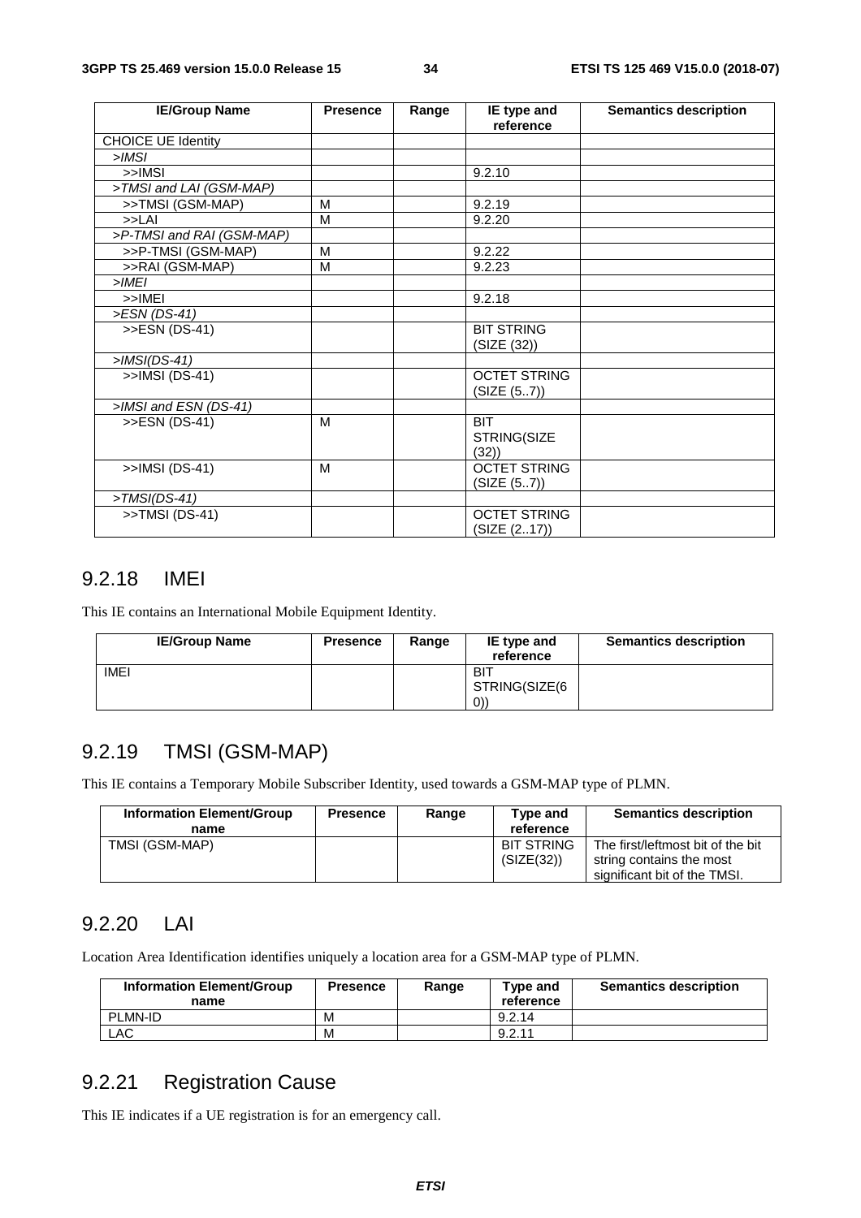| IE/Group Name | Presence | Range | IE type and reference | Semantics description |
|---|---|---|---|---|
| CHOICE UE Identity | | | | |
| *>IMSI* | | | | |
| >>IMSI | | | 9.2.10 | |
| *>TMSI and LAI (GSM-MAP)* | | | | |
| >>TMSI (GSM-MAP) | M | | 9.2.19 | |
| >>LAI | M | | 9.2.20 | |
| *>P-TMSI and RAI (GSM-MAP)* | | | | |
| >>P-TMSI (GSM-MAP) | M | | 9.2.22 | |
| >>RAI (GSM-MAP) | M | | 9.2.23 | |
| *>IMEI* | | | | |
| >>IMEI | | | 9.2.18 | |
| *>ESN (DS-41)* | | | | |
| >>ESN (DS-41) | | | BIT STRING (SIZE (32)) | |
| *>IMSI(DS-41)* | | | | |
| >>IMSI (DS-41) | | | OCTET STRING (SIZE (5..7)) | |
| *>IMSI and ESN (DS-41)* | | | | |
| >>ESN (DS-41) | M | | BIT STRING(SIZE (32)) | |
| >>IMSI (DS-41) | M | | OCTET STRING (SIZE (5..7)) | |
| *>TMSI(DS-41)* | | | | |
| >>TMSI (DS-41) | | | OCTET STRING (SIZE (2..17)) | |

## 9.2.18 IMEI

This IE contains an International Mobile Equipment Identity.

| IE/Group Name | Presence | Range | IE type and reference | Semantics description |
|---|---|---|---|---|
| IMEI | | | BIT STRING(SIZE(60)) | |

## 9.2.19 TMSI (GSM-MAP)

This IE contains a Temporary Mobile Subscriber Identity, used towards a GSM-MAP type of PLMN.

| Information Element/Group name | Presence | Range | Type and reference | Semantics description |
|---|---|---|---|---|
| TMSI (GSM-MAP) | | | BIT STRING (SIZE(32)) | The first/leftmost bit of the bit string contains the most significant bit of the TMSI. |

## 9.2.20 LAI

Location Area Identification identifies uniquely a location area for a GSM-MAP type of PLMN.

| Information Element/Group name | Presence | Range | Type and reference | Semantics description |
|---|---|---|---|---|
| PLMN-ID | M | | 9.2.14 | |
| LAC | M | | 9.2.11 | |

## 9.2.21 Registration Cause

This IE indicates if a UE registration is for an emergency call.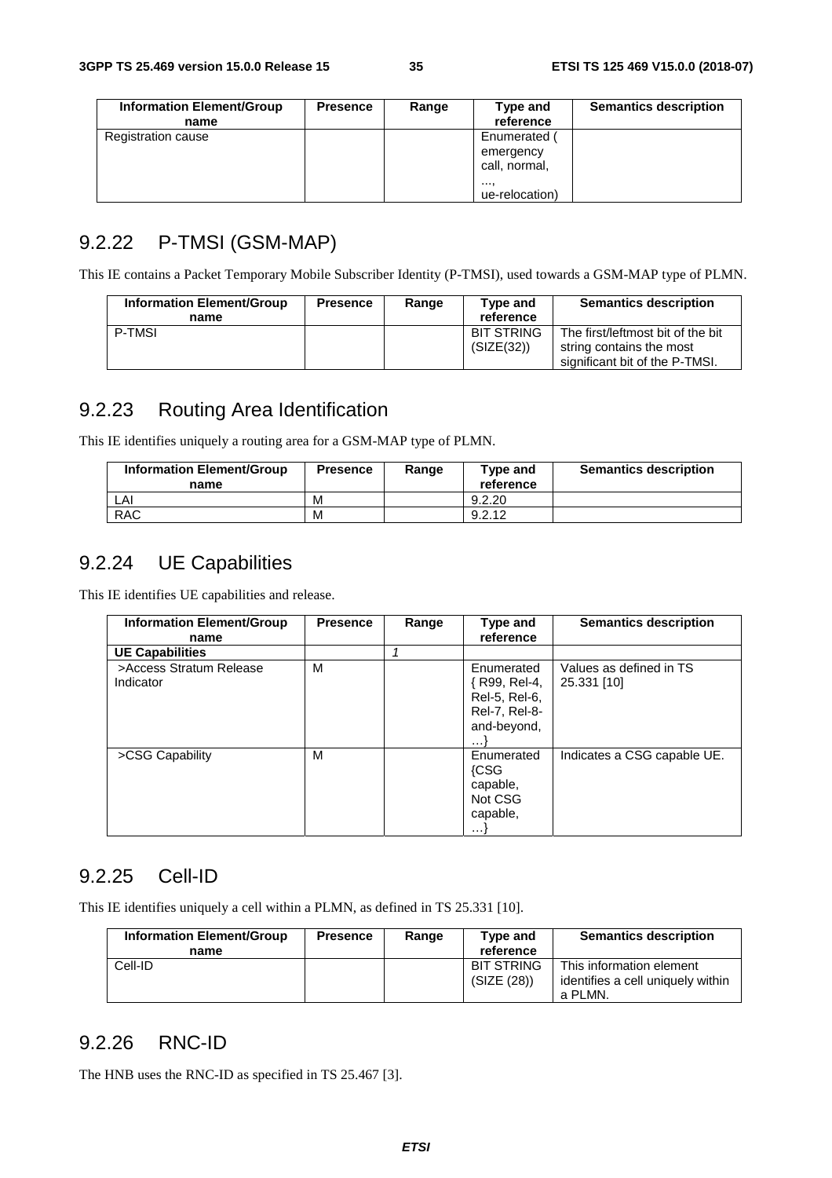| Information Element/Group name | Presence | Range | Type and reference | Semantics description |
|---|---|---|---|---|
| Registration cause | | | Enumerated ( emergency call, normal, ..., ue-relocation) | |

## 9.2.22 P-TMSI (GSM-MAP)

This IE contains a Packet Temporary Mobile Subscriber Identity (P-TMSI), used towards a GSM-MAP type of PLMN.

| Information Element/Group name | Presence | Range | Type and reference | Semantics description |
|---|---|---|---|---|
| P-TMSI | | | BIT STRING (SIZE(32)) | The first/leftmost bit of the bit string contains the most significant bit of the P-TMSI. |

## 9.2.23 Routing Area Identification

This IE identifies uniquely a routing area for a GSM-MAP type of PLMN.

| Information Element/Group name | Presence | Range | Type and reference | Semantics description |
|---|---|---|---|---|
| LAI | M | | 9.2.20 | |
| RAC | M | | 9.2.12 | |

## 9.2.24 UE Capabilities

This IE identifies UE capabilities and release.

| Information Element/Group name | Presence | Range | Type and reference | Semantics description |
|---|---|---|---|---|
| **UE Capabilities** | | *1* | | |
| >Access Stratum Release Indicator | M | | Enumerated { R99, Rel-4, Rel-5, Rel-6, Rel-7, Rel-8-and-beyond, …} | Values as defined in TS 25.331 [10] |
| >CSG Capability | M | | Enumerated {CSG capable, Not CSG capable, …} | Indicates a CSG capable UE. |

## 9.2.25 Cell-ID

This IE identifies uniquely a cell within a PLMN, as defined in TS 25.331 [10].

| Information Element/Group name | Presence | Range | Type and reference | Semantics description |
|---|---|---|---|---|
| Cell-ID | | | BIT STRING (SIZE (28)) | This information element identifies a cell uniquely within a PLMN. |

## 9.2.26 RNC-ID

The HNB uses the RNC-ID as specified in TS 25.467 [3].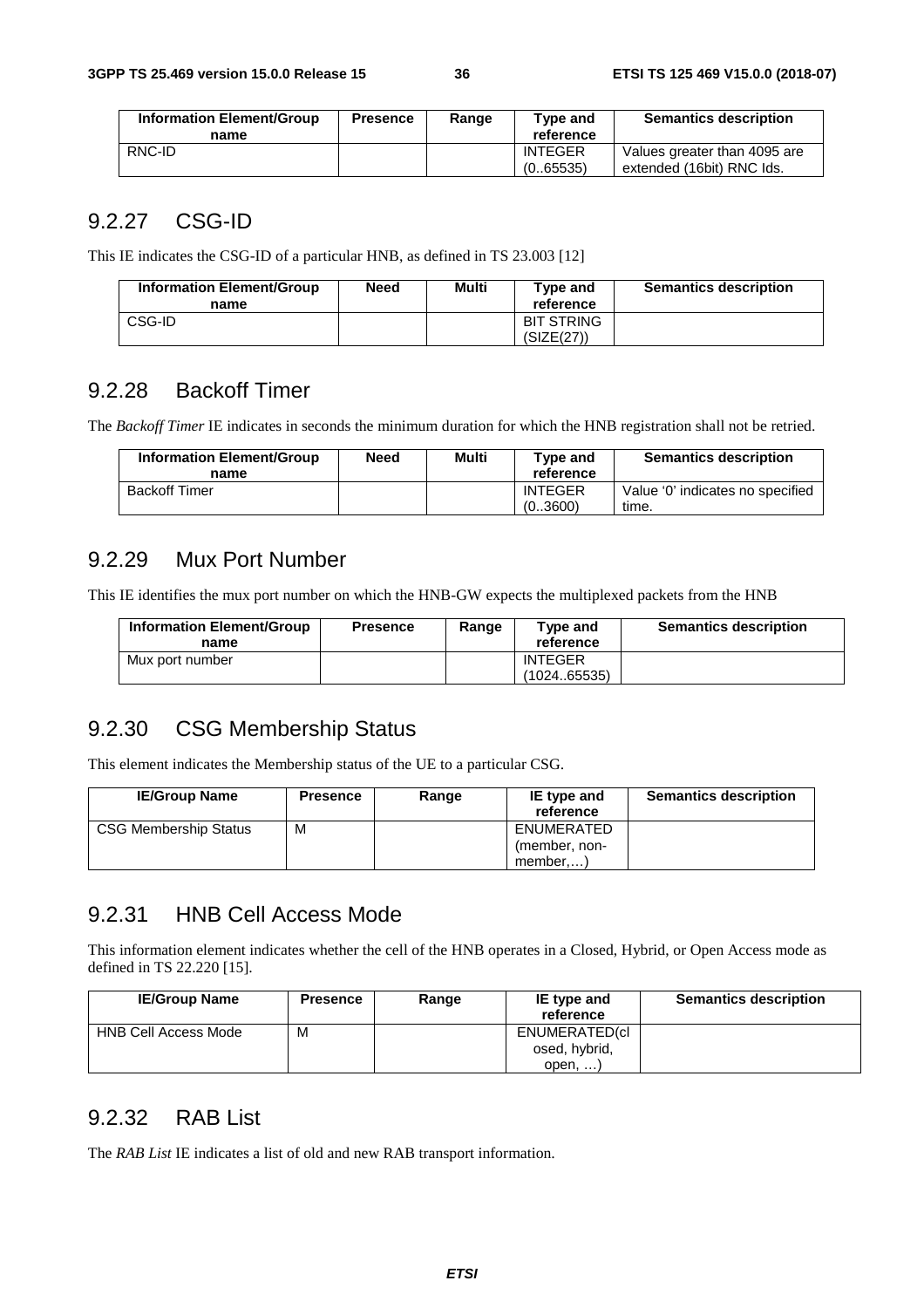| Information Element/Group name | Presence | Range | Type and reference | Semantics description |
|---|---|---|---|---|
| RNC-ID | | | INTEGER (0..65535) | Values greater than 4095 are extended (16bit) RNC Ids. |

## 9.2.27 CSG-ID

This IE indicates the CSG-ID of a particular HNB, as defined in TS 23.003 [12]

| Information Element/Group name | Need | Multi | Type and reference | Semantics description |
|---|---|---|---|---|
| CSG-ID | | | BIT STRING (SIZE(27)) | |

## 9.2.28 Backoff Timer

The *Backoff Timer* IE indicates in seconds the minimum duration for which the HNB registration shall not be retried.

| Information Element/Group name | Need | Multi | Type and reference | Semantics description |
|---|---|---|---|---|
| Backoff Timer | | | INTEGER (0..3600) | Value '0' indicates no specified time. |

## 9.2.29 Mux Port Number

This IE identifies the mux port number on which the HNB-GW expects the multiplexed packets from the HNB

| Information Element/Group name | Presence | Range | Type and reference | Semantics description |
|---|---|---|---|---|
| Mux port number | | | INTEGER (1024..65535) | |

## 9.2.30 CSG Membership Status

This element indicates the Membership status of the UE to a particular CSG.

| IE/Group Name | Presence | Range | IE type and reference | Semantics description |
|---|---|---|---|---|
| CSG Membership Status | M | | ENUMERATED (member, non-member,…) | |

## 9.2.31 HNB Cell Access Mode

This information element indicates whether the cell of the HNB operates in a Closed, Hybrid, or Open Access mode as defined in TS 22.220 [15].

| IE/Group Name | Presence | Range | IE type and reference | Semantics description |
|---|---|---|---|---|
| HNB Cell Access Mode | M | | ENUMERATED(closed, hybrid, open, …) | |

## 9.2.32 RAB List

The *RAB List* IE indicates a list of old and new RAB transport information.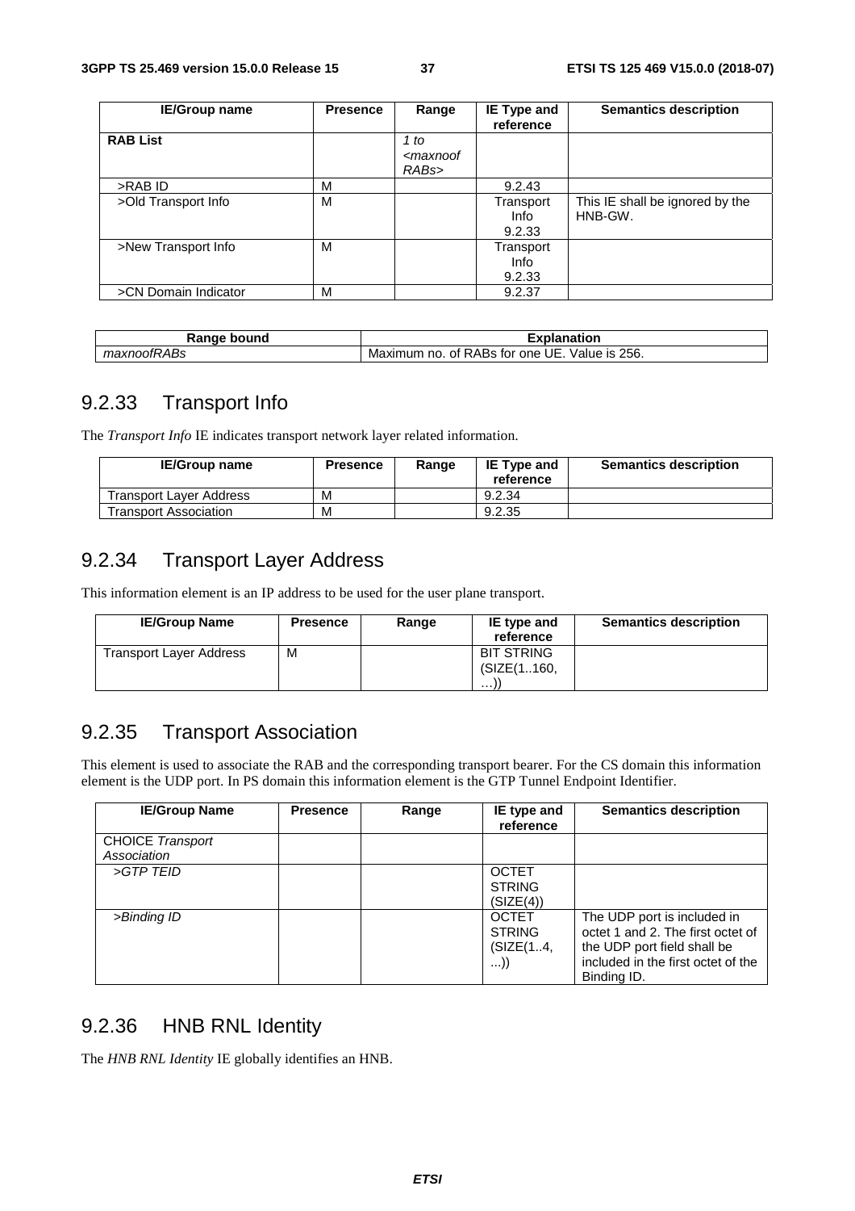| IE/Group name | Presence | Range | IE Type and reference | Semantics description |
|---|---|---|---|---|
| **RAB List** | | *1 to <maxnoofRABs>* | | |
| >RAB ID | M | | 9.2.43 | |
| >Old Transport Info | M | | Transport Info 9.2.33 | This IE shall be ignored by the HNB-GW. |
| >New Transport Info | M | | Transport Info 9.2.33 | |
| >CN Domain Indicator | M | | 9.2.37 | |

| Range bound | Explanation |
|---|---|
| *maxnoofRABs* | Maximum no. of RABs for one UE. Value is 256. |

## 9.2.33 Transport Info

The *Transport Info* IE indicates transport network layer related information.

| IE/Group name | Presence | Range | IE Type and reference | Semantics description |
|---|---|---|---|---|
| Transport Layer Address | M | | 9.2.34 | |
| Transport Association | M | | 9.2.35 | |

## 9.2.34 Transport Layer Address

This information element is an IP address to be used for the user plane transport.

| IE/Group Name | Presence | Range | IE type and reference | Semantics description |
|---|---|---|---|---|
| Transport Layer Address | M | | BIT STRING (SIZE(1..160, …)) | |

## 9.2.35 Transport Association

This element is used to associate the RAB and the corresponding transport bearer. For the CS domain this information element is the UDP port. In PS domain this information element is the GTP Tunnel Endpoint Identifier.

| IE/Group Name | Presence | Range | IE type and reference | Semantics description |
|---|---|---|---|---|
| CHOICE *Transport Association* | | | | |
| *>GTP TEID* | | | OCTET STRING (SIZE(4)) | |
| *>Binding ID* | | | OCTET STRING (SIZE(1..4, ...)) | The UDP port is included in octet 1 and 2. The first octet of the UDP port field shall be included in the first octet of the Binding ID. |

## 9.2.36 HNB RNL Identity

The *HNB RNL Identity* IE globally identifies an HNB.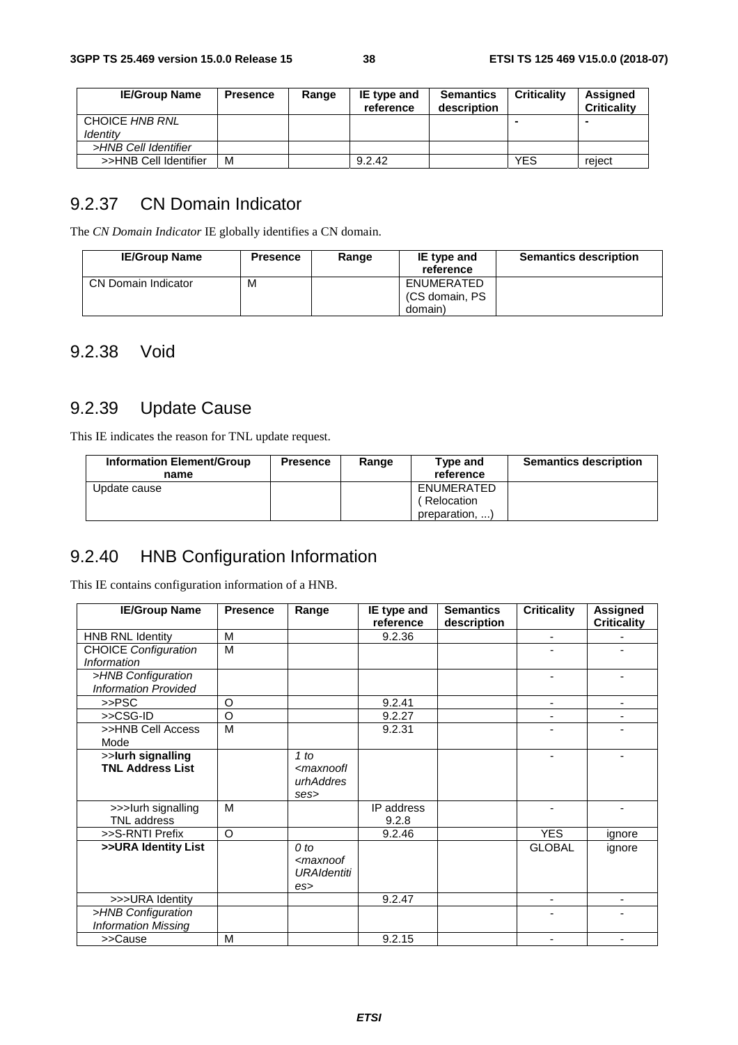| IE/Group Name | Presence | Range | IE type and reference | Semantics description | Criticality | Assigned Criticality |
|---|---|---|---|---|---|---|
| CHOICE *HNB RNL Identity* | | | | | - | - |
| >*HNB Cell Identifier* | | | | | | |
| >>HNB Cell Identifier | M | | 9.2.42 | | YES | reject |

## 9.2.37 CN Domain Indicator

The *CN Domain Indicator* IE globally identifies a CN domain.

| IE/Group Name | Presence | Range | IE type and reference | Semantics description |
|---|---|---|---|---|
| CN Domain Indicator | M | | ENUMERATED (CS domain, PS domain) | |

## 9.2.38 Void

## 9.2.39 Update Cause

This IE indicates the reason for TNL update request.

| Information Element/Group name | Presence | Range | Type and reference | Semantics description |
|---|---|---|---|---|
| Update cause | | | ENUMERATED ( Relocation preparation, ...) | |

## 9.2.40 HNB Configuration Information

This IE contains configuration information of a HNB.

| IE/Group Name | Presence | Range | IE type and reference | Semantics description | Criticality | Assigned Criticality |
|---|---|---|---|---|---|---|
| HNB RNL Identity | M | | 9.2.36 | | - | - |
| CHOICE *Configuration Information* | M | | | | - | - |
| >*HNB Configuration Information Provided* | | | | | - | - |
| >>PSC | O | | 9.2.41 | | - | - |
| >>CSG-ID | O | | 9.2.27 | | - | - |
| >>HNB Cell Access Mode | M | | 9.2.31 | | - | - |
| >>**Iurh signalling TNL Address List** | | *1 to <maxnoofIurhAddresses>* | | | - | - |
| >>>Iurh signalling TNL address | M | | IP address 9.2.8 | | - | - |
| >>S-RNTI Prefix | O | | 9.2.46 | | YES | ignore |
| **>>URA Identity List** | | *0 to <maxnoofURAIdentities>* | | | GLOBAL | ignore |
| >>>URA Identity | | | 9.2.47 | | - | - |
| >*HNB Configuration Information Missing* | | | | | - | - |
| >>Cause | M | | 9.2.15 | | - | - |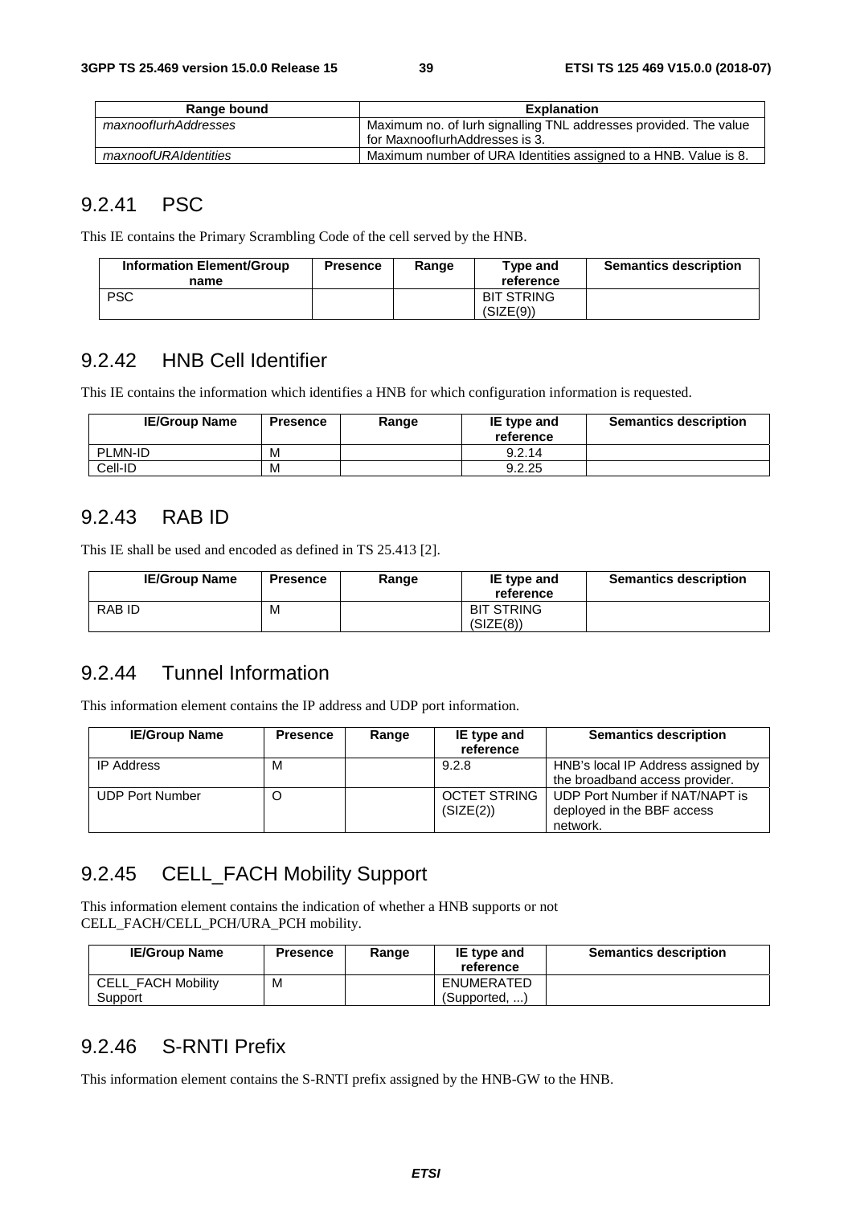| Range bound | Explanation |
| --- | --- |
| *maxnoofIurhAddresses* | Maximum no. of Iurh signalling TNL addresses provided. The value for MaxnoofIurhAddresses is 3. |
| *maxnoofURAIdentities* | Maximum number of URA Identities assigned to a HNB. Value is 8. |

### 9.2.41 PSC

This IE contains the Primary Scrambling Code of the cell served by the HNB.

| Information Element/Group name | Presence | Range | Type and reference | Semantics description |
| --- | --- | --- | --- | --- |
| PSC | | | BIT STRING (SIZE(9)) | |

### 9.2.42 HNB Cell Identifier

This IE contains the information which identifies a HNB for which configuration information is requested.

| IE/Group Name | Presence | Range | IE type and reference | Semantics description |
| --- | --- | --- | --- | --- |
| PLMN-ID | M | | 9.2.14 | |
| Cell-ID | M | | 9.2.25 | |

### 9.2.43 RAB ID

This IE shall be used and encoded as defined in TS 25.413 [2].

| IE/Group Name | Presence | Range | IE type and reference | Semantics description |
| --- | --- | --- | --- | --- |
| RAB ID | M | | BIT STRING (SIZE(8)) | |

### 9.2.44 Tunnel Information

This information element contains the IP address and UDP port information.

| IE/Group Name | Presence | Range | IE type and reference | Semantics description |
| --- | --- | --- | --- | --- |
| IP Address | M | | 9.2.8 | HNB's local IP Address assigned by the broadband access provider. |
| UDP Port Number | O | | OCTET STRING (SIZE(2)) | UDP Port Number if NAT/NAPT is deployed in the BBF access network. |

### 9.2.45 CELL_FACH Mobility Support

This information element contains the indication of whether a HNB supports or not CELL_FACH/CELL_PCH/URA_PCH mobility.

| IE/Group Name | Presence | Range | IE type and reference | Semantics description |
| --- | --- | --- | --- | --- |
| CELL_FACH Mobility Support | M | | ENUMERATED (Supported, ...) | |

### 9.2.46 S-RNTI Prefix

This information element contains the S-RNTI prefix assigned by the HNB-GW to the HNB.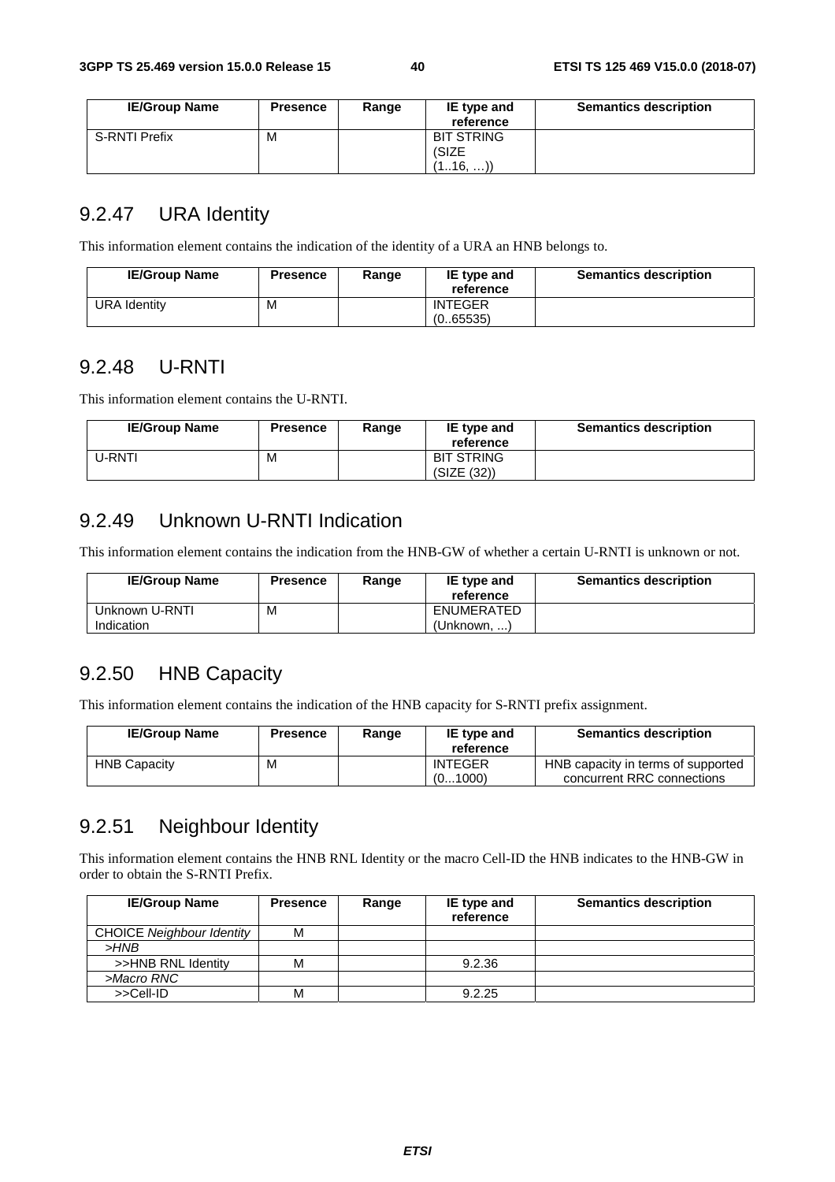| IE/Group Name | Presence | Range | IE type and reference | Semantics description |
|---|---|---|---|---|
| S-RNTI Prefix | M | | BIT STRING (SIZE (1..16, …)) | |

## 9.2.47 URA Identity

This information element contains the indication of the identity of a URA an HNB belongs to.

| IE/Group Name | Presence | Range | IE type and reference | Semantics description |
|---|---|---|---|---|
| URA Identity | M | | INTEGER (0..65535) | |

## 9.2.48 U-RNTI

This information element contains the U-RNTI.

| IE/Group Name | Presence | Range | IE type and reference | Semantics description |
|---|---|---|---|---|
| U-RNTI | M | | BIT STRING (SIZE (32)) | |

## 9.2.49 Unknown U-RNTI Indication

This information element contains the indication from the HNB-GW of whether a certain U-RNTI is unknown or not.

| IE/Group Name | Presence | Range | IE type and reference | Semantics description |
|---|---|---|---|---|
| Unknown U-RNTI Indication | M | | ENUMERATED (Unknown, ...) | |

## 9.2.50 HNB Capacity

This information element contains the indication of the HNB capacity for S-RNTI prefix assignment.

| IE/Group Name | Presence | Range | IE type and reference | Semantics description |
|---|---|---|---|---|
| HNB Capacity | M | | INTEGER (0...1000) | HNB capacity in terms of supported concurrent RRC connections |

## 9.2.51 Neighbour Identity

This information element contains the HNB RNL Identity or the macro Cell-ID the HNB indicates to the HNB-GW in order to obtain the S-RNTI Prefix.

| IE/Group Name | Presence | Range | IE type and reference | Semantics description |
|---|---|---|---|---|
| CHOICE *Neighbour Identity* | M | | | |
| *>HNB* | | | | |
| >>HNB RNL Identity | M | | 9.2.36 | |
| *>Macro RNC* | | | | |
| >>Cell-ID | M | | 9.2.25 | |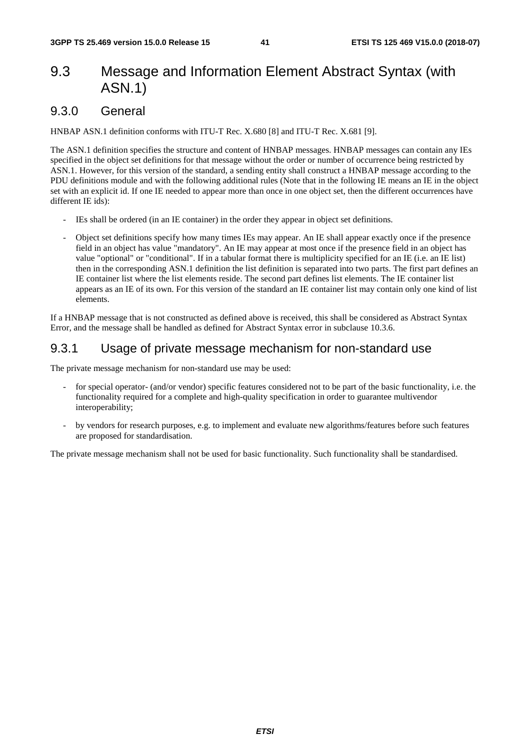# 9.3 Message and Information Element Abstract Syntax (with ASN.1)

## 9.3.0 General

HNBAP ASN.1 definition conforms with ITU-T Rec. X.680 [8] and ITU-T Rec. X.681 [9].

The ASN.1 definition specifies the structure and content of HNBAP messages. HNBAP messages can contain any IEs specified in the object set definitions for that message without the order or number of occurrence being restricted by ASN.1. However, for this version of the standard, a sending entity shall construct a HNBAP message according to the PDU definitions module and with the following additional rules (Note that in the following IE means an IE in the object set with an explicit id. If one IE needed to appear more than once in one object set, then the different occurrences have different IE ids):

- IEs shall be ordered (in an IE container) in the order they appear in object set definitions.
- Object set definitions specify how many times IEs may appear. An IE shall appear exactly once if the presence field in an object has value "mandatory". An IE may appear at most once if the presence field in an object has value "optional" or "conditional". If in a tabular format there is multiplicity specified for an IE (i.e. an IE list) then in the corresponding ASN.1 definition the list definition is separated into two parts. The first part defines an IE container list where the list elements reside. The second part defines list elements. The IE container list appears as an IE of its own. For this version of the standard an IE container list may contain only one kind of list elements.

If a HNBAP message that is not constructed as defined above is received, this shall be considered as Abstract Syntax Error, and the message shall be handled as defined for Abstract Syntax error in subclause 10.3.6.

## 9.3.1 Usage of private message mechanism for non-standard use

The private message mechanism for non-standard use may be used:

- for special operator- (and/or vendor) specific features considered not to be part of the basic functionality, i.e. the functionality required for a complete and high-quality specification in order to guarantee multivendor interoperability;
- by vendors for research purposes, e.g. to implement and evaluate new algorithms/features before such features are proposed for standardisation.

The private message mechanism shall not be used for basic functionality. Such functionality shall be standardised.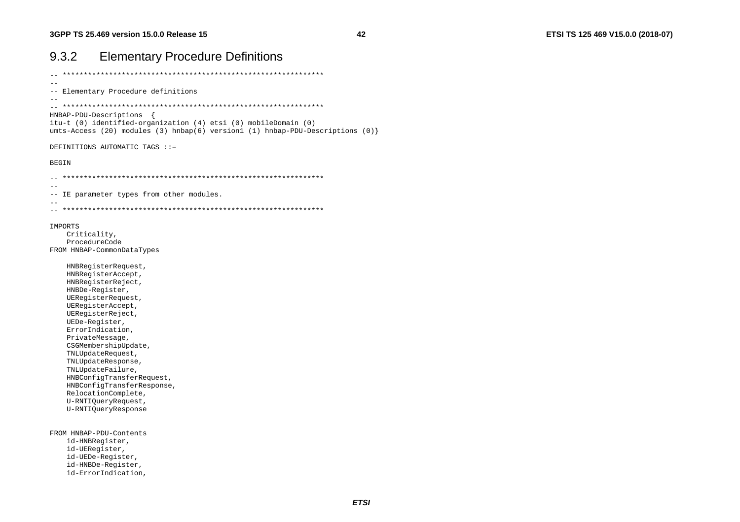### 9.3.2 Elementary Procedure Definitions

```
-- **************************************************************
--
-- Elementary Procedure definitions
--
-- **************************************************************
HNBAP-PDU-Descriptions  {
itu-t (0) identified-organization (4) etsi (0) mobileDomain (0)
umts-Access (20) modules (3) hnbap(6) version1 (1) hnbap-PDU-Descriptions (0)}

DEFINITIONS AUTOMATIC TAGS ::=

BEGIN

-- **************************************************************
--
-- IE parameter types from other modules.
--
-- **************************************************************

IMPORTS
    Criticality,
    ProcedureCode
FROM HNBAP-CommonDataTypes

    HNBRegisterRequest,
    HNBRegisterAccept,
    HNBRegisterReject,
    HNBDe-Register,
    UERegisterRequest,
    UERegisterAccept,
    UERegisterReject,
    UEDe-Register,
    ErrorIndication,
    PrivateMessage,
    CSGMembershipUpdate,
    TNLUpdateRequest,
    TNLUpdateResponse,
    TNLUpdateFailure,
    HNBConfigTransferRequest,
    HNBConfigTransferResponse,
    RelocationComplete,
    U-RNTIQueryRequest,
    U-RNTIQueryResponse


FROM HNBAP-PDU-Contents
    id-HNBRegister,
    id-UERegister,
    id-UEDe-Register,
    id-HNBDe-Register,
    id-ErrorIndication,
```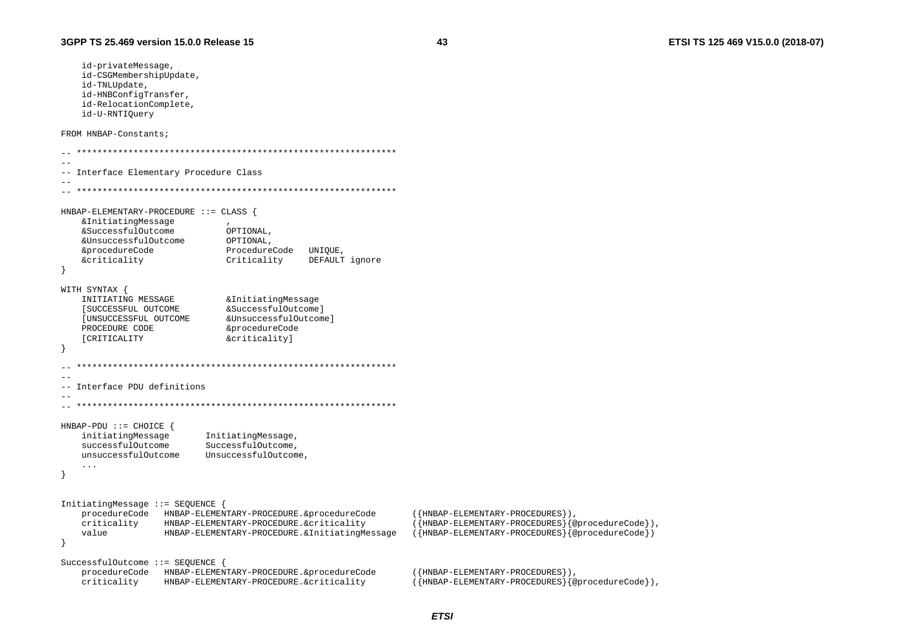```
	id-privateMessage,
	id-CSGMembershipUpdate,
	id-TNLUpdate,
	id-HNBConfigTransfer,
	id-RelocationComplete,
	id-U-RNTIQuery

FROM HNBAP-Constants;

-- **************************************************************
--
-- Interface Elementary Procedure Class
--
-- **************************************************************

HNBAP-ELEMENTARY-PROCEDURE ::= CLASS {
	&InitiatingMessage			,
	&SuccessfulOutcome			OPTIONAL,
	&UnsuccessfulOutcome		OPTIONAL,
	&procedureCode				ProcedureCode	UNIQUE,
	&criticality				Criticality		DEFAULT ignore
}

WITH SYNTAX {
	INITIATING MESSAGE			&InitiatingMessage
	[SUCCESSFUL OUTCOME			&SuccessfulOutcome]
	[UNSUCCESSFUL OUTCOME		&UnsuccessfulOutcome]
	PROCEDURE CODE				&procedureCode
	[CRITICALITY				&criticality]
}

-- **************************************************************
--
-- Interface PDU definitions
--
-- **************************************************************

HNBAP-PDU ::= CHOICE {
	initiatingMessage		InitiatingMessage,
	successfulOutcome		SuccessfulOutcome,
	unsuccessfulOutcome		UnsuccessfulOutcome,
	...
}


InitiatingMessage ::= SEQUENCE {
	procedureCode	HNBAP-ELEMENTARY-PROCEDURE.&procedureCode		({HNBAP-ELEMENTARY-PROCEDURES}),
	criticality		HNBAP-ELEMENTARY-PROCEDURE.&criticality			({HNBAP-ELEMENTARY-PROCEDURES}{@procedureCode}),
	value			HNBAP-ELEMENTARY-PROCEDURE.&InitiatingMessage	({HNBAP-ELEMENTARY-PROCEDURES}{@procedureCode})
}

SuccessfulOutcome ::= SEQUENCE {
	procedureCode	HNBAP-ELEMENTARY-PROCEDURE.&procedureCode		({HNBAP-ELEMENTARY-PROCEDURES}),
	criticality		HNBAP-ELEMENTARY-PROCEDURE.&criticality			({HNBAP-ELEMENTARY-PROCEDURES}{@procedureCode}),
```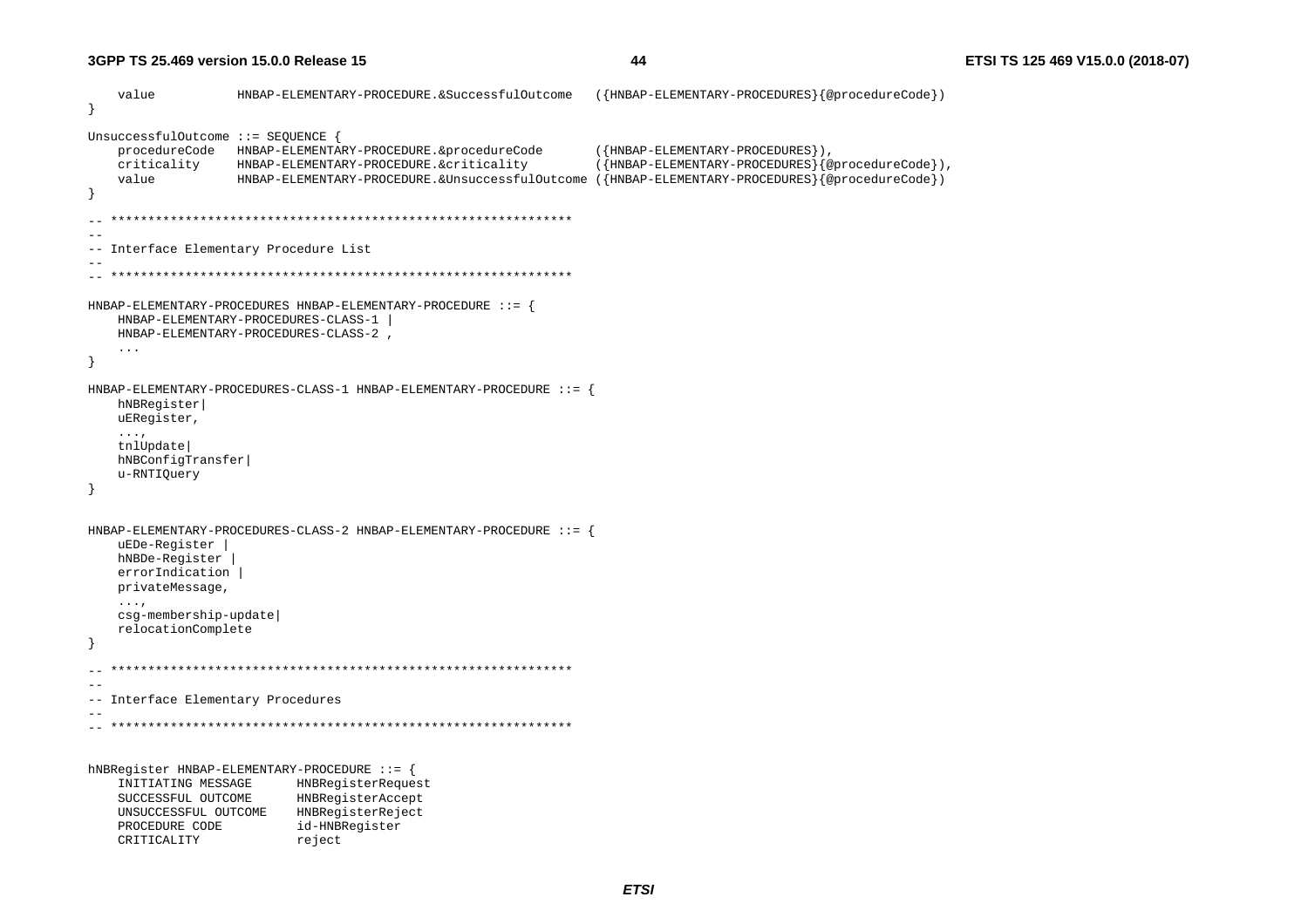```
	value			HNBAP-ELEMENTARY-PROCEDURE.&SuccessfulOutcome	({HNBAP-ELEMENTARY-PROCEDURES}{@procedureCode})
}

UnsuccessfulOutcome ::= SEQUENCE {
	procedureCode	HNBAP-ELEMENTARY-PROCEDURE.&procedureCode		({HNBAP-ELEMENTARY-PROCEDURES}),
	criticality		HNBAP-ELEMENTARY-PROCEDURE.&criticality			({HNBAP-ELEMENTARY-PROCEDURES}{@procedureCode}),
	value			HNBAP-ELEMENTARY-PROCEDURE.&UnsuccessfulOutcome	({HNBAP-ELEMENTARY-PROCEDURES}{@procedureCode})
}

-- **************************************************************
--
-- Interface Elementary Procedure List
--
-- **************************************************************

HNBAP-ELEMENTARY-PROCEDURES HNBAP-ELEMENTARY-PROCEDURE ::= {
	HNBAP-ELEMENTARY-PROCEDURES-CLASS-1 |
	HNBAP-ELEMENTARY-PROCEDURES-CLASS-2 ,
	...
}

HNBAP-ELEMENTARY-PROCEDURES-CLASS-1 HNBAP-ELEMENTARY-PROCEDURE ::= {
	hNBRegister|
	uERegister,
	...,
	tnlUpdate|
	hNBConfigTransfer|
	u-RNTIQuery
}


HNBAP-ELEMENTARY-PROCEDURES-CLASS-2 HNBAP-ELEMENTARY-PROCEDURE ::= {
	uEDe-Register |
	hNBDe-Register |
	errorIndication |
	privateMessage,
	...,
	csg-membership-update|
	relocationComplete
}

-- **************************************************************
--
-- Interface Elementary Procedures
--
-- **************************************************************


hNBRegister HNBAP-ELEMENTARY-PROCEDURE ::= {
	INITIATING MESSAGE		HNBRegisterRequest
	SUCCESSFUL OUTCOME		HNBRegisterAccept
	UNSUCCESSFUL OUTCOME	HNBRegisterReject
	PROCEDURE CODE			id-HNBRegister
	CRITICALITY				reject
```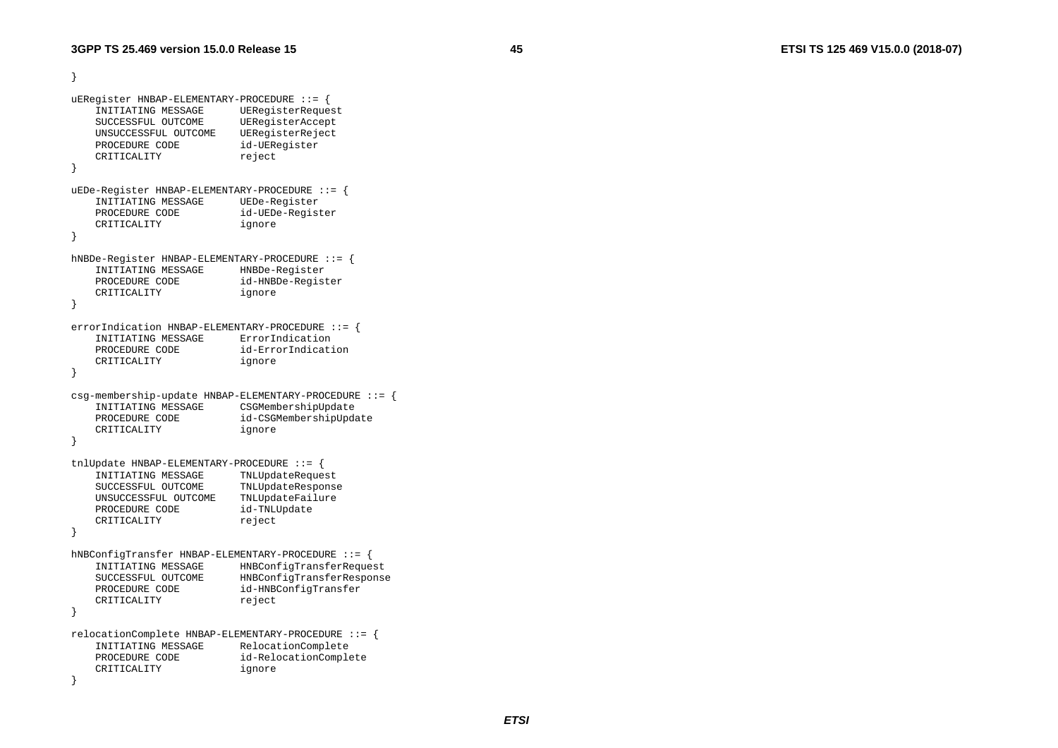```
}

uERegister HNBAP-ELEMENTARY-PROCEDURE ::= {
	INITIATING MESSAGE		UERegisterRequest
	SUCCESSFUL OUTCOME		UERegisterAccept
	UNSUCCESSFUL OUTCOME	UERegisterReject
	PROCEDURE CODE			id-UERegister
	CRITICALITY				reject
}

uEDe-Register HNBAP-ELEMENTARY-PROCEDURE ::= {
	INITIATING MESSAGE		UEDe-Register
	PROCEDURE CODE			id-UEDe-Register
	CRITICALITY				ignore
}

hNBDe-Register HNBAP-ELEMENTARY-PROCEDURE ::= {
	INITIATING MESSAGE		HNBDe-Register
	PROCEDURE CODE			id-HNBDe-Register
	CRITICALITY				ignore
}

errorIndication HNBAP-ELEMENTARY-PROCEDURE ::= {
	INITIATING MESSAGE		ErrorIndication
	PROCEDURE CODE			id-ErrorIndication
	CRITICALITY				ignore
}

csg-membership-update HNBAP-ELEMENTARY-PROCEDURE ::= {
	INITIATING MESSAGE		CSGMembershipUpdate
	PROCEDURE CODE			id-CSGMembershipUpdate
	CRITICALITY				ignore
}

tnlUpdate HNBAP-ELEMENTARY-PROCEDURE ::= {
	INITIATING MESSAGE		TNLUpdateRequest
	SUCCESSFUL OUTCOME		TNLUpdateResponse
	UNSUCCESSFUL OUTCOME	TNLUpdateFailure
	PROCEDURE CODE			id-TNLUpdate
	CRITICALITY				reject
}

hNBConfigTransfer HNBAP-ELEMENTARY-PROCEDURE ::= {
	INITIATING MESSAGE		HNBConfigTransferRequest
	SUCCESSFUL OUTCOME		HNBConfigTransferResponse
	PROCEDURE CODE			id-HNBConfigTransfer
	CRITICALITY				reject
}

relocationComplete HNBAP-ELEMENTARY-PROCEDURE ::= {
	INITIATING MESSAGE		RelocationComplete
	PROCEDURE CODE			id-RelocationComplete
	CRITICALITY				ignore
}
```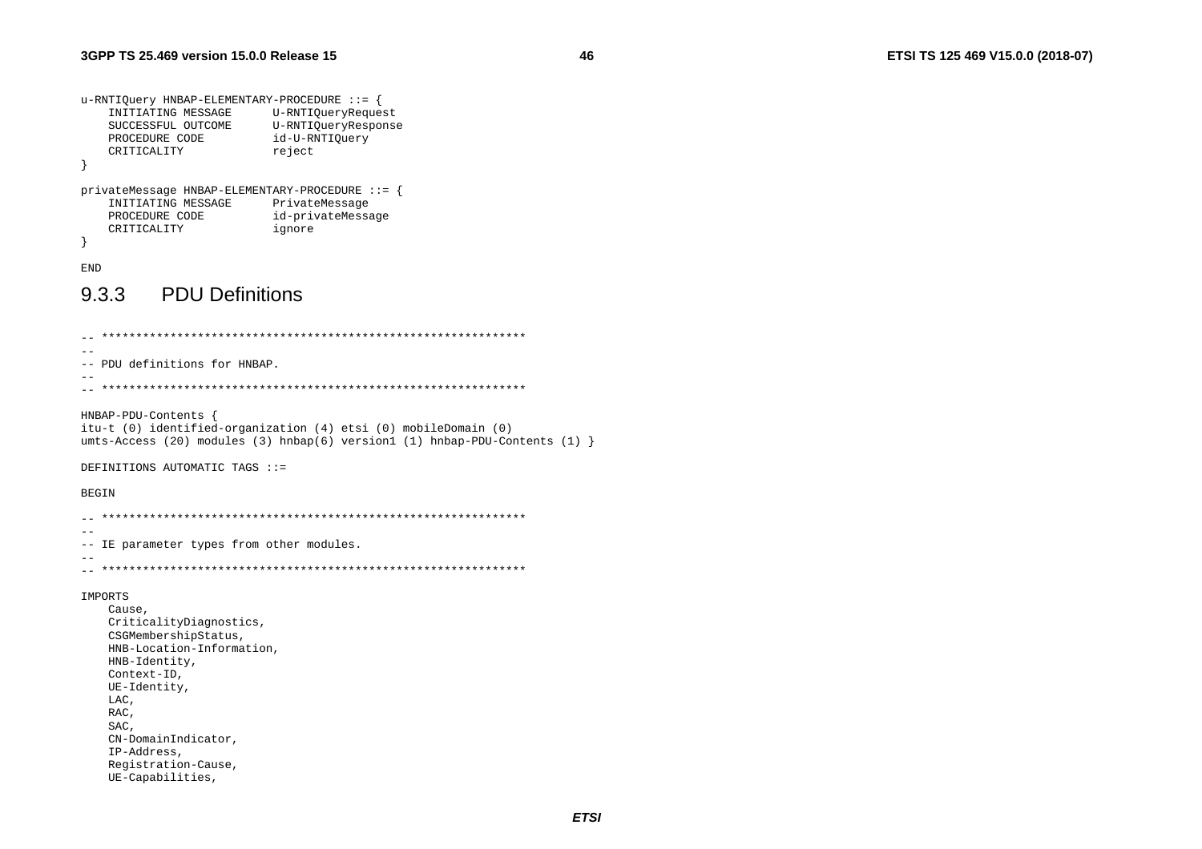```
u-RNTIQuery HNBAP-ELEMENTARY-PROCEDURE ::= {
	INITIATING MESSAGE		U-RNTIQueryRequest
	SUCCESSFUL OUTCOME		U-RNTIQueryResponse
	PROCEDURE CODE			id-U-RNTIQuery
	CRITICALITY				reject
}

privateMessage HNBAP-ELEMENTARY-PROCEDURE ::= {
	INITIATING MESSAGE		PrivateMessage
	PROCEDURE CODE			id-privateMessage
	CRITICALITY				ignore
}

END
```

### 9.3.3 PDU Definitions

```
-- **************************************************************
--
-- PDU definitions for HNBAP.
--
-- **************************************************************

HNBAP-PDU-Contents {
itu-t (0) identified-organization (4) etsi (0) mobileDomain (0) 
umts-Access (20) modules (3) hnbap(6) version1 (1) hnbap-PDU-Contents (1) }

DEFINITIONS AUTOMATIC TAGS ::= 

BEGIN

-- **************************************************************
--
-- IE parameter types from other modules.
--
-- **************************************************************

IMPORTS
	Cause,
	CriticalityDiagnostics,
	CSGMembershipStatus,
	HNB-Location-Information,
	HNB-Identity,
	Context-ID,
	UE-Identity,
	LAC,
	RAC,
	SAC,
	CN-DomainIndicator,
	IP-Address,
	Registration-Cause,
	UE-Capabilities,
```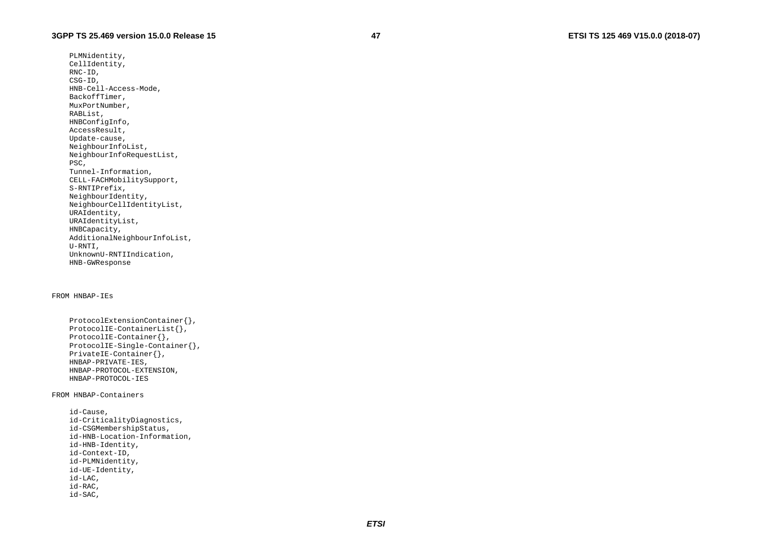```
	PLMNidentity,
	CellIdentity,
	RNC-ID,
	CSG-ID,
	HNB-Cell-Access-Mode,
	BackoffTimer,
	MuxPortNumber,
	RABList,
	HNBConfigInfo,
	AccessResult,
	Update-cause,
	NeighbourInfoList,
	NeighbourInfoRequestList,
	PSC,
	Tunnel-Information,
	CELL-FACHMobilitySupport,
	S-RNTIPrefix,
	NeighbourIdentity,
	NeighbourCellIdentityList,
	URAIdentity,
	URAIdentityList,
	HNBCapacity,
	AdditionalNeighbourInfoList,
	U-RNTI,
	UnknownU-RNTIIndication,
	HNB-GWResponse


FROM HNBAP-IEs


	ProtocolExtensionContainer{},
	ProtocolIE-ContainerList{},
	ProtocolIE-Container{},
	ProtocolIE-Single-Container{},
	PrivateIE-Container{},
	HNBAP-PRIVATE-IES,
	HNBAP-PROTOCOL-EXTENSION,
	HNBAP-PROTOCOL-IES

FROM HNBAP-Containers

	id-Cause,
	id-CriticalityDiagnostics,
	id-CSGMembershipStatus,
	id-HNB-Location-Information,
	id-HNB-Identity,
	id-Context-ID,
	id-PLMNidentity,
	id-UE-Identity,
	id-LAC,
	id-RAC,
	id-SAC,
```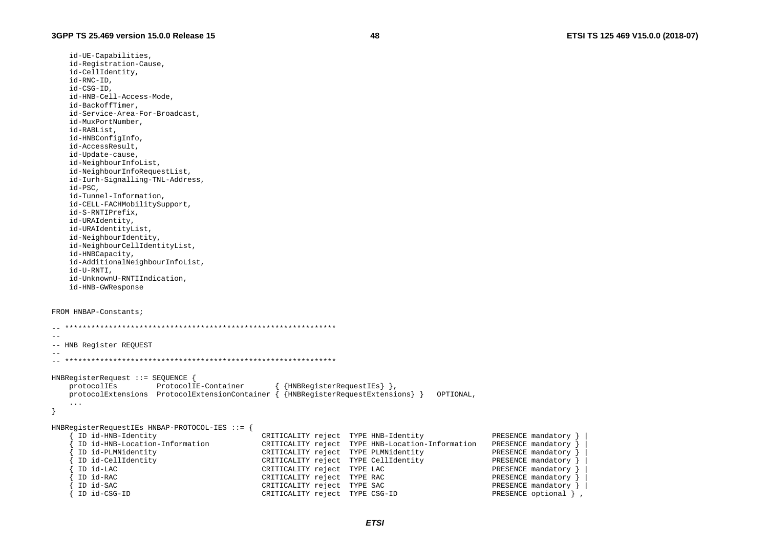```
    id-UE-Capabilities,
    id-Registration-Cause,
    id-CellIdentity,
    id-RNC-ID,
    id-CSG-ID,
    id-HNB-Cell-Access-Mode,
    id-BackoffTimer,
    id-Service-Area-For-Broadcast,
    id-MuxPortNumber,
    id-RABList,
    id-HNBConfigInfo,
    id-AccessResult,
    id-Update-cause,
    id-NeighbourInfoList,
    id-NeighbourInfoRequestList,
    id-Iurh-Signalling-TNL-Address,
    id-PSC,
    id-Tunnel-Information,
    id-CELL-FACHMobilitySupport,
    id-S-RNTIPrefix,
    id-URAIdentity,
    id-URAIdentityList,
    id-NeighbourIdentity,
    id-NeighbourCellIdentityList,
    id-HNBCapacity,
    id-AdditionalNeighbourInfoList,
    id-U-RNTI,
    id-UnknownU-RNTIIndication,
    id-HNB-GWResponse


FROM HNBAP-Constants;

-- **************************************************************
--
-- HNB Register REQUEST
--
-- **************************************************************

HNBRegisterRequest ::= SEQUENCE {
    protocolIEs         ProtocolIE-Container       { {HNBRegisterRequestIEs} },
    protocolExtensions  ProtocolExtensionContainer { {HNBRegisterRequestExtensions} }   OPTIONAL,
    ...
}

HNBRegisterRequestIEs HNBAP-PROTOCOL-IES ::= {
    { ID id-HNB-Identity                    CRITICALITY reject  TYPE HNB-Identity               PRESENCE mandatory } |
    { ID id-HNB-Location-Information        CRITICALITY reject  TYPE HNB-Location-Information   PRESENCE mandatory } |
    { ID id-PLMNidentity                    CRITICALITY reject  TYPE PLMNidentity               PRESENCE mandatory } |
    { ID id-CellIdentity                    CRITICALITY reject  TYPE CellIdentity               PRESENCE mandatory } |
    { ID id-LAC                             CRITICALITY reject  TYPE LAC                        PRESENCE mandatory } |
    { ID id-RAC                             CRITICALITY reject  TYPE RAC                        PRESENCE mandatory } |
    { ID id-SAC                             CRITICALITY reject  TYPE SAC                        PRESENCE mandatory } |
    { ID id-CSG-ID                          CRITICALITY reject  TYPE CSG-ID                     PRESENCE optional } ,
```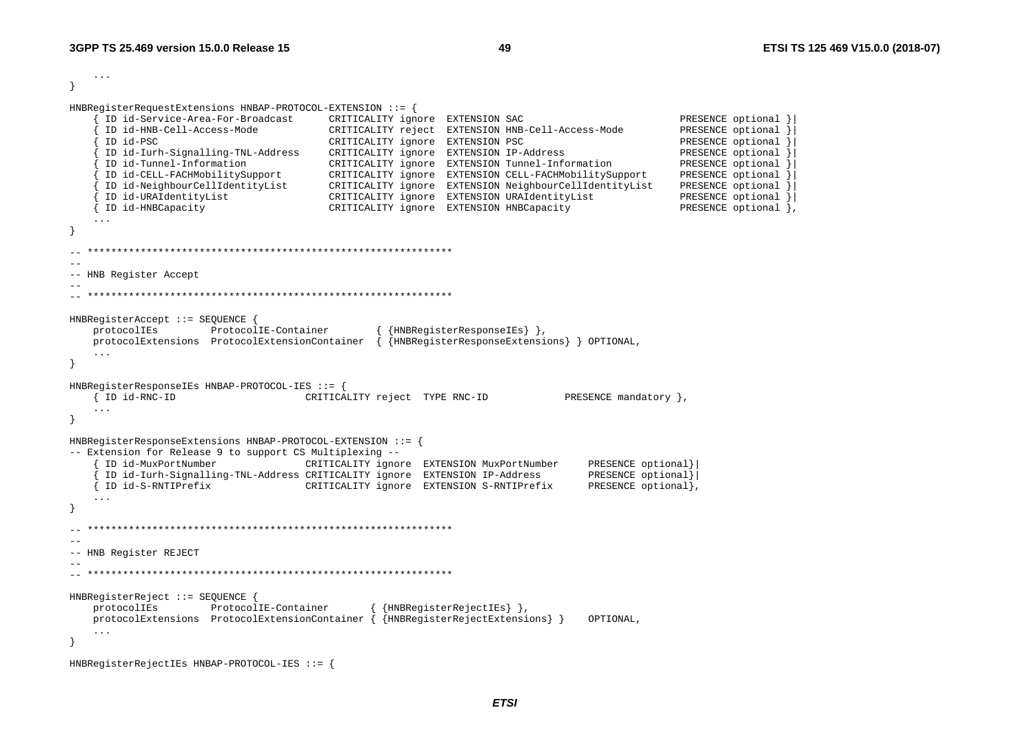```
	...
}

HNBRegisterRequestExtensions HNBAP-PROTOCOL-EXTENSION ::= {
	{ ID id-Service-Area-For-Broadcast		CRITICALITY ignore	EXTENSION SAC					PRESENCE optional }|
	{ ID id-HNB-Cell-Access-Mode			CRITICALITY reject	EXTENSION HNB-Cell-Access-Mode		PRESENCE optional }|
	{ ID id-PSC						CRITICALITY ignore	EXTENSION PSC					PRESENCE optional }|
	{ ID id-Iurh-Signalling-TNL-Address		CRITICALITY ignore	EXTENSION IP-Address				PRESENCE optional }|
	{ ID id-Tunnel-Information			CRITICALITY ignore	EXTENSION Tunnel-Information		PRESENCE optional }|
	{ ID id-CELL-FACHMobilitySupport		CRITICALITY ignore	EXTENSION CELL-FACHMobilitySupport	PRESENCE optional }|
	{ ID id-NeighbourCellIdentityList		CRITICALITY ignore	EXTENSION NeighbourCellIdentityList	PRESENCE optional }|
	{ ID id-URAIdentityList				CRITICALITY ignore	EXTENSION URAIdentityList			PRESENCE optional }|
	{ ID id-HNBCapacity				CRITICALITY ignore	EXTENSION HNBCapacity				PRESENCE optional },
	...
}

-- **************************************************************
--
-- HNB Register Accept
--
-- **************************************************************

HNBRegisterAccept ::= SEQUENCE {
	protocolIEs			ProtocolIE-Container		{ {HNBRegisterResponseIEs} },
	protocolExtensions	ProtocolExtensionContainer	{ {HNBRegisterResponseExtensions} } OPTIONAL,
	...
}

HNBRegisterResponseIEs HNBAP-PROTOCOL-IES ::= {
	{ ID id-RNC-ID					CRITICALITY reject	TYPE RNC-ID			PRESENCE mandatory },
	...
}

HNBRegisterResponseExtensions HNBAP-PROTOCOL-EXTENSION ::= {
-- Extension for Release 9 to support CS Multiplexing --
	{ ID id-MuxPortNumber				CRITICALITY ignore	EXTENSION MuxPortNumber		PRESENCE optional}|
	{ ID id-Iurh-Signalling-TNL-Address	CRITICALITY ignore	EXTENSION IP-Address		PRESENCE optional}|
	{ ID id-S-RNTIPrefix				CRITICALITY ignore	EXTENSION S-RNTIPrefix		PRESENCE optional},
	...
}

-- **************************************************************
--
-- HNB Register REJECT
--
-- **************************************************************

HNBRegisterReject ::= SEQUENCE {
	protocolIEs			ProtocolIE-Container		{ {HNBRegisterRejectIEs} },
	protocolExtensions	ProtocolExtensionContainer	{ {HNBRegisterRejectExtensions} }	OPTIONAL,
	...
}

HNBRegisterRejectIEs HNBAP-PROTOCOL-IES ::= {
```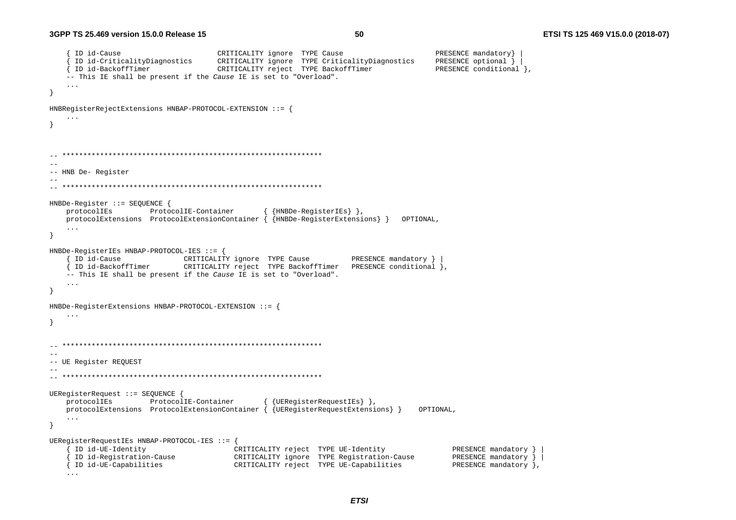```
	{ ID id-Cause						CRITICALITY ignore	TYPE Cause							PRESENCE mandatory} |
	{ ID id-CriticalityDiagnostics		CRITICALITY ignore	TYPE CriticalityDiagnostics		PRESENCE optional } |
	{ ID id-BackoffTimer				CRITICALITY reject	TYPE BackoffTimer				PRESENCE conditional },
	-- This IE shall be present if the Cause IE is set to "Overload".
	...
}

HNBRegisterRejectExtensions HNBAP-PROTOCOL-EXTENSION ::= {
	...
}



-- **************************************************************
--
-- HNB De- Register
--
-- **************************************************************

HNBDe-Register ::= SEQUENCE {
	protocolIEs			ProtocolIE-Container		{ {HNBDe-RegisterIEs} },
	protocolExtensions	ProtocolExtensionContainer { {HNBDe-RegisterExtensions} }	OPTIONAL,
	...
}

HNBDe-RegisterIEs HNBAP-PROTOCOL-IES ::= {
	{ ID id-Cause				CRITICALITY ignore	TYPE Cause			PRESENCE mandatory } |
	{ ID id-BackoffTimer		CRITICALITY reject	TYPE BackoffTimer	PRESENCE conditional },
	-- This IE shall be present if the Cause IE is set to "Overload".
	...
}

HNBDe-RegisterExtensions HNBAP-PROTOCOL-EXTENSION ::= {
	...
}


-- **************************************************************
--
-- UE Register REQUEST
--
-- **************************************************************

UERegisterRequest ::= SEQUENCE {
	protocolIEs			ProtocolIE-Container		{ {UERegisterRequestIEs} },
	protocolExtensions	ProtocolExtensionContainer { {UERegisterRequestExtensions} }	OPTIONAL,
	...
}

UERegisterRequestIEs HNBAP-PROTOCOL-IES ::= {
	{ ID id-UE-Identity					CRITICALITY reject	TYPE UE-Identity				PRESENCE mandatory } |
	{ ID id-Registration-Cause			CRITICALITY ignore	TYPE Registration-Cause			PRESENCE mandatory } |
	{ ID id-UE-Capabilities				CRITICALITY reject	TYPE UE-Capabilities			PRESENCE mandatory },
	...
```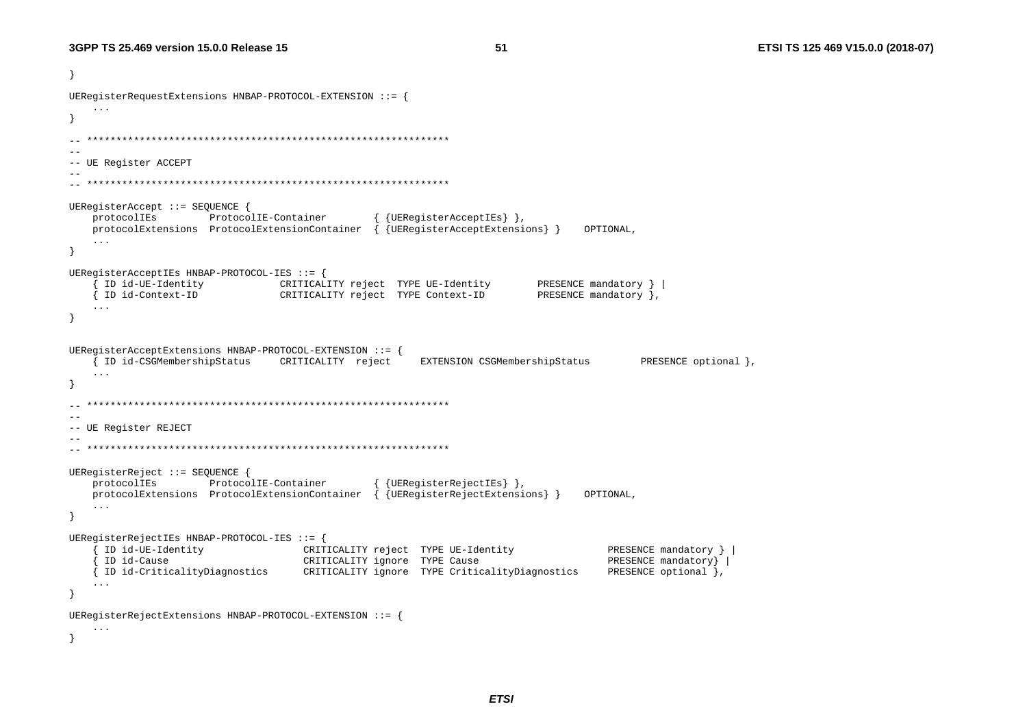```
}

UERegisterRequestExtensions HNBAP-PROTOCOL-EXTENSION ::= {
	...
}

-- **************************************************************
--
-- UE Register ACCEPT
--
-- **************************************************************

UERegisterAccept ::= SEQUENCE {
	protocolIEs			ProtocolIE-Container		{ {UERegisterAcceptIEs} },
	protocolExtensions	ProtocolExtensionContainer	{ {UERegisterAcceptExtensions} }	OPTIONAL,
	...
}

UERegisterAcceptIEs HNBAP-PROTOCOL-IES ::= {
	{ ID id-UE-Identity				CRITICALITY reject	TYPE UE-Identity		PRESENCE mandatory } |
	{ ID id-Context-ID				CRITICALITY reject	TYPE Context-ID			PRESENCE mandatory },
	...
}


UERegisterAcceptExtensions HNBAP-PROTOCOL-EXTENSION ::= {
	{ ID id-CSGMembershipStatus		CRITICALITY	reject		EXTENSION CSGMembershipStatus		PRESENCE optional },
	...
}

-- **************************************************************
--
-- UE Register REJECT
--
-- **************************************************************

UERegisterReject ::= SEQUENCE {
	protocolIEs			ProtocolIE-Container		{ {UERegisterRejectIEs} },
	protocolExtensions	ProtocolExtensionContainer	{ {UERegisterRejectExtensions} }	OPTIONAL,
	...
}

UERegisterRejectIEs HNBAP-PROTOCOL-IES ::= {
	{ ID id-UE-Identity					CRITICALITY reject	TYPE UE-Identity				PRESENCE mandatory } |
	{ ID id-Cause						CRITICALITY ignore	TYPE Cause						PRESENCE mandatory} |
	{ ID id-CriticalityDiagnostics		CRITICALITY ignore	TYPE CriticalityDiagnostics		PRESENCE optional },
	...
}

UERegisterRejectExtensions HNBAP-PROTOCOL-EXTENSION ::= {
	...
}
```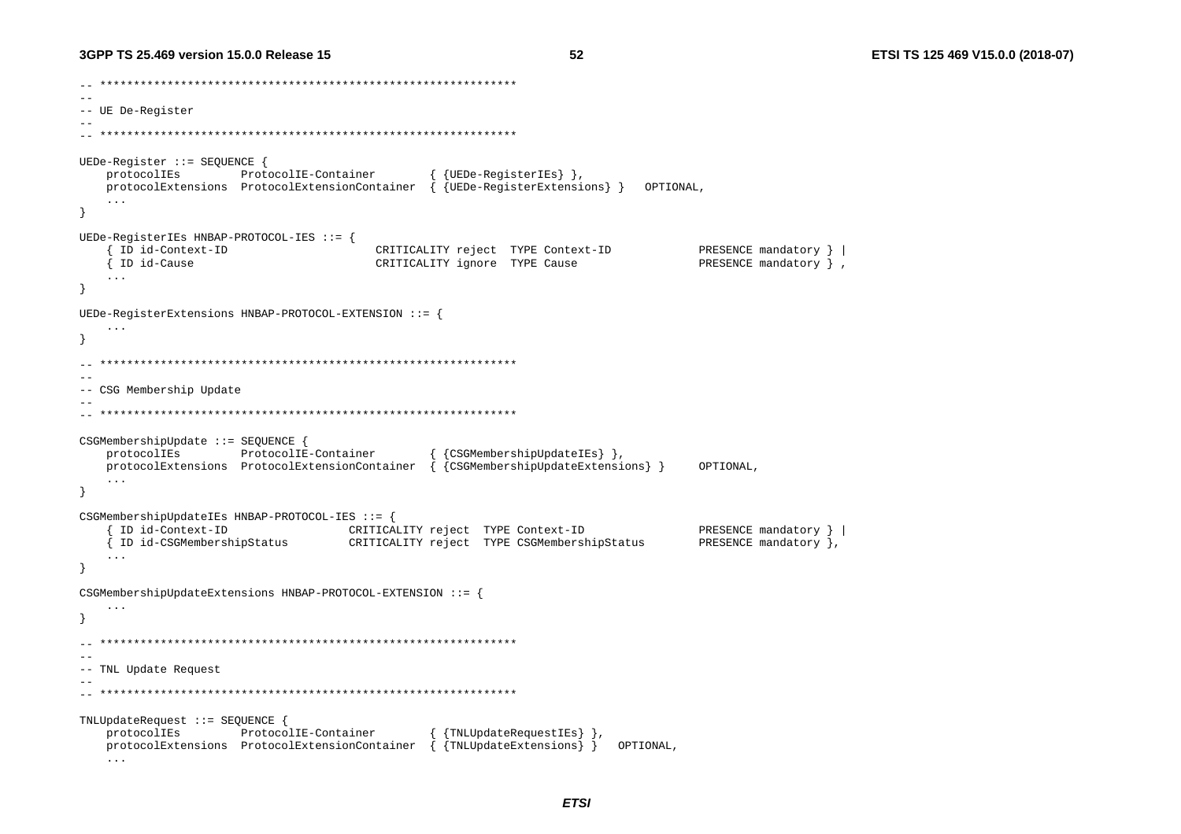```
-- **************************************************************
--
-- UE De-Register
--
-- **************************************************************

UEDe-Register ::= SEQUENCE {
	protocolIEs			ProtocolIE-Container		{ {UEDe-RegisterIEs} },
	protocolExtensions	ProtocolExtensionContainer	{ {UEDe-RegisterExtensions} }	OPTIONAL,
	...
}

UEDe-RegisterIEs HNBAP-PROTOCOL-IES ::= {
	{ ID id-Context-ID					CRITICALITY reject	TYPE Context-ID				PRESENCE mandatory } |
	{ ID id-Cause						CRITICALITY ignore	TYPE Cause					PRESENCE mandatory } ,
	...
}

UEDe-RegisterExtensions HNBAP-PROTOCOL-EXTENSION ::= {
	...
}

-- **************************************************************
--
-- CSG Membership Update
--
-- **************************************************************

CSGMembershipUpdate ::= SEQUENCE {
	protocolIEs			ProtocolIE-Container		{ {CSGMembershipUpdateIEs} },
	protocolExtensions	ProtocolExtensionContainer	{ {CSGMembershipUpdateExtensions} }		OPTIONAL,
	...
}

CSGMembershipUpdateIEs HNBAP-PROTOCOL-IES ::= {
	{ ID id-Context-ID				CRITICALITY reject	TYPE Context-ID				PRESENCE mandatory } |
	{ ID id-CSGMembershipStatus		CRITICALITY reject	TYPE CSGMembershipStatus		PRESENCE mandatory },
	...
}

CSGMembershipUpdateExtensions HNBAP-PROTOCOL-EXTENSION ::= {
	...
}

-- **************************************************************
--
-- TNL Update Request
--
-- **************************************************************

TNLUpdateRequest ::= SEQUENCE {
	protocolIEs			ProtocolIE-Container		{ {TNLUpdateRequestIEs} },
	protocolExtensions	ProtocolExtensionContainer	{ {TNLUpdateExtensions} }	OPTIONAL,
	...
```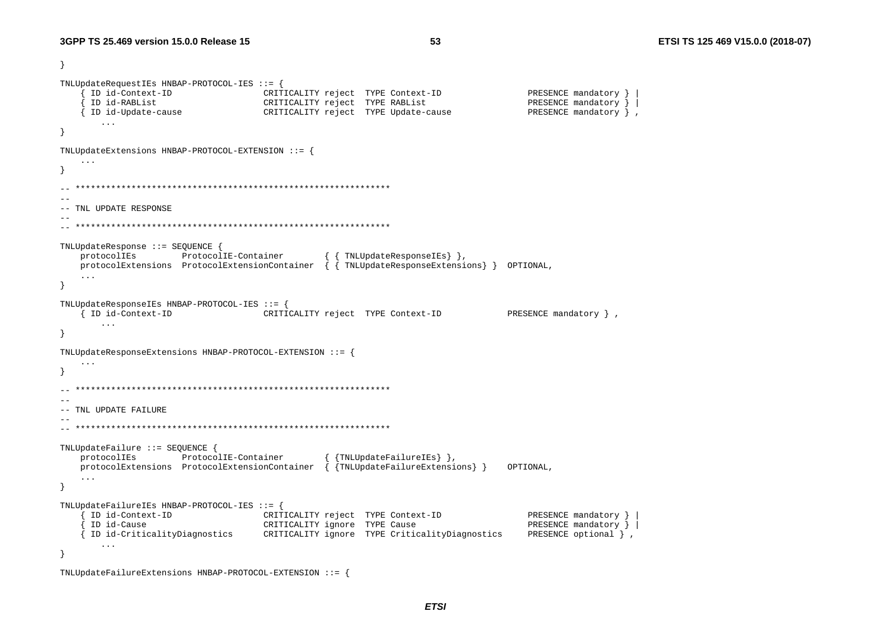```
}

TNLUpdateRequestIEs HNBAP-PROTOCOL-IES ::= {
	{ ID id-Context-ID			CRITICALITY reject	TYPE Context-ID			PRESENCE mandatory } |
	{ ID id-RABList				CRITICALITY reject	TYPE RABList			PRESENCE mandatory } |
	{ ID id-Update-cause		CRITICALITY reject	TYPE Update-cause		PRESENCE mandatory } ,
		...
}

TNLUpdateExtensions HNBAP-PROTOCOL-EXTENSION ::= {
	...
}

-- **************************************************************
--
-- TNL UPDATE RESPONSE
--
-- **************************************************************

TNLUpdateResponse ::= SEQUENCE {
	protocolIEs			ProtocolIE-Container		{ { TNLUpdateResponseIEs} },
	protocolExtensions	ProtocolExtensionContainer	{ { TNLUpdateResponseExtensions} }	OPTIONAL,
	...
}

TNLUpdateResponseIEs HNBAP-PROTOCOL-IES ::= {
	{ ID id-Context-ID			CRITICALITY reject	TYPE Context-ID			PRESENCE mandatory } ,
		...
}

TNLUpdateResponseExtensions HNBAP-PROTOCOL-EXTENSION ::= {
	...
}

-- **************************************************************
--
-- TNL UPDATE FAILURE
--
-- **************************************************************

TNLUpdateFailure ::= SEQUENCE {
	protocolIEs			ProtocolIE-Container		{ {TNLUpdateFailureIEs} },
	protocolExtensions	ProtocolExtensionContainer	{ {TNLUpdateFailureExtensions} }	OPTIONAL,
	...
}

TNLUpdateFailureIEs HNBAP-PROTOCOL-IES ::= {
	{ ID id-Context-ID				CRITICALITY reject	TYPE Context-ID				PRESENCE mandatory } |
	{ ID id-Cause					CRITICALITY ignore	TYPE Cause					PRESENCE mandatory } |
	{ ID id-CriticalityDiagnostics	CRITICALITY ignore	TYPE CriticalityDiagnostics	PRESENCE optional } ,
		...
}

TNLUpdateFailureExtensions HNBAP-PROTOCOL-EXTENSION ::= {
```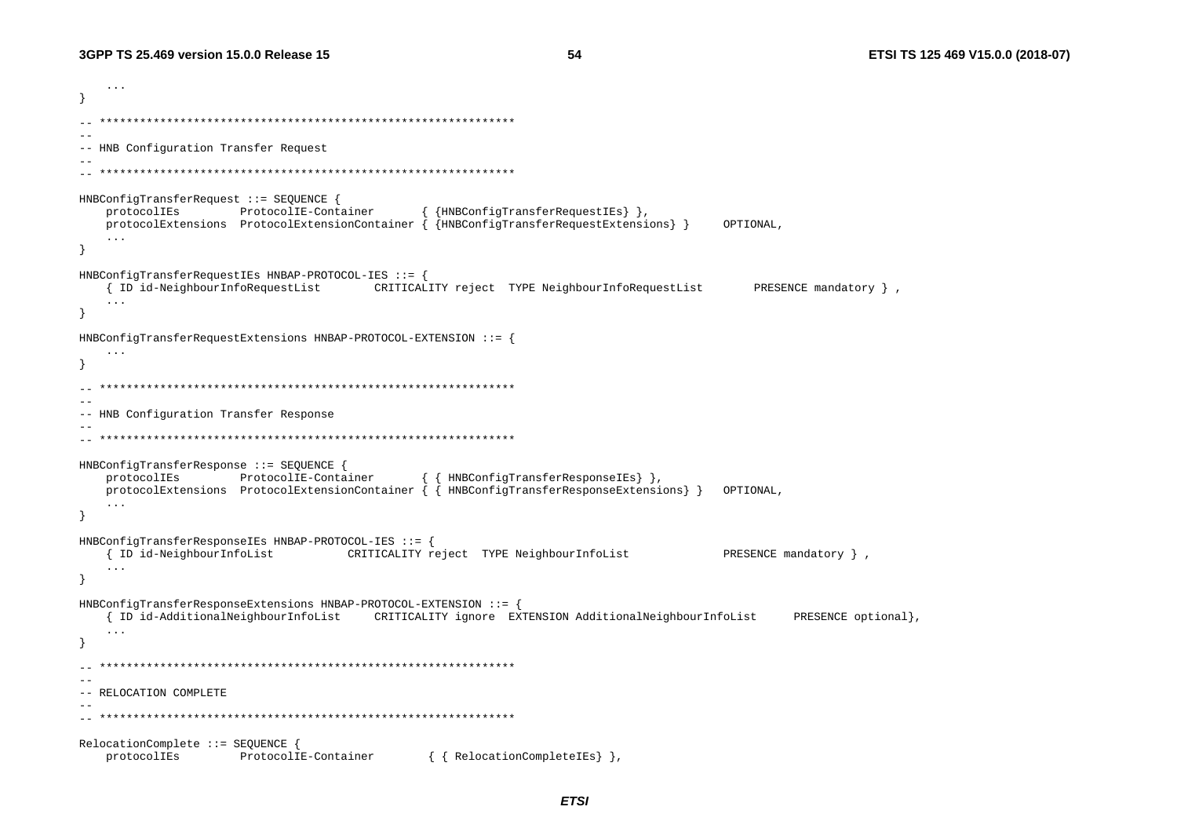```
	...
}

-- **************************************************************
--
-- HNB Configuration Transfer Request
--
-- **************************************************************

HNBConfigTransferRequest ::= SEQUENCE {
	protocolIEs			ProtocolIE-Container		{ {HNBConfigTransferRequestIEs} },
	protocolExtensions	ProtocolExtensionContainer { {HNBConfigTransferRequestExtensions} }		OPTIONAL,
	...
}

HNBConfigTransferRequestIEs HNBAP-PROTOCOL-IES ::= {
	{ ID id-NeighbourInfoRequestList		CRITICALITY reject	TYPE NeighbourInfoRequestList		PRESENCE mandatory } ,
	...
}

HNBConfigTransferRequestExtensions HNBAP-PROTOCOL-EXTENSION ::= {
	...
}

-- **************************************************************
--
-- HNB Configuration Transfer Response
--
-- **************************************************************

HNBConfigTransferResponse ::= SEQUENCE {
	protocolIEs			ProtocolIE-Container		{ { HNBConfigTransferResponseIEs} },
	protocolExtensions	ProtocolExtensionContainer { { HNBConfigTransferResponseExtensions} }	OPTIONAL,
	...
}

HNBConfigTransferResponseIEs HNBAP-PROTOCOL-IES ::= {
	{ ID id-NeighbourInfoList			CRITICALITY reject	TYPE NeighbourInfoList				PRESENCE mandatory } ,
	...
}

HNBConfigTransferResponseExtensions HNBAP-PROTOCOL-EXTENSION ::= {
	{ ID id-AdditionalNeighbourInfoList		CRITICALITY ignore	EXTENSION AdditionalNeighbourInfoList		PRESENCE optional},
	...
}

-- **************************************************************
--
-- RELOCATION COMPLETE
--
-- **************************************************************

RelocationComplete ::= SEQUENCE {
	protocolIEs			ProtocolIE-Container		{ { RelocationCompleteIEs} },
```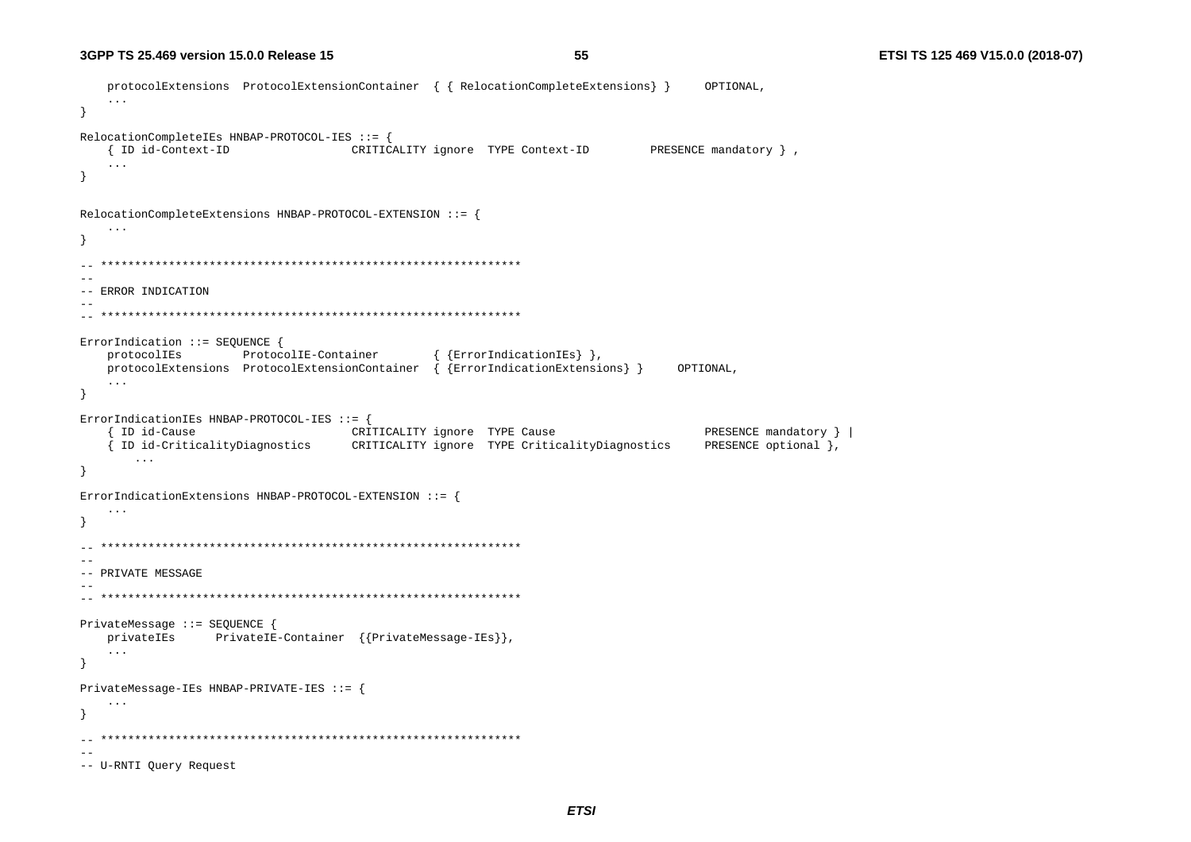```
	protocolExtensions	ProtocolExtensionContainer	{ { RelocationCompleteExtensions} }		OPTIONAL,
	...
}

RelocationCompleteIEs HNBAP-PROTOCOL-IES ::= {
	{ ID id-Context-ID					CRITICALITY ignore	TYPE Context-ID			PRESENCE mandatory } ,
	...
}


RelocationCompleteExtensions HNBAP-PROTOCOL-EXTENSION ::= {
	...
}

-- **************************************************************
--
-- ERROR INDICATION
--
-- **************************************************************

ErrorIndication ::= SEQUENCE {
	protocolIEs			ProtocolIE-Container		{ {ErrorIndicationIEs} },
	protocolExtensions	ProtocolExtensionContainer	{ {ErrorIndicationExtensions} }		OPTIONAL,
	...
}

ErrorIndicationIEs HNBAP-PROTOCOL-IES ::= {
	{ ID id-Cause						CRITICALITY ignore	TYPE Cause						PRESENCE mandatory } |
	{ ID id-CriticalityDiagnostics		CRITICALITY ignore	TYPE CriticalityDiagnostics		PRESENCE optional },
		...
}

ErrorIndicationExtensions HNBAP-PROTOCOL-EXTENSION ::= {
	...
}

-- **************************************************************
--
-- PRIVATE MESSAGE
--
-- **************************************************************

PrivateMessage ::= SEQUENCE {
	privateIEs		PrivateIE-Container  {{PrivateMessage-IEs}},
	...
}

PrivateMessage-IEs HNBAP-PRIVATE-IES ::= {
	...
}

-- **************************************************************
--
-- U-RNTI Query Request
```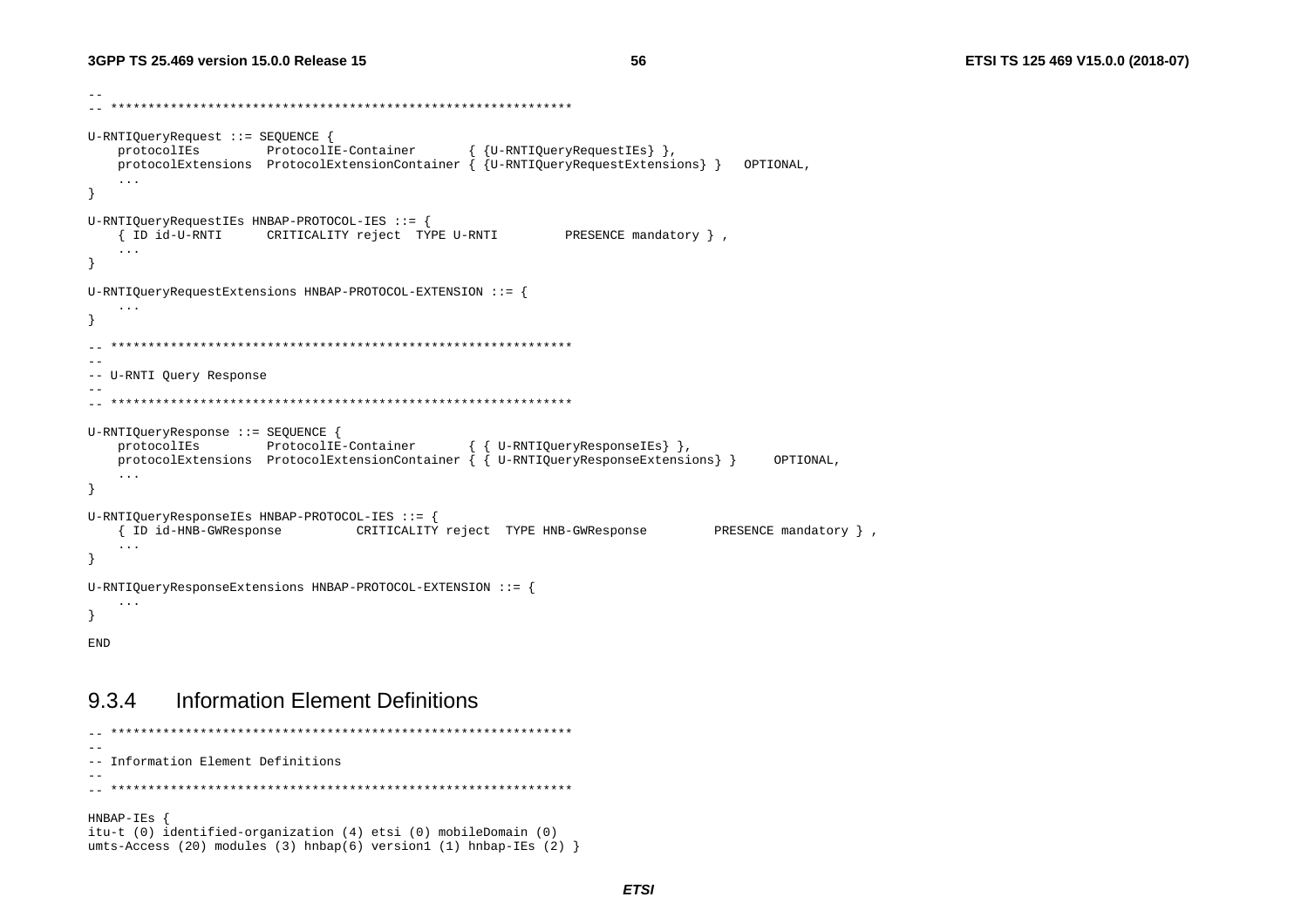```
--
-- **************************************************************

U-RNTIQueryRequest ::= SEQUENCE {
    protocolIEs         ProtocolIE-Container       { {U-RNTIQueryRequestIEs} },
    protocolExtensions  ProtocolExtensionContainer { {U-RNTIQueryRequestExtensions} }   OPTIONAL,
    ...
}

U-RNTIQueryRequestIEs HNBAP-PROTOCOL-IES ::= {
    { ID id-U-RNTI      CRITICALITY reject  TYPE U-RNTI         PRESENCE mandatory } ,
    ...
}

U-RNTIQueryRequestExtensions HNBAP-PROTOCOL-EXTENSION ::= {
    ...
}

-- **************************************************************
--
-- U-RNTI Query Response
--
-- **************************************************************

U-RNTIQueryResponse ::= SEQUENCE {
    protocolIEs         ProtocolIE-Container       { { U-RNTIQueryResponseIEs} },
    protocolExtensions  ProtocolExtensionContainer { { U-RNTIQueryResponseExtensions} }     OPTIONAL,
    ...
}

U-RNTIQueryResponseIEs HNBAP-PROTOCOL-IES ::= {
    { ID id-HNB-GWResponse          CRITICALITY reject  TYPE HNB-GWResponse         PRESENCE mandatory } ,
    ...
}

U-RNTIQueryResponseExtensions HNBAP-PROTOCOL-EXTENSION ::= {
    ...
}

END
```

### 9.3.4 Information Element Definitions

```
-- **************************************************************
--
-- Information Element Definitions
--
-- **************************************************************

HNBAP-IEs {
itu-t (0) identified-organization (4) etsi (0) mobileDomain (0)
umts-Access (20) modules (3) hnbap(6) version1 (1) hnbap-IEs (2) }
```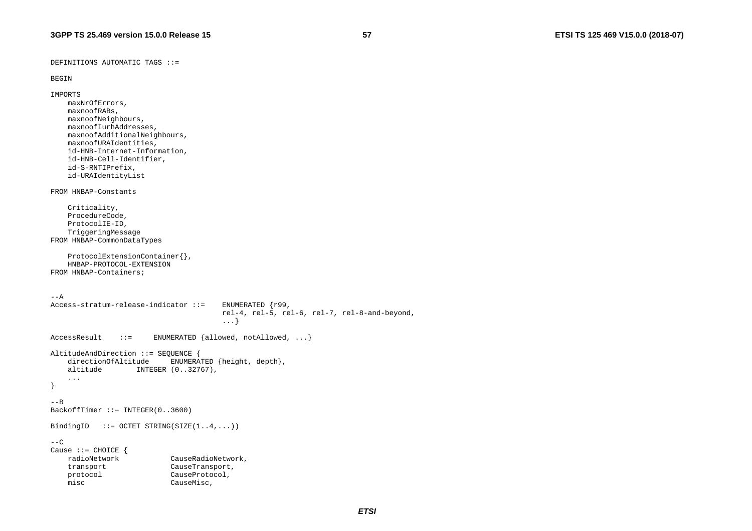```
DEFINITIONS AUTOMATIC TAGS ::=

BEGIN

IMPORTS
    maxNrOfErrors,
    maxnoofRABs,
    maxnoofNeighbours,
    maxnoofIurhAddresses,
    maxnoofAdditionalNeighbours,
    maxnoofURAIdentities,
    id-HNB-Internet-Information,
    id-HNB-Cell-Identifier,
    id-S-RNTIPrefix,
    id-URAIdentityList

FROM HNBAP-Constants

    Criticality,
    ProcedureCode,
    ProtocolIE-ID,
    TriggeringMessage
FROM HNBAP-CommonDataTypes

    ProtocolExtensionContainer{},
    HNBAP-PROTOCOL-EXTENSION
FROM HNBAP-Containers;


--A
Access-stratum-release-indicator ::=    ENUMERATED {r99,
                                        rel-4, rel-5, rel-6, rel-7, rel-8-and-beyond,
                                        ...}

AccessResult    ::=     ENUMERATED {allowed, notAllowed, ...}

AltitudeAndDirection ::= SEQUENCE {
    directionOfAltitude     ENUMERATED {height, depth},
    altitude        INTEGER (0..32767),
    ...
}

--B
BackoffTimer ::= INTEGER(0..3600)

BindingID   ::= OCTET STRING(SIZE(1..4,...))

--C
Cause ::= CHOICE {
    radioNetwork            CauseRadioNetwork,
    transport               CauseTransport,
    protocol                CauseProtocol,
    misc                    CauseMisc,
```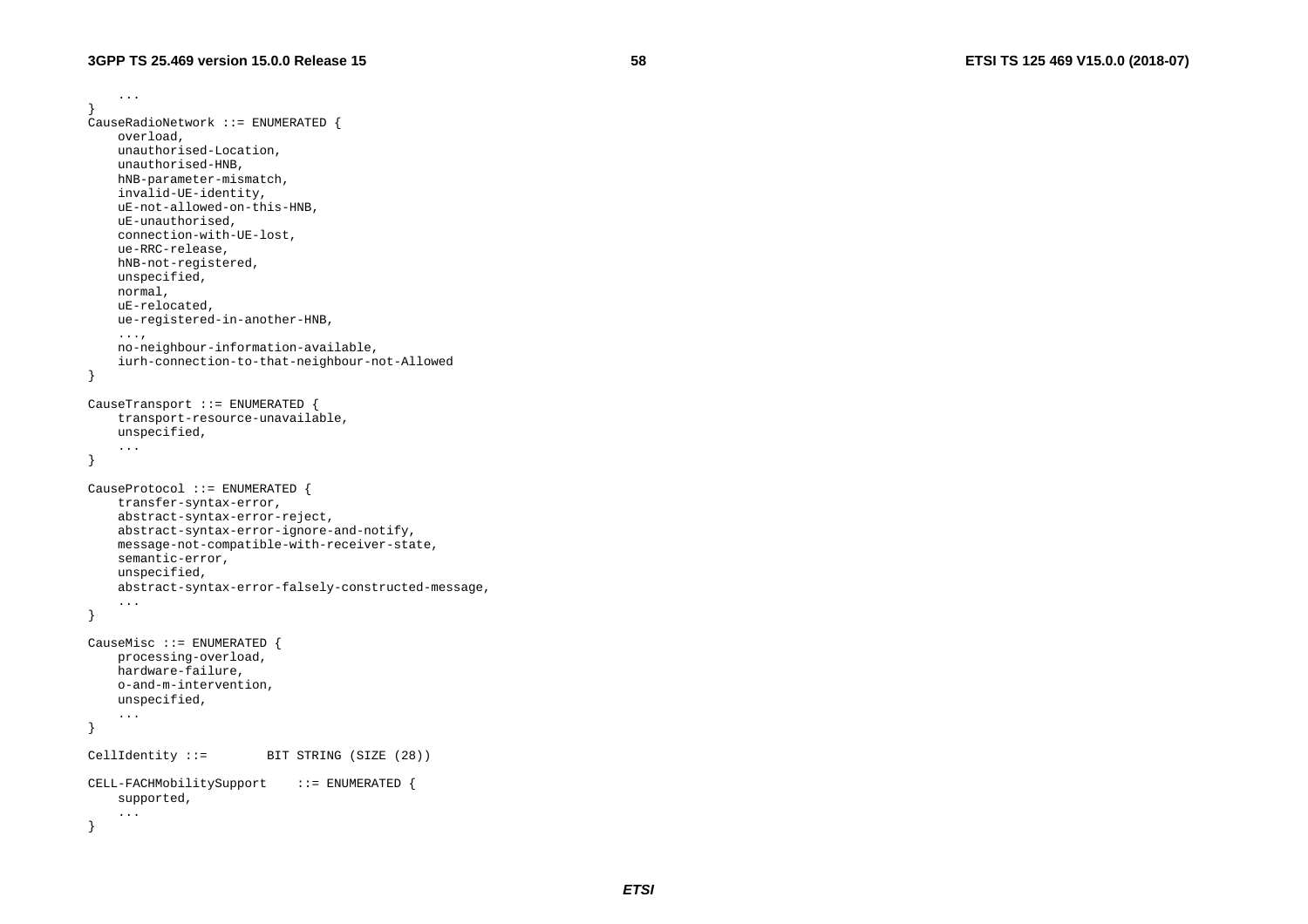```
	...
}
CauseRadioNetwork ::= ENUMERATED {
	overload,
	unauthorised-Location,
	unauthorised-HNB,
	hNB-parameter-mismatch,
	invalid-UE-identity,
	uE-not-allowed-on-this-HNB,
	uE-unauthorised,
	connection-with-UE-lost,
	ue-RRC-release,
	hNB-not-registered,
	unspecified,
	normal,
	uE-relocated,
	ue-registered-in-another-HNB,
	...,
	no-neighbour-information-available,
	iurh-connection-to-that-neighbour-not-Allowed
}

CauseTransport ::= ENUMERATED {
	transport-resource-unavailable,
	unspecified,
	...
}

CauseProtocol ::= ENUMERATED {
	transfer-syntax-error,
	abstract-syntax-error-reject,
	abstract-syntax-error-ignore-and-notify,
	message-not-compatible-with-receiver-state,
	semantic-error,
	unspecified,
	abstract-syntax-error-falsely-constructed-message,
	...
}

CauseMisc ::= ENUMERATED {
	processing-overload,
	hardware-failure,
	o-and-m-intervention,
	unspecified,
	...
}

CellIdentity ::=		BIT STRING (SIZE (28))

CELL-FACHMobilitySupport	::= ENUMERATED {
	supported,
	...
}
```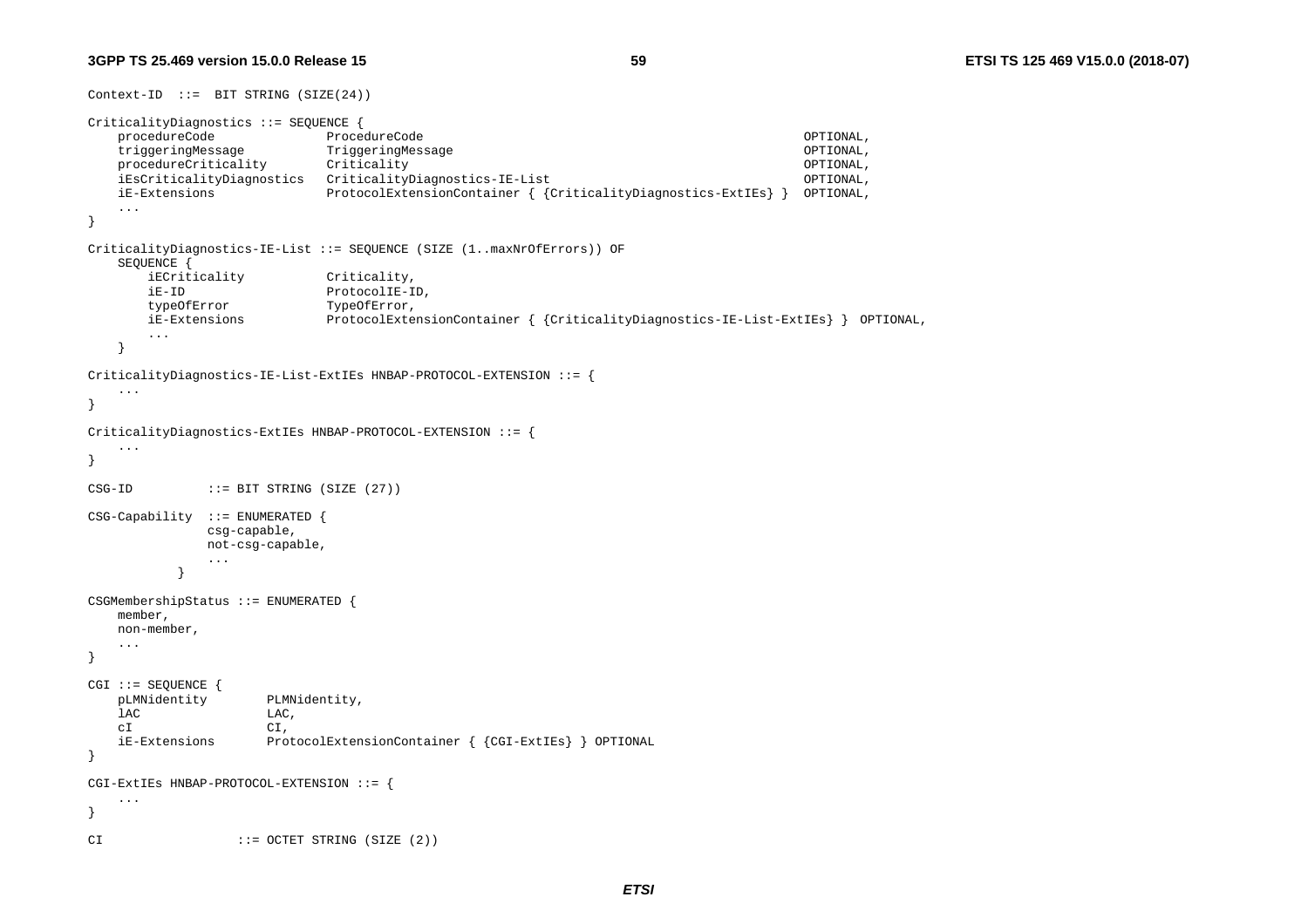```
Context-ID  ::=  BIT STRING (SIZE(24))

CriticalityDiagnostics ::= SEQUENCE {
    procedureCode               ProcedureCode                                                   OPTIONAL,
    triggeringMessage           TriggeringMessage                                               OPTIONAL,
    procedureCriticality        Criticality                                                     OPTIONAL,
    iEsCriticalityDiagnostics   CriticalityDiagnostics-IE-List                                  OPTIONAL,
    iE-Extensions               ProtocolExtensionContainer { {CriticalityDiagnostics-ExtIEs} }  OPTIONAL,
    ...
}

CriticalityDiagnostics-IE-List ::= SEQUENCE (SIZE (1..maxNrOfErrors)) OF
    SEQUENCE {
        iECriticality           Criticality,
        iE-ID                   ProtocolIE-ID,
        typeOfError             TypeOfError,
        iE-Extensions           ProtocolExtensionContainer { {CriticalityDiagnostics-IE-List-ExtIEs} }  OPTIONAL,
        ...
    }

CriticalityDiagnostics-IE-List-ExtIEs HNBAP-PROTOCOL-EXTENSION ::= {
    ...
}

CriticalityDiagnostics-ExtIEs HNBAP-PROTOCOL-EXTENSION ::= {
    ...
}

CSG-ID          ::= BIT STRING (SIZE (27))

CSG-Capability  ::= ENUMERATED {
                csg-capable,
                not-csg-capable,
                ...
            }

CSGMembershipStatus ::= ENUMERATED {
    member,
    non-member,
    ...
}

CGI ::= SEQUENCE {
    pLMNidentity        PLMNidentity,
    lAC                 LAC,
    cI                  CI,
    iE-Extensions       ProtocolExtensionContainer { {CGI-ExtIEs} } OPTIONAL
}

CGI-ExtIEs HNBAP-PROTOCOL-EXTENSION ::= {
    ...
}

CI                  ::= OCTET STRING (SIZE (2))
```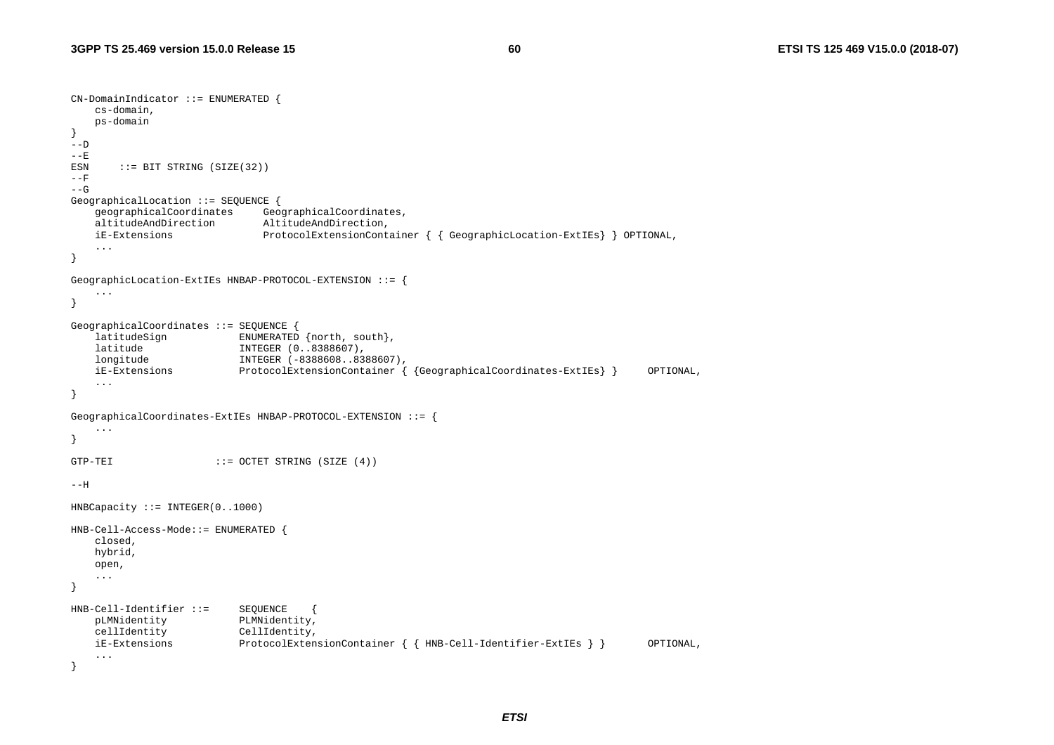```
CN-DomainIndicator ::= ENUMERATED {
	cs-domain,
	ps-domain
}
--D
--E
ESN	::= BIT STRING (SIZE(32))
--F
--G
GeographicalLocation ::= SEQUENCE {
	geographicalCoordinates		GeographicalCoordinates,
	altitudeAndDirection		AltitudeAndDirection,
	iE-Extensions			ProtocolExtensionContainer { { GeographicLocation-ExtIEs} } OPTIONAL,
	...
}

GeographicLocation-ExtIEs HNBAP-PROTOCOL-EXTENSION ::= {
	...
}

GeographicalCoordinates ::= SEQUENCE {
	latitudeSign		ENUMERATED {north, south},
	latitude		INTEGER (0..8388607),
	longitude		INTEGER (-8388608..8388607),
	iE-Extensions		ProtocolExtensionContainer { {GeographicalCoordinates-ExtIEs} }		OPTIONAL,
	...
}

GeographicalCoordinates-ExtIEs HNBAP-PROTOCOL-EXTENSION ::= {
	...
}

GTP-TEI			::= OCTET STRING (SIZE (4))

--H

HNBCapacity ::= INTEGER(0..1000)

HNB-Cell-Access-Mode::= ENUMERATED {
	closed,
	hybrid,
	open,
	...
}

HNB-Cell-Identifier ::=		SEQUENCE	{
	pLMNidentity		PLMNidentity,
	cellIdentity		CellIdentity,
	iE-Extensions		ProtocolExtensionContainer { { HNB-Cell-Identifier-ExtIEs } }		OPTIONAL,
	...
}
```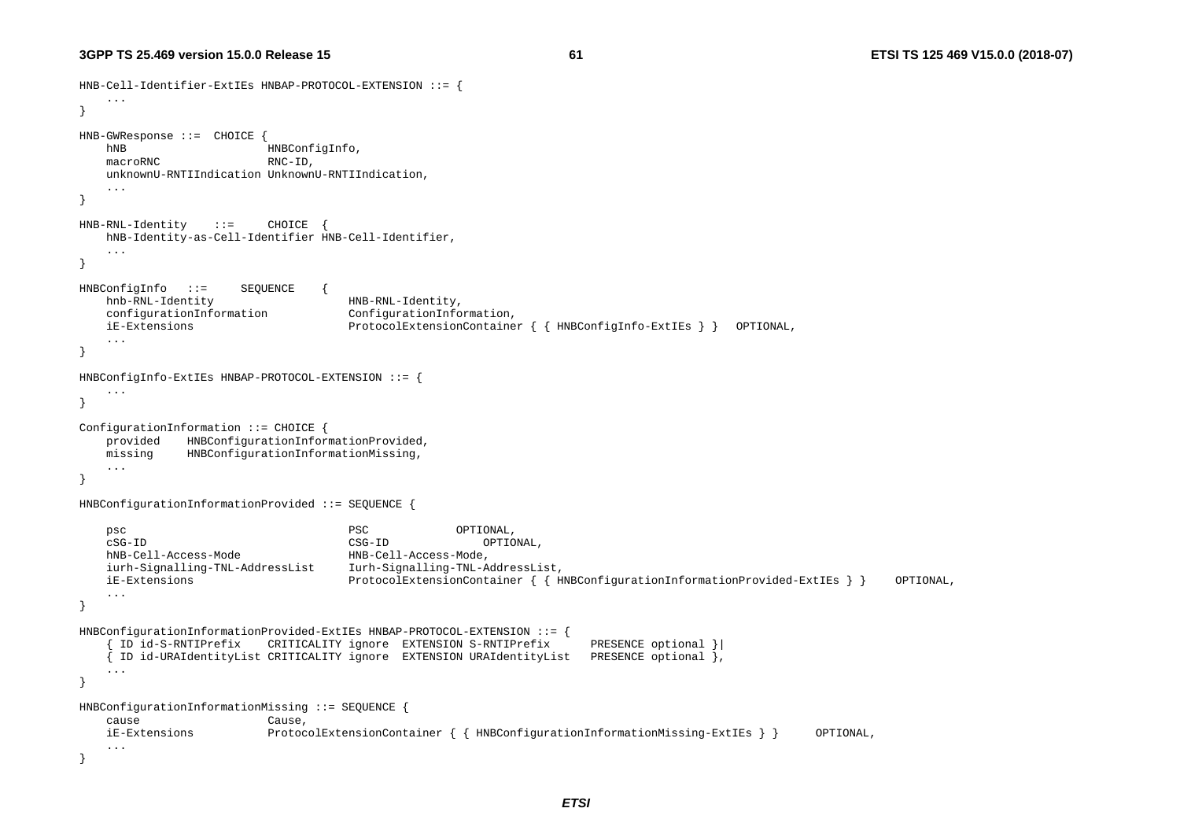```
HNB-Cell-Identifier-ExtIEs HNBAP-PROTOCOL-EXTENSION ::= {
	...
}

HNB-GWResponse ::=  CHOICE {
	hNB						HNBConfigInfo,
	macroRNC				RNC-ID,
	unknownU-RNTIIndication UnknownU-RNTIIndication,
	...
}

HNB-RNL-Identity	::=	CHOICE	{
	hNB-Identity-as-Cell-Identifier HNB-Cell-Identifier,
	...
}

HNBConfigInfo	::=	SEQUENCE	{
	hnb-RNL-Identity					HNB-RNL-Identity,
	configurationInformation			ConfigurationInformation,
	iE-Extensions						ProtocolExtensionContainer { { HNBConfigInfo-ExtIEs } }	OPTIONAL,
	...
}

HNBConfigInfo-ExtIEs HNBAP-PROTOCOL-EXTENSION ::= {
	...
}

ConfigurationInformation ::= CHOICE {
	provided	HNBConfigurationInformationProvided,
	missing		HNBConfigurationInformationMissing,
	...
}

HNBConfigurationInformationProvided ::= SEQUENCE {

	psc									PSC			OPTIONAL,
	cSG-ID								CSG-ID			OPTIONAL,
	hNB-Cell-Access-Mode				HNB-Cell-Access-Mode,
	iurh-Signalling-TNL-AddressList		Iurh-Signalling-TNL-AddressList,
	iE-Extensions						ProtocolExtensionContainer { { HNBConfigurationInformationProvided-ExtIEs } }	OPTIONAL,
	...
}

HNBConfigurationInformationProvided-ExtIEs HNBAP-PROTOCOL-EXTENSION ::= {
	{ ID id-S-RNTIPrefix	CRITICALITY ignore	EXTENSION S-RNTIPrefix		PRESENCE optional }|
	{ ID id-URAIdentityList CRITICALITY ignore	EXTENSION URAIdentityList	PRESENCE optional },
	...
}

HNBConfigurationInformationMissing ::= SEQUENCE {
	cause					Cause,
	iE-Extensions			ProtocolExtensionContainer { { HNBConfigurationInformationMissing-ExtIEs } }	OPTIONAL,
	...
}
```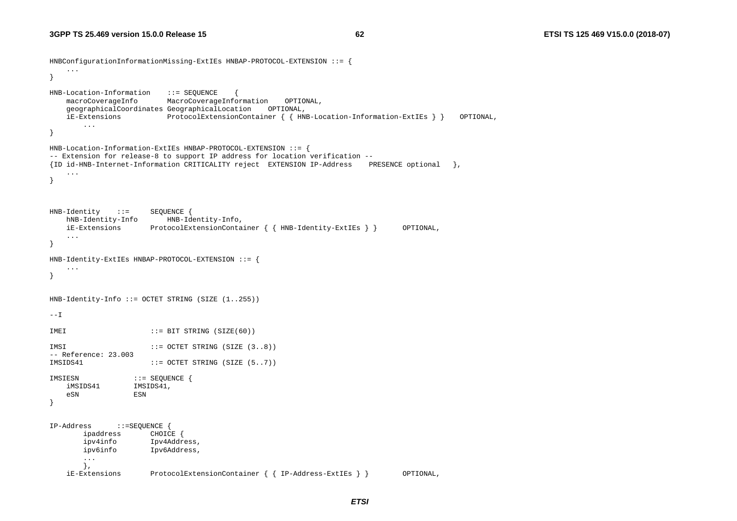```
HNBConfigurationInformationMissing-ExtIEs HNBAP-PROTOCOL-EXTENSION ::= {
    ...
}

HNB-Location-Information    ::= SEQUENCE    {
    macroCoverageInfo       MacroCoverageInformation    OPTIONAL,
    geographicalCoordinates GeographicalLocation    OPTIONAL,
    iE-Extensions           ProtocolExtensionContainer { { HNB-Location-Information-ExtIEs } }    OPTIONAL,
        ...
}

HNB-Location-Information-ExtIEs HNBAP-PROTOCOL-EXTENSION ::= {
-- Extension for release-8 to support IP address for location verification --
{ID id-HNB-Internet-Information CRITICALITY reject  EXTENSION IP-Address    PRESENCE optional   },
    ...
}



HNB-Identity    ::=     SEQUENCE {
    hNB-Identity-Info       HNB-Identity-Info,
    iE-Extensions       ProtocolExtensionContainer { { HNB-Identity-ExtIEs } }      OPTIONAL,
    ...
}

HNB-Identity-ExtIEs HNBAP-PROTOCOL-EXTENSION ::= {
    ...
}


HNB-Identity-Info ::= OCTET STRING (SIZE (1..255))

--I

IMEI                    ::= BIT STRING (SIZE(60))

IMSI                    ::= OCTET STRING (SIZE (3..8))
-- Reference: 23.003
IMSIDS41                ::= OCTET STRING (SIZE (5..7))

IMSIESN             ::= SEQUENCE {
    iMSIDS41        IMSIDS41,
    eSN             ESN
}


IP-Address      ::=SEQUENCE {
        ipaddress       CHOICE {
        ipv4info        Ipv4Address,
        ipv6info        Ipv6Address,
        ...
        },
    iE-Extensions       ProtocolExtensionContainer { { IP-Address-ExtIEs } }        OPTIONAL,
```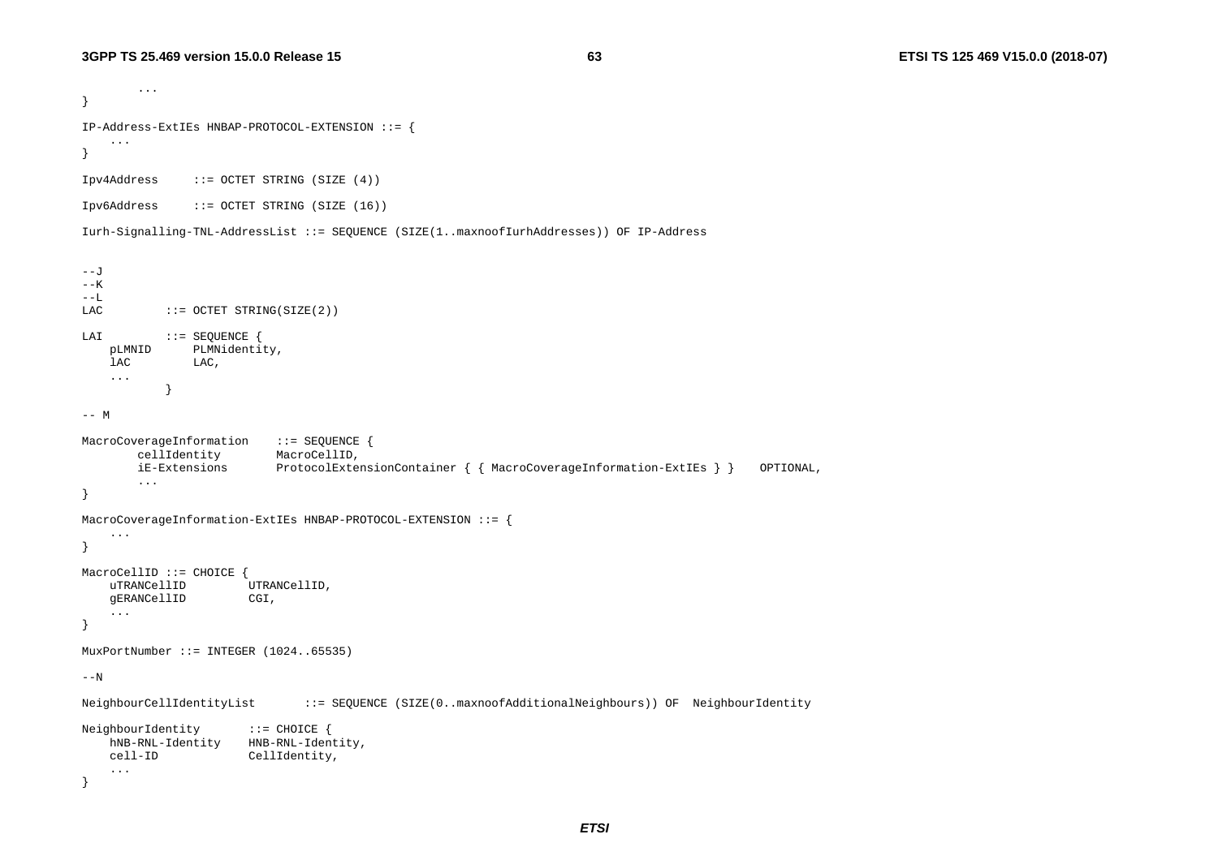```
	...
}

IP-Address-ExtIEs HNBAP-PROTOCOL-EXTENSION ::= {
	...
}

Ipv4Address	::= OCTET STRING (SIZE (4))

Ipv6Address	::= OCTET STRING (SIZE (16))

Iurh-Signalling-TNL-AddressList ::= SEQUENCE (SIZE(1..maxnoofIurhAddresses)) OF IP-Address


--J
--K
--L
LAC		::= OCTET STRING(SIZE(2))

LAI		::= SEQUENCE {
	pLMNID		PLMNidentity,
	lAC		LAC,
	...
		}

-- M

MacroCoverageInformation	::= SEQUENCE {
		cellIdentity		MacroCellID,
		iE-Extensions		ProtocolExtensionContainer { { MacroCoverageInformation-ExtIEs } }	OPTIONAL,
		...
}

MacroCoverageInformation-ExtIEs HNBAP-PROTOCOL-EXTENSION ::= {
	...
}

MacroCellID ::= CHOICE {
	uTRANCellID		UTRANCellID,
	gERANCellID		CGI,
	...
}

MuxPortNumber ::= INTEGER (1024..65535)

--N

NeighbourCellIdentityList	::= SEQUENCE (SIZE(0..maxnoofAdditionalNeighbours)) OF  NeighbourIdentity

NeighbourIdentity	::= CHOICE {
	hNB-RNL-Identity	HNB-RNL-Identity,
	cell-ID			CellIdentity,
	...
}
```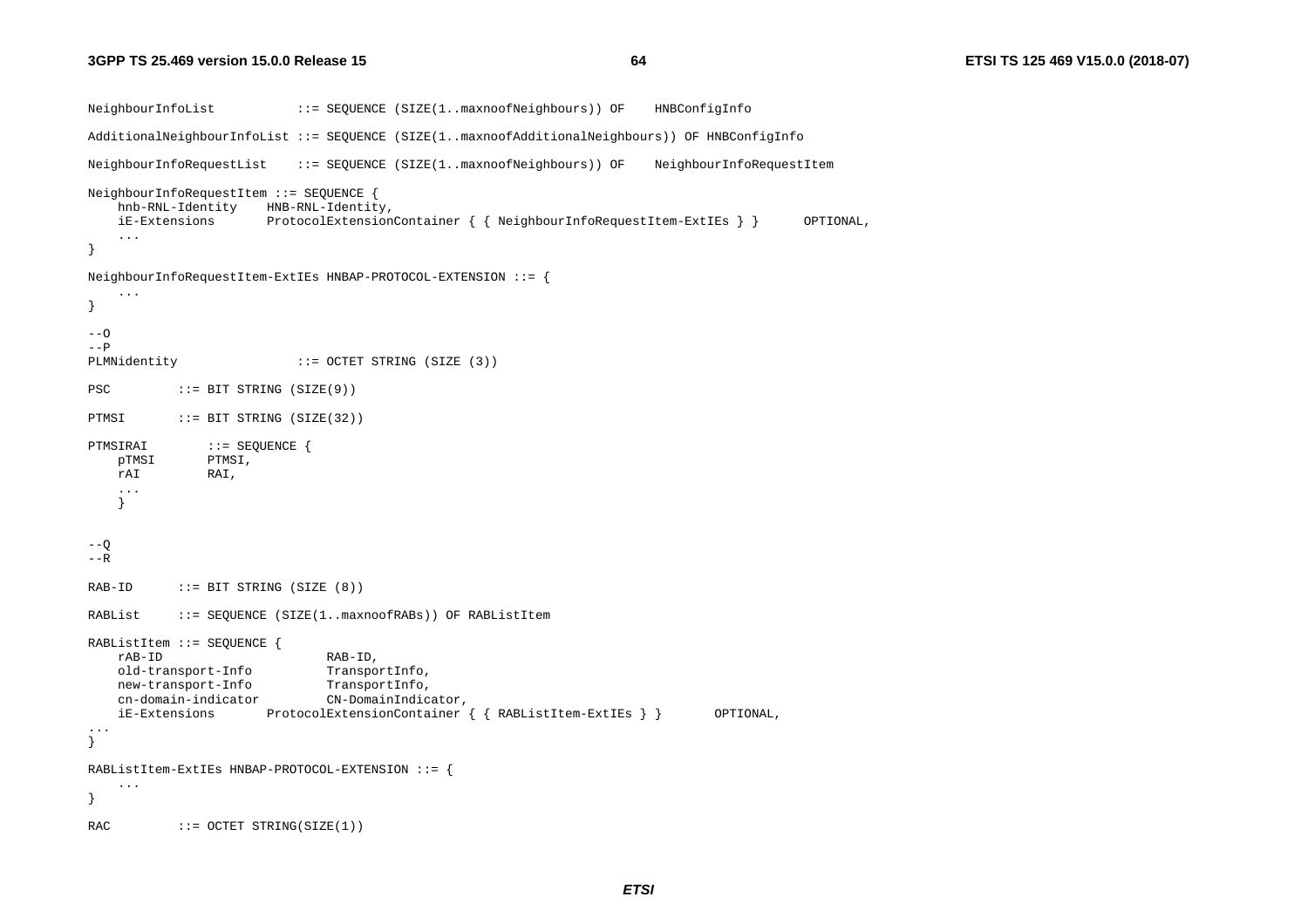```
NeighbourInfoList           ::= SEQUENCE (SIZE(1..maxnoofNeighbours)) OF    HNBConfigInfo

AdditionalNeighbourInfoList ::= SEQUENCE (SIZE(1..maxnoofAdditionalNeighbours)) OF HNBConfigInfo

NeighbourInfoRequestList    ::= SEQUENCE (SIZE(1..maxnoofNeighbours)) OF    NeighbourInfoRequestItem

NeighbourInfoRequestItem ::= SEQUENCE {
    hnb-RNL-Identity    HNB-RNL-Identity,
    iE-Extensions       ProtocolExtensionContainer { { NeighbourInfoRequestItem-ExtIEs } }      OPTIONAL,
    ...
}

NeighbourInfoRequestItem-ExtIEs HNBAP-PROTOCOL-EXTENSION ::= {
    ...
}

--O
--P
PLMNidentity                ::= OCTET STRING (SIZE (3))

PSC         ::= BIT STRING (SIZE(9))

PTMSI       ::= BIT STRING (SIZE(32))

PTMSIRAI        ::= SEQUENCE {
    pTMSI       PTMSI,
    rAI         RAI,
    ...
    }


--Q
--R

RAB-ID      ::= BIT STRING (SIZE (8))

RABList     ::= SEQUENCE (SIZE(1..maxnoofRABs)) OF RABListItem

RABListItem ::= SEQUENCE {
    rAB-ID                      RAB-ID,
    old-transport-Info          TransportInfo,
    new-transport-Info          TransportInfo,
    cn-domain-indicator         CN-DomainIndicator,
    iE-Extensions       ProtocolExtensionContainer { { RABListItem-ExtIEs } }       OPTIONAL,
...
}

RABListItem-ExtIEs HNBAP-PROTOCOL-EXTENSION ::= {
    ...
}

RAC         ::= OCTET STRING(SIZE(1))
```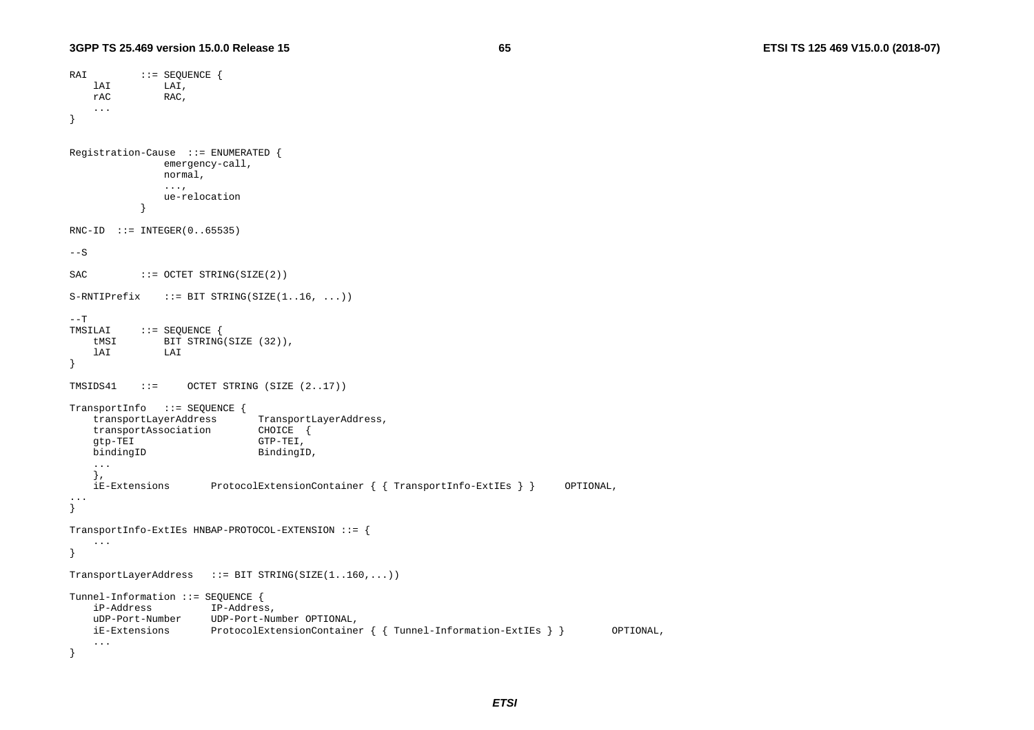```
RAI         ::= SEQUENCE {
    lAI         LAI,
    rAC         RAC,
    ...
}


Registration-Cause  ::= ENUMERATED {
                emergency-call,
                normal,
                ...,
                ue-relocation
            }

RNC-ID  ::= INTEGER(0..65535)

--S

SAC         ::= OCTET STRING(SIZE(2))

S-RNTIPrefix    ::= BIT STRING(SIZE(1..16, ...))

--T
TMSILAI     ::= SEQUENCE {
    tMSI        BIT STRING(SIZE (32)),
    lAI         LAI
}

TMSIDS41    ::=     OCTET STRING (SIZE (2..17))

TransportInfo   ::= SEQUENCE {
    transportLayerAddress       TransportLayerAddress,
    transportAssociation        CHOICE  {
    gtp-TEI                     GTP-TEI,
    bindingID                   BindingID,
    ...
    },
    iE-Extensions       ProtocolExtensionContainer { { TransportInfo-ExtIEs } }     OPTIONAL,
...
}

TransportInfo-ExtIEs HNBAP-PROTOCOL-EXTENSION ::= {
    ...
}

TransportLayerAddress   ::= BIT STRING(SIZE(1..160,...))

Tunnel-Information ::= SEQUENCE {
    iP-Address          IP-Address,
    uDP-Port-Number     UDP-Port-Number OPTIONAL,
    iE-Extensions       ProtocolExtensionContainer { { Tunnel-Information-ExtIEs } }        OPTIONAL,
    ...
}
```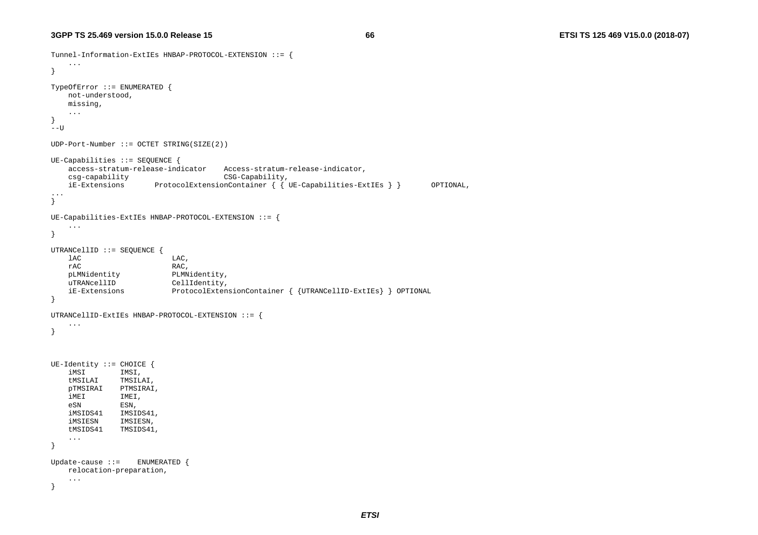```
Tunnel-Information-ExtIEs HNBAP-PROTOCOL-EXTENSION ::= {
	...
}

TypeOfError ::= ENUMERATED {
	not-understood,
	missing,
	...
}
--U

UDP-Port-Number ::= OCTET STRING(SIZE(2))

UE-Capabilities ::= SEQUENCE {
	access-stratum-release-indicator	Access-stratum-release-indicator,
	csg-capability						CSG-Capability,
	iE-Extensions		ProtocolExtensionContainer { { UE-Capabilities-ExtIEs } }		OPTIONAL,
...
}

UE-Capabilities-ExtIEs HNBAP-PROTOCOL-EXTENSION ::= {
	...
}

UTRANCellID ::= SEQUENCE {
	lAC						LAC,
	rAC						RAC,
	pLMNidentity			PLMNidentity,
	uTRANcellID				CellIdentity,
	iE-Extensions			ProtocolExtensionContainer { {UTRANCellID-ExtIEs} } OPTIONAL
}

UTRANCellID-ExtIEs HNBAP-PROTOCOL-EXTENSION ::= {
	...
}



UE-Identity ::= CHOICE {
	iMSI		IMSI,
	tMSILAI		TMSILAI,
	pTMSIRAI	PTMSIRAI,
	iMEI		IMEI,
	eSN			ESN,
	iMSIDS41	IMSIDS41,
	iMSIESN		IMSIESN,
	tMSIDS41	TMSIDS41,
	...
}

Update-cause ::=	ENUMERATED {
	relocation-preparation,
	...
}
```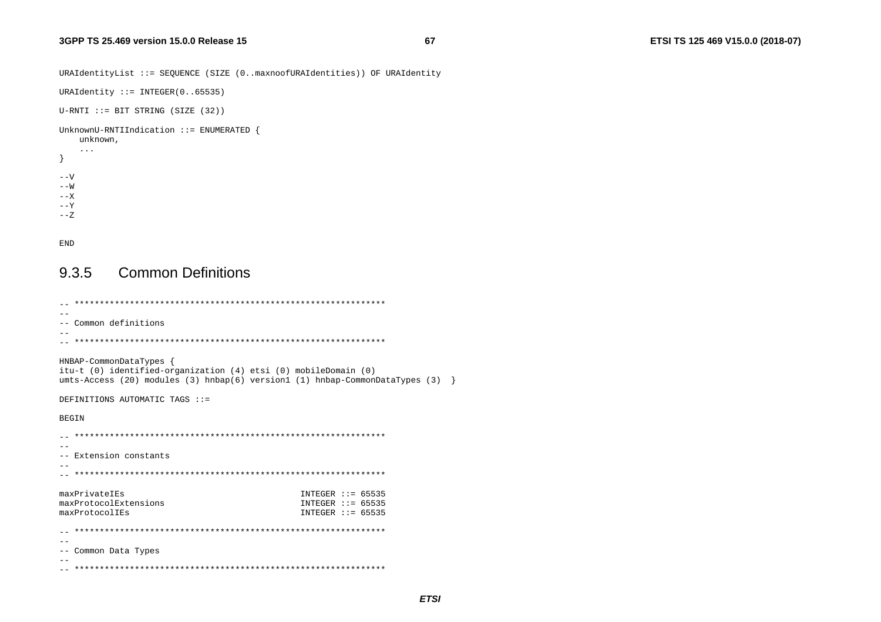```
URAIdentityList ::= SEQUENCE (SIZE (0..maxnoofURAIdentities)) OF URAIdentity

URAIdentity ::= INTEGER(0..65535)

U-RNTI ::= BIT STRING (SIZE (32))

UnknownU-RNTIIndication ::= ENUMERATED {
    unknown,
    ...
}

--V
--W
--X
--Y
--Z


END
```

### 9.3.5 Common Definitions

```
-- **************************************************************
--
-- Common definitions
--
-- **************************************************************

HNBAP-CommonDataTypes {
itu-t (0) identified-organization (4) etsi (0) mobileDomain (0)
umts-Access (20) modules (3) hnbap(6) version1 (1) hnbap-CommonDataTypes (3)  }

DEFINITIONS AUTOMATIC TAGS ::=

BEGIN

-- **************************************************************
--
-- Extension constants
--
-- **************************************************************

maxPrivateIEs                                   INTEGER ::= 65535
maxProtocolExtensions                           INTEGER ::= 65535
maxProtocolIEs                                  INTEGER ::= 65535

-- **************************************************************
--
-- Common Data Types
--
-- **************************************************************
```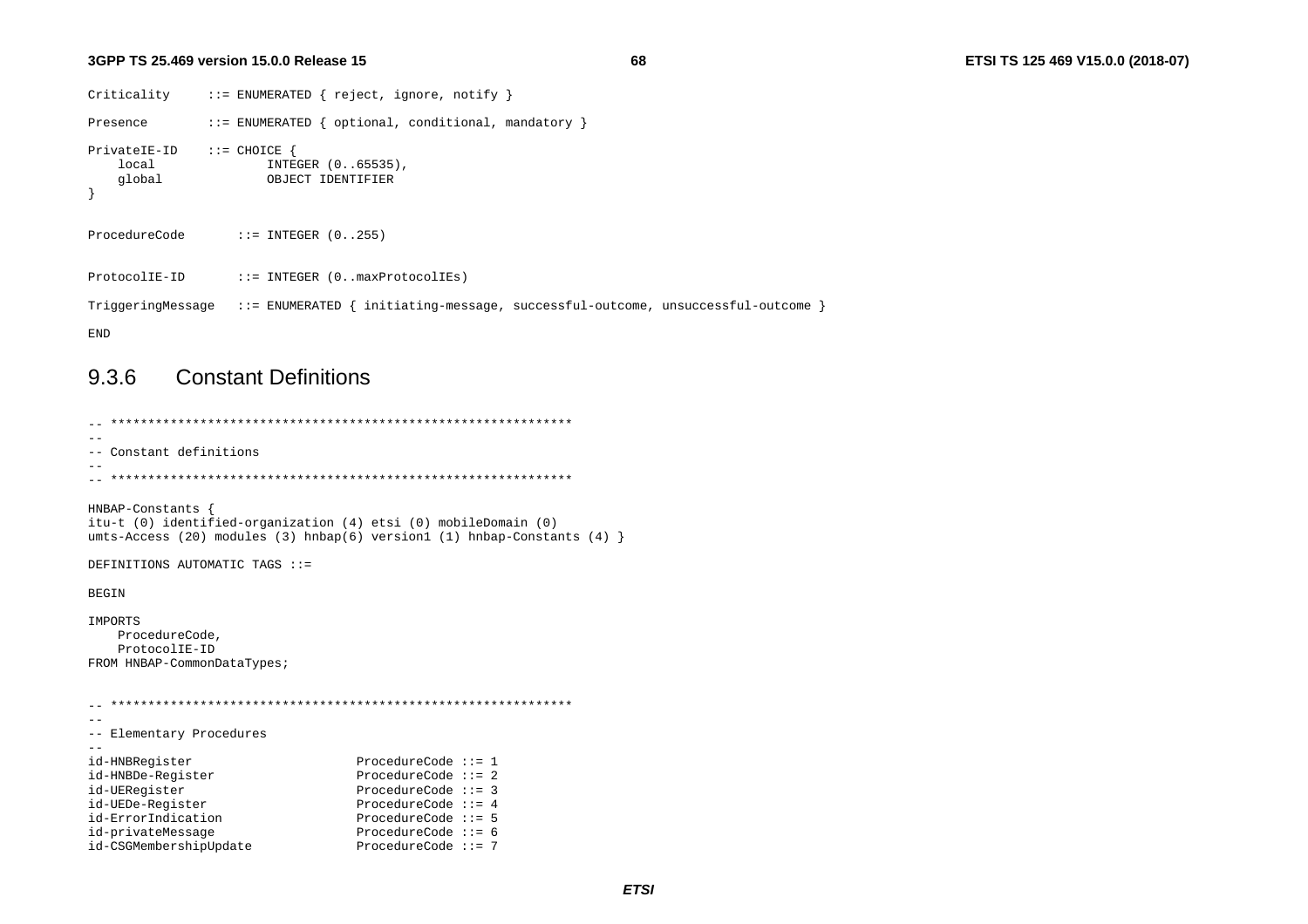```
Criticality     ::= ENUMERATED { reject, ignore, notify }

Presence        ::= ENUMERATED { optional, conditional, mandatory }

PrivateIE-ID    ::= CHOICE {
    local               INTEGER (0..65535),
    global              OBJECT IDENTIFIER
}


ProcedureCode       ::= INTEGER (0..255)


ProtocolIE-ID       ::= INTEGER (0..maxProtocolIEs)

TriggeringMessage   ::= ENUMERATED { initiating-message, successful-outcome, unsuccessful-outcome }

END
```

### 9.3.6 Constant Definitions

```
-- **************************************************************
--
-- Constant definitions
--
-- **************************************************************

HNBAP-Constants {
itu-t (0) identified-organization (4) etsi (0) mobileDomain (0)
umts-Access (20) modules (3) hnbap(6) version1 (1) hnbap-Constants (4) }

DEFINITIONS AUTOMATIC TAGS ::=

BEGIN

IMPORTS
    ProcedureCode,
    ProtocolIE-ID
FROM HNBAP-CommonDataTypes;


-- **************************************************************
--
-- Elementary Procedures
--
id-HNBRegister                      ProcedureCode ::= 1
id-HNBDe-Register                   ProcedureCode ::= 2
id-UERegister                       ProcedureCode ::= 3
id-UEDe-Register                    ProcedureCode ::= 4
id-ErrorIndication                  ProcedureCode ::= 5
id-privateMessage                   ProcedureCode ::= 6
id-CSGMembershipUpdate              ProcedureCode ::= 7
```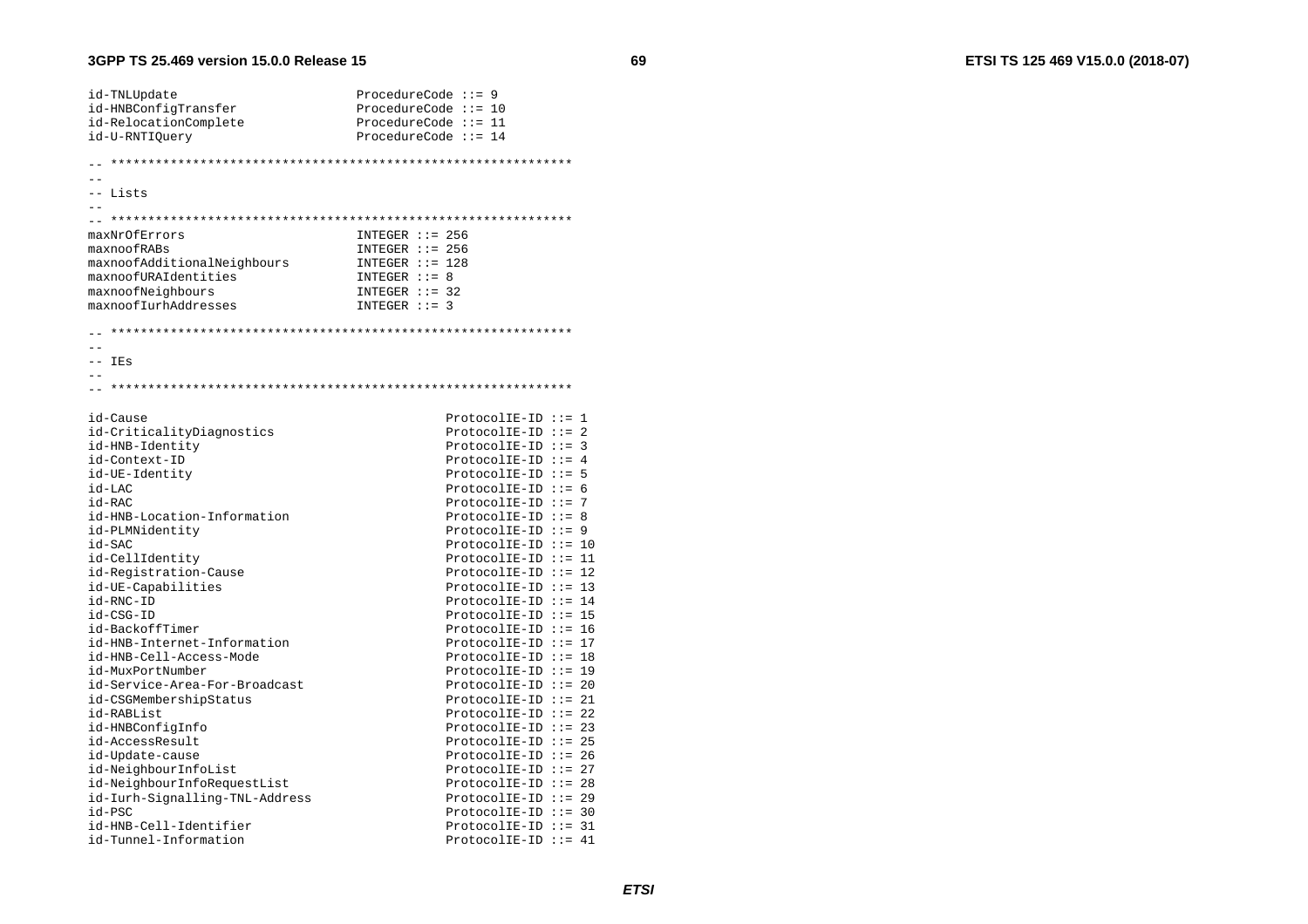```
id-TNLUpdate                          ProcedureCode ::= 9
id-HNBConfigTransfer                  ProcedureCode ::= 10
id-RelocationComplete                 ProcedureCode ::= 11
id-U-RNTIQuery                        ProcedureCode ::= 14

-- **************************************************************
--
-- Lists
--
-- **************************************************************
maxNrOfErrors                         INTEGER ::= 256
maxnoofRABs                           INTEGER ::= 256
maxnoofAdditionalNeighbours           INTEGER ::= 128
maxnoofURAIdentities                  INTEGER ::= 8
maxnoofNeighbours                     INTEGER ::= 32
maxnoofIurhAddresses                  INTEGER ::= 3

-- **************************************************************
--
-- IEs
--
-- **************************************************************

id-Cause                                          ProtocolIE-ID ::= 1
id-CriticalityDiagnostics                         ProtocolIE-ID ::= 2
id-HNB-Identity                                   ProtocolIE-ID ::= 3
id-Context-ID                                     ProtocolIE-ID ::= 4
id-UE-Identity                                    ProtocolIE-ID ::= 5
id-LAC                                            ProtocolIE-ID ::= 6
id-RAC                                            ProtocolIE-ID ::= 7
id-HNB-Location-Information                       ProtocolIE-ID ::= 8
id-PLMNidentity                                   ProtocolIE-ID ::= 9
id-SAC                                            ProtocolIE-ID ::= 10
id-CellIdentity                                   ProtocolIE-ID ::= 11
id-Registration-Cause                             ProtocolIE-ID ::= 12
id-UE-Capabilities                                ProtocolIE-ID ::= 13
id-RNC-ID                                         ProtocolIE-ID ::= 14
id-CSG-ID                                         ProtocolIE-ID ::= 15
id-BackoffTimer                                   ProtocolIE-ID ::= 16
id-HNB-Internet-Information                       ProtocolIE-ID ::= 17
id-HNB-Cell-Access-Mode                           ProtocolIE-ID ::= 18
id-MuxPortNumber                                  ProtocolIE-ID ::= 19
id-Service-Area-For-Broadcast                     ProtocolIE-ID ::= 20
id-CSGMembershipStatus                            ProtocolIE-ID ::= 21
id-RABList                                        ProtocolIE-ID ::= 22
id-HNBConfigInfo                                  ProtocolIE-ID ::= 23
id-AccessResult                                   ProtocolIE-ID ::= 25
id-Update-cause                                   ProtocolIE-ID ::= 26
id-NeighbourInfoList                              ProtocolIE-ID ::= 27
id-NeighbourInfoRequestList                       ProtocolIE-ID ::= 28
id-Iurh-Signalling-TNL-Address                    ProtocolIE-ID ::= 29
id-PSC                                            ProtocolIE-ID ::= 30
id-HNB-Cell-Identifier                            ProtocolIE-ID ::= 31
id-Tunnel-Information                             ProtocolIE-ID ::= 41
```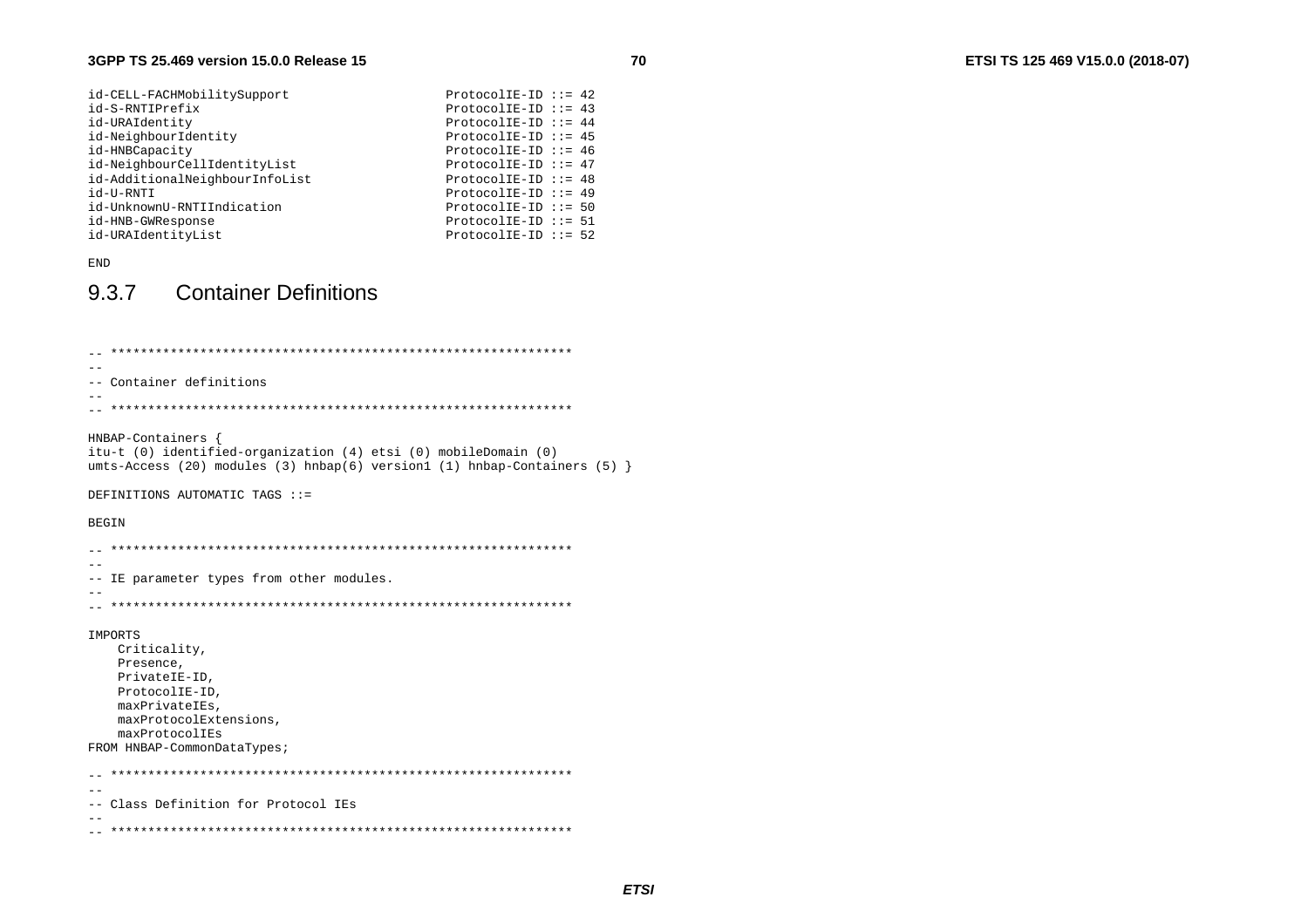```
id-CELL-FACHMobilitySupport                 ProtocolIE-ID ::= 42
id-S-RNTIPrefix                             ProtocolIE-ID ::= 43
id-URAIdentity                              ProtocolIE-ID ::= 44
id-NeighbourIdentity                        ProtocolIE-ID ::= 45
id-HNBCapacity                              ProtocolIE-ID ::= 46
id-NeighbourCellIdentityList                ProtocolIE-ID ::= 47
id-AdditionalNeighbourInfoList              ProtocolIE-ID ::= 48
id-U-RNTI                                   ProtocolIE-ID ::= 49
id-UnknownU-RNTIIndication                  ProtocolIE-ID ::= 50
id-HNB-GWResponse                           ProtocolIE-ID ::= 51
id-URAIdentityList                          ProtocolIE-ID ::= 52

END
```

### 9.3.7 Container Definitions

```
-- **************************************************************
--
-- Container definitions
--
-- **************************************************************

HNBAP-Containers {
itu-t (0) identified-organization (4) etsi (0) mobileDomain (0)
umts-Access (20) modules (3) hnbap(6) version1 (1) hnbap-Containers (5) }

DEFINITIONS AUTOMATIC TAGS ::=

BEGIN

-- **************************************************************
--
-- IE parameter types from other modules.
--
-- **************************************************************

IMPORTS
    Criticality,
    Presence,
    PrivateIE-ID,
    ProtocolIE-ID,
    maxPrivateIEs,
    maxProtocolExtensions,
    maxProtocolIEs
FROM HNBAP-CommonDataTypes;

-- **************************************************************
--
-- Class Definition for Protocol IEs
--
-- **************************************************************
```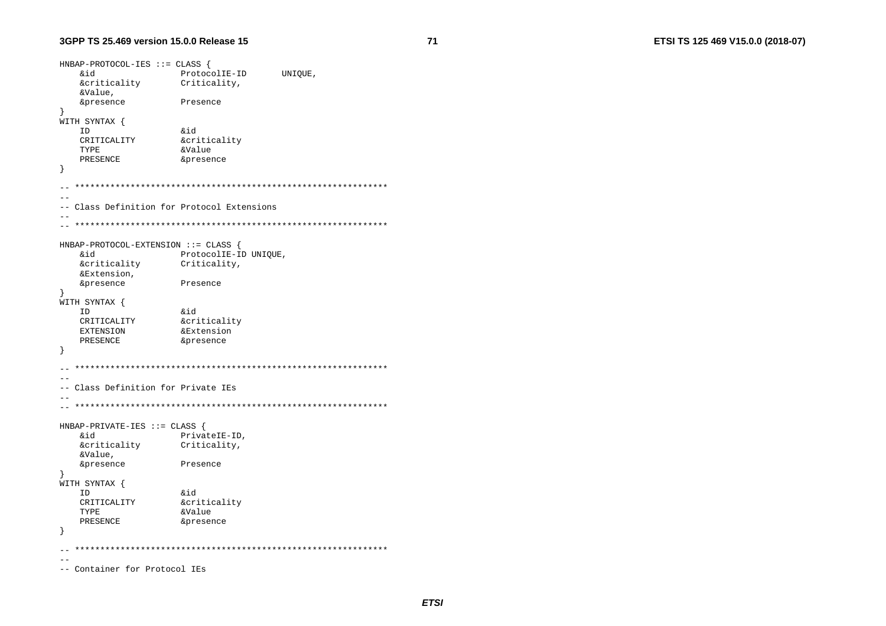```
HNBAP-PROTOCOL-IES ::= CLASS {
    &id                 ProtocolIE-ID       UNIQUE,
    &criticality        Criticality,
    &Value,
    &presence           Presence
}
WITH SYNTAX {
    ID                  &id
    CRITICALITY         &criticality
    TYPE                &Value
    PRESENCE            &presence
}

-- **************************************************************
--
-- Class Definition for Protocol Extensions
--
-- **************************************************************

HNBAP-PROTOCOL-EXTENSION ::= CLASS {
    &id                 ProtocolIE-ID UNIQUE,
    &criticality        Criticality,
    &Extension,
    &presence           Presence
}
WITH SYNTAX {
    ID                  &id
    CRITICALITY         &criticality
    EXTENSION           &Extension
    PRESENCE            &presence
}

-- **************************************************************
--
-- Class Definition for Private IEs
--
-- **************************************************************

HNBAP-PRIVATE-IES ::= CLASS {
    &id                 PrivateIE-ID,
    &criticality        Criticality,
    &Value,
    &presence           Presence
}
WITH SYNTAX {
    ID                  &id
    CRITICALITY         &criticality
    TYPE                &Value
    PRESENCE            &presence
}

-- **************************************************************
--
-- Container for Protocol IEs
```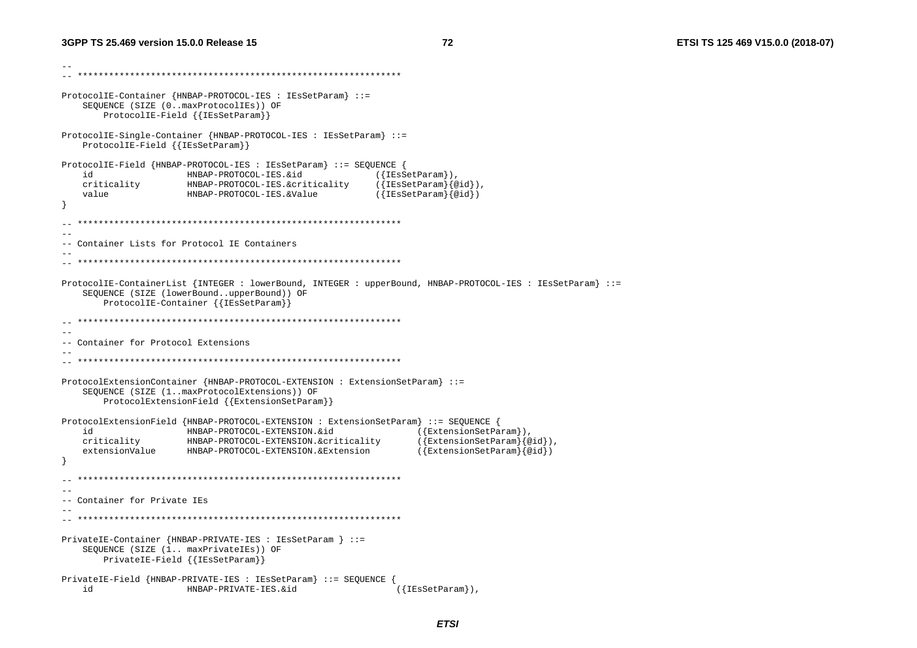```
--
-- **************************************************************

ProtocolIE-Container {HNBAP-PROTOCOL-IES : IEsSetParam} ::=
    SEQUENCE (SIZE (0..maxProtocolIEs)) OF
        ProtocolIE-Field {{IEsSetParam}}

ProtocolIE-Single-Container {HNBAP-PROTOCOL-IES : IEsSetParam} ::=
    ProtocolIE-Field {{IEsSetParam}}

ProtocolIE-Field {HNBAP-PROTOCOL-IES : IEsSetParam} ::= SEQUENCE {
    id                  HNBAP-PROTOCOL-IES.&id              ({IEsSetParam}),
    criticality         HNBAP-PROTOCOL-IES.&criticality     ({IEsSetParam}{@id}),
    value               HNBAP-PROTOCOL-IES.&Value           ({IEsSetParam}{@id})
}

-- **************************************************************
--
-- Container Lists for Protocol IE Containers
--
-- **************************************************************

ProtocolIE-ContainerList {INTEGER : lowerBound, INTEGER : upperBound, HNBAP-PROTOCOL-IES : IEsSetParam} ::=
    SEQUENCE (SIZE (lowerBound..upperBound)) OF
        ProtocolIE-Container {{IEsSetParam}}

-- **************************************************************
--
-- Container for Protocol Extensions
--
-- **************************************************************

ProtocolExtensionContainer {HNBAP-PROTOCOL-EXTENSION : ExtensionSetParam} ::=
    SEQUENCE (SIZE (1..maxProtocolExtensions)) OF
        ProtocolExtensionField {{ExtensionSetParam}}

ProtocolExtensionField {HNBAP-PROTOCOL-EXTENSION : ExtensionSetParam} ::= SEQUENCE {
    id                  HNBAP-PROTOCOL-EXTENSION.&id                ({ExtensionSetParam}),
    criticality         HNBAP-PROTOCOL-EXTENSION.&criticality       ({ExtensionSetParam}{@id}),
    extensionValue      HNBAP-PROTOCOL-EXTENSION.&Extension         ({ExtensionSetParam}{@id})
}

-- **************************************************************
--
-- Container for Private IEs
--
-- **************************************************************

PrivateIE-Container {HNBAP-PRIVATE-IES : IEsSetParam } ::=
    SEQUENCE (SIZE (1.. maxPrivateIEs)) OF
        PrivateIE-Field {{IEsSetParam}}

PrivateIE-Field {HNBAP-PRIVATE-IES : IEsSetParam} ::= SEQUENCE {
    id                  HNBAP-PRIVATE-IES.&id                   ({IEsSetParam}),
```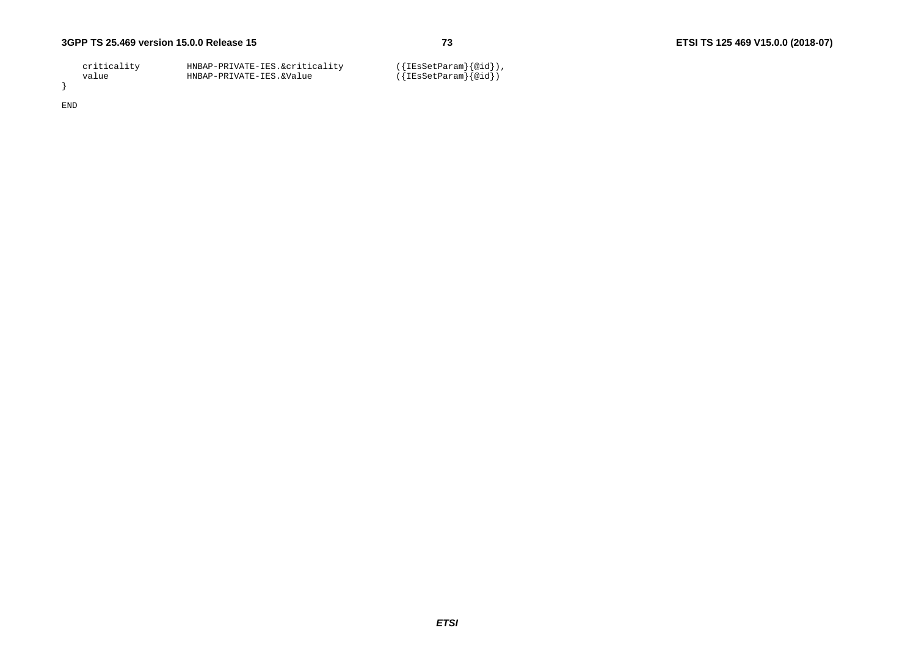```
	criticality		HNBAP-PRIVATE-IES.&criticality		({IEsSetParam}{@id}),
	value			HNBAP-PRIVATE-IES.&Value			({IEsSetParam}{@id})
}

END
```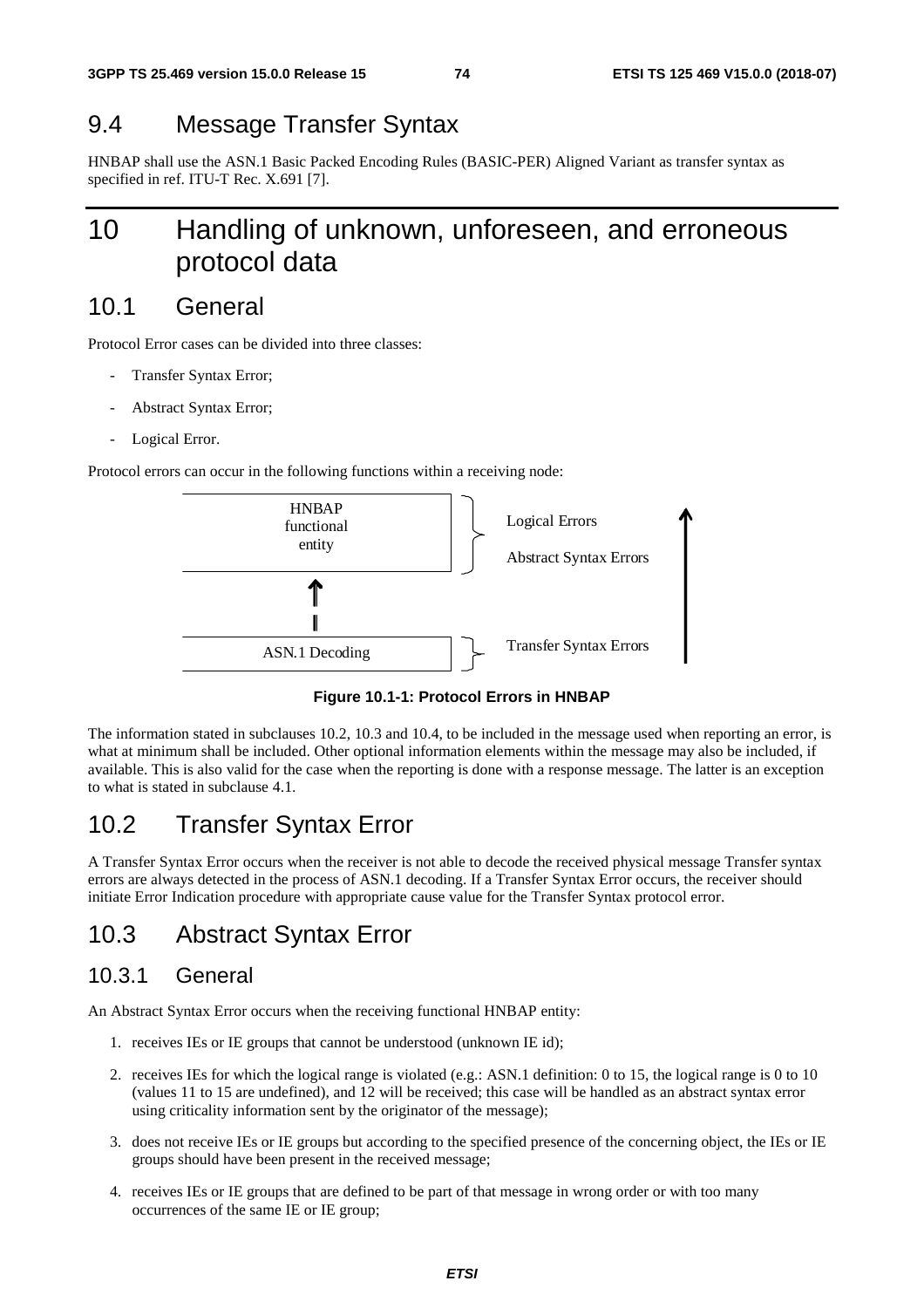## 9.4 Message Transfer Syntax

HNBAP shall use the ASN.1 Basic Packed Encoding Rules (BASIC-PER) Aligned Variant as transfer syntax as specified in ref. ITU-T Rec. X.691 [7].

# 10 Handling of unknown, unforeseen, and erroneous protocol data

## 10.1 General

Protocol Error cases can be divided into three classes:

- Transfer Syntax Error;
- Abstract Syntax Error;
- Logical Error.

Protocol errors can occur in the following functions within a receiving node:

| | |
|---|---|
| HNBAP functional entity | Logical Errors<br>Abstract Syntax Errors |
| ASN.1 Decoding | Transfer Syntax Errors |

**Figure 10.1-1: Protocol Errors in HNBAP**

The information stated in subclauses 10.2, 10.3 and 10.4, to be included in the message used when reporting an error, is what at minimum shall be included. Other optional information elements within the message may also be included, if available. This is also valid for the case when the reporting is done with a response message. The latter is an exception to what is stated in subclause 4.1.

## 10.2 Transfer Syntax Error

A Transfer Syntax Error occurs when the receiver is not able to decode the received physical message Transfer syntax errors are always detected in the process of ASN.1 decoding. If a Transfer Syntax Error occurs, the receiver should initiate Error Indication procedure with appropriate cause value for the Transfer Syntax protocol error.

## 10.3 Abstract Syntax Error

### 10.3.1 General

An Abstract Syntax Error occurs when the receiving functional HNBAP entity:

1. receives IEs or IE groups that cannot be understood (unknown IE id);
2. receives IEs for which the logical range is violated (e.g.: ASN.1 definition: 0 to 15, the logical range is 0 to 10 (values 11 to 15 are undefined), and 12 will be received; this case will be handled as an abstract syntax error using criticality information sent by the originator of the message);
3. does not receive IEs or IE groups but according to the specified presence of the concerning object, the IEs or IE groups should have been present in the received message;
4. receives IEs or IE groups that are defined to be part of that message in wrong order or with too many occurrences of the same IE or IE group;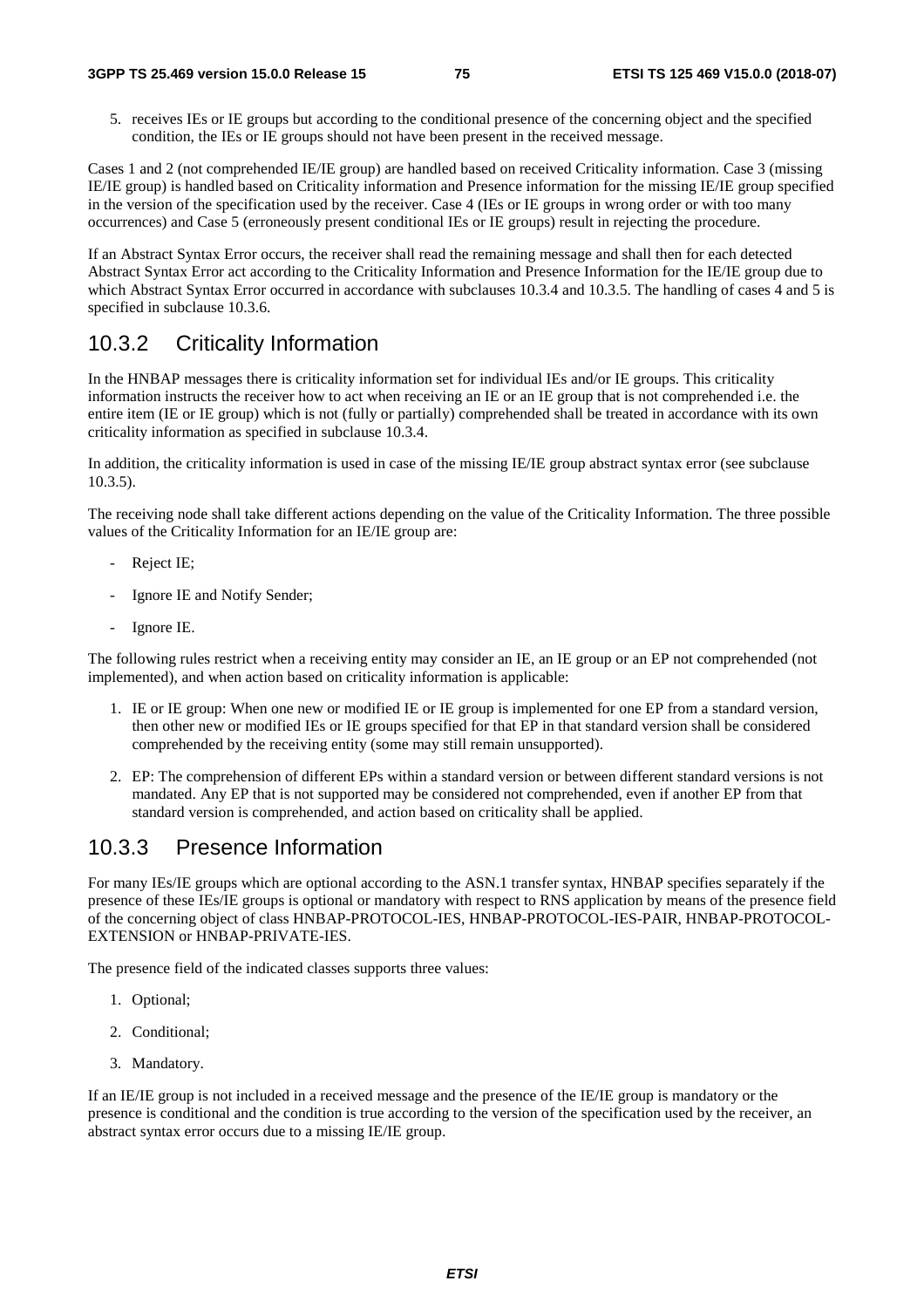5. receives IEs or IE groups but according to the conditional presence of the concerning object and the specified condition, the IEs or IE groups should not have been present in the received message.

Cases 1 and 2 (not comprehended IE/IE group) are handled based on received Criticality information. Case 3 (missing IE/IE group) is handled based on Criticality information and Presence information for the missing IE/IE group specified in the version of the specification used by the receiver. Case 4 (IEs or IE groups in wrong order or with too many occurrences) and Case 5 (erroneously present conditional IEs or IE groups) result in rejecting the procedure.

If an Abstract Syntax Error occurs, the receiver shall read the remaining message and shall then for each detected Abstract Syntax Error act according to the Criticality Information and Presence Information for the IE/IE group due to which Abstract Syntax Error occurred in accordance with subclauses 10.3.4 and 10.3.5. The handling of cases 4 and 5 is specified in subclause 10.3.6.

## 10.3.2 Criticality Information

In the HNBAP messages there is criticality information set for individual IEs and/or IE groups. This criticality information instructs the receiver how to act when receiving an IE or an IE group that is not comprehended i.e. the entire item (IE or IE group) which is not (fully or partially) comprehended shall be treated in accordance with its own criticality information as specified in subclause 10.3.4.

In addition, the criticality information is used in case of the missing IE/IE group abstract syntax error (see subclause 10.3.5).

The receiving node shall take different actions depending on the value of the Criticality Information. The three possible values of the Criticality Information for an IE/IE group are:

- Reject IE;
- Ignore IE and Notify Sender;
- Ignore IE.

The following rules restrict when a receiving entity may consider an IE, an IE group or an EP not comprehended (not implemented), and when action based on criticality information is applicable:

1. IE or IE group: When one new or modified IE or IE group is implemented for one EP from a standard version, then other new or modified IEs or IE groups specified for that EP in that standard version shall be considered comprehended by the receiving entity (some may still remain unsupported).

2. EP: The comprehension of different EPs within a standard version or between different standard versions is not mandated. Any EP that is not supported may be considered not comprehended, even if another EP from that standard version is comprehended, and action based on criticality shall be applied.

## 10.3.3 Presence Information

For many IEs/IE groups which are optional according to the ASN.1 transfer syntax, HNBAP specifies separately if the presence of these IEs/IE groups is optional or mandatory with respect to RNS application by means of the presence field of the concerning object of class HNBAP-PROTOCOL-IES, HNBAP-PROTOCOL-IES-PAIR, HNBAP-PROTOCOL-EXTENSION or HNBAP-PRIVATE-IES.

The presence field of the indicated classes supports three values:

1. Optional;
2. Conditional;
3. Mandatory.

If an IE/IE group is not included in a received message and the presence of the IE/IE group is mandatory or the presence is conditional and the condition is true according to the version of the specification used by the receiver, an abstract syntax error occurs due to a missing IE/IE group.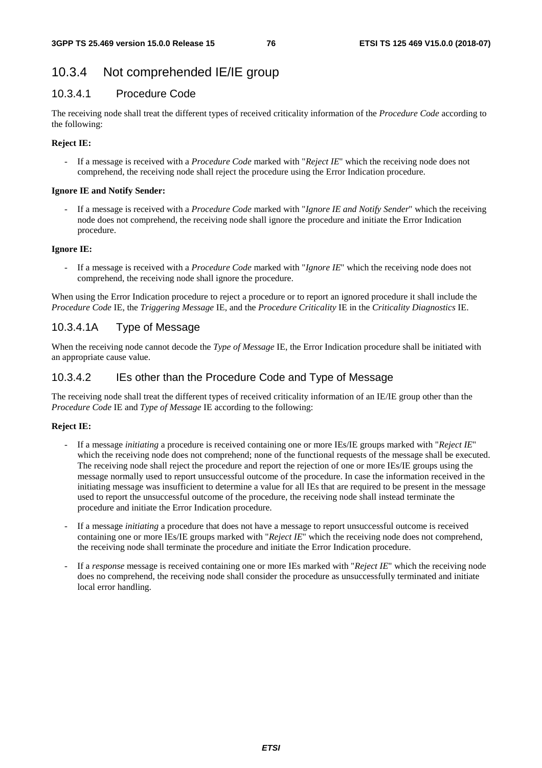### 10.3.4 Not comprehended IE/IE group

#### 10.3.4.1 Procedure Code

The receiving node shall treat the different types of received criticality information of the *Procedure Code* according to the following:

**Reject IE:**

- If a message is received with a *Procedure Code* marked with "*Reject IE*" which the receiving node does not comprehend, the receiving node shall reject the procedure using the Error Indication procedure.

**Ignore IE and Notify Sender:**

- If a message is received with a *Procedure Code* marked with "*Ignore IE and Notify Sender*" which the receiving node does not comprehend, the receiving node shall ignore the procedure and initiate the Error Indication procedure.

**Ignore IE:**

- If a message is received with a *Procedure Code* marked with "*Ignore IE*" which the receiving node does not comprehend, the receiving node shall ignore the procedure.

When using the Error Indication procedure to reject a procedure or to report an ignored procedure it shall include the *Procedure Code* IE, the *Triggering Message* IE, and the *Procedure Criticality* IE in the *Criticality Diagnostics* IE.

#### 10.3.4.1A Type of Message

When the receiving node cannot decode the *Type of Message* IE, the Error Indication procedure shall be initiated with an appropriate cause value.

#### 10.3.4.2 IEs other than the Procedure Code and Type of Message

The receiving node shall treat the different types of received criticality information of an IE/IE group other than the *Procedure Code* IE and *Type of Message* IE according to the following:

**Reject IE:**

- If a message *initiating* a procedure is received containing one or more IEs/IE groups marked with "*Reject IE*" which the receiving node does not comprehend; none of the functional requests of the message shall be executed. The receiving node shall reject the procedure and report the rejection of one or more IEs/IE groups using the message normally used to report unsuccessful outcome of the procedure. In case the information received in the initiating message was insufficient to determine a value for all IEs that are required to be present in the message used to report the unsuccessful outcome of the procedure, the receiving node shall instead terminate the procedure and initiate the Error Indication procedure.
- If a message *initiating* a procedure that does not have a message to report unsuccessful outcome is received containing one or more IEs/IE groups marked with "*Reject IE*" which the receiving node does not comprehend, the receiving node shall terminate the procedure and initiate the Error Indication procedure.
- If a *response* message is received containing one or more IEs marked with "*Reject IE*" which the receiving node does no comprehend, the receiving node shall consider the procedure as unsuccessfully terminated and initiate local error handling.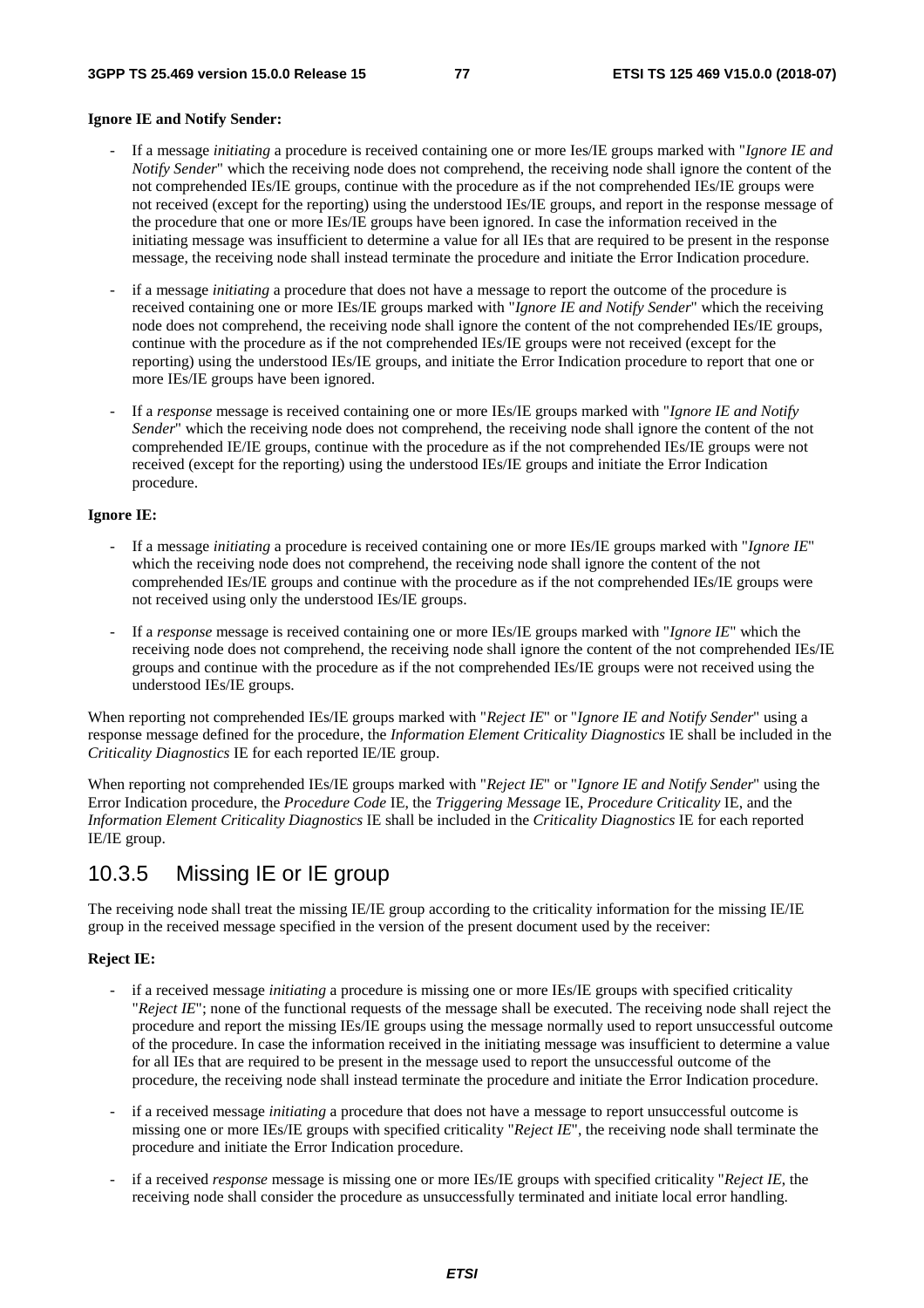**Ignore IE and Notify Sender:**

- If a message *initiating* a procedure is received containing one or more Ies/IE groups marked with "*Ignore IE and Notify Sender*" which the receiving node does not comprehend, the receiving node shall ignore the content of the not comprehended IEs/IE groups, continue with the procedure as if the not comprehended IEs/IE groups were not received (except for the reporting) using the understood IEs/IE groups, and report in the response message of the procedure that one or more IEs/IE groups have been ignored. In case the information received in the initiating message was insufficient to determine a value for all IEs that are required to be present in the response message, the receiving node shall instead terminate the procedure and initiate the Error Indication procedure.

- if a message *initiating* a procedure that does not have a message to report the outcome of the procedure is received containing one or more IEs/IE groups marked with "*Ignore IE and Notify Sender*" which the receiving node does not comprehend, the receiving node shall ignore the content of the not comprehended IEs/IE groups, continue with the procedure as if the not comprehended IEs/IE groups were not received (except for the reporting) using the understood IEs/IE groups, and initiate the Error Indication procedure to report that one or more IEs/IE groups have been ignored.

- If a *response* message is received containing one or more IEs/IE groups marked with "*Ignore IE and Notify Sender*" which the receiving node does not comprehend, the receiving node shall ignore the content of the not comprehended IE/IE groups, continue with the procedure as if the not comprehended IEs/IE groups were not received (except for the reporting) using the understood IEs/IE groups and initiate the Error Indication procedure.

**Ignore IE:**

- If a message *initiating* a procedure is received containing one or more IEs/IE groups marked with "*Ignore IE*" which the receiving node does not comprehend, the receiving node shall ignore the content of the not comprehended IEs/IE groups and continue with the procedure as if the not comprehended IEs/IE groups were not received using only the understood IEs/IE groups.

- If a *response* message is received containing one or more IEs/IE groups marked with "*Ignore IE*" which the receiving node does not comprehend, the receiving node shall ignore the content of the not comprehended IEs/IE groups and continue with the procedure as if the not comprehended IEs/IE groups were not received using the understood IEs/IE groups.

When reporting not comprehended IEs/IE groups marked with "*Reject IE*" or "*Ignore IE and Notify Sender*" using a response message defined for the procedure, the *Information Element Criticality Diagnostics* IE shall be included in the *Criticality Diagnostics* IE for each reported IE/IE group.

When reporting not comprehended IEs/IE groups marked with "*Reject IE*" or "*Ignore IE and Notify Sender*" using the Error Indication procedure, the *Procedure Code* IE, the *Triggering Message* IE, *Procedure Criticality* IE, and the *Information Element Criticality Diagnostics* IE shall be included in the *Criticality Diagnostics* IE for each reported IE/IE group.

## 10.3.5 Missing IE or IE group

The receiving node shall treat the missing IE/IE group according to the criticality information for the missing IE/IE group in the received message specified in the version of the present document used by the receiver:

**Reject IE:**

- if a received message *initiating* a procedure is missing one or more IEs/IE groups with specified criticality "*Reject IE*"; none of the functional requests of the message shall be executed. The receiving node shall reject the procedure and report the missing IEs/IE groups using the message normally used to report unsuccessful outcome of the procedure. In case the information received in the initiating message was insufficient to determine a value for all IEs that are required to be present in the message used to report the unsuccessful outcome of the procedure, the receiving node shall instead terminate the procedure and initiate the Error Indication procedure.

- if a received message *initiating* a procedure that does not have a message to report unsuccessful outcome is missing one or more IEs/IE groups with specified criticality "*Reject IE*", the receiving node shall terminate the procedure and initiate the Error Indication procedure.

- if a received *response* message is missing one or more IEs/IE groups with specified criticality "*Reject IE*, the receiving node shall consider the procedure as unsuccessfully terminated and initiate local error handling.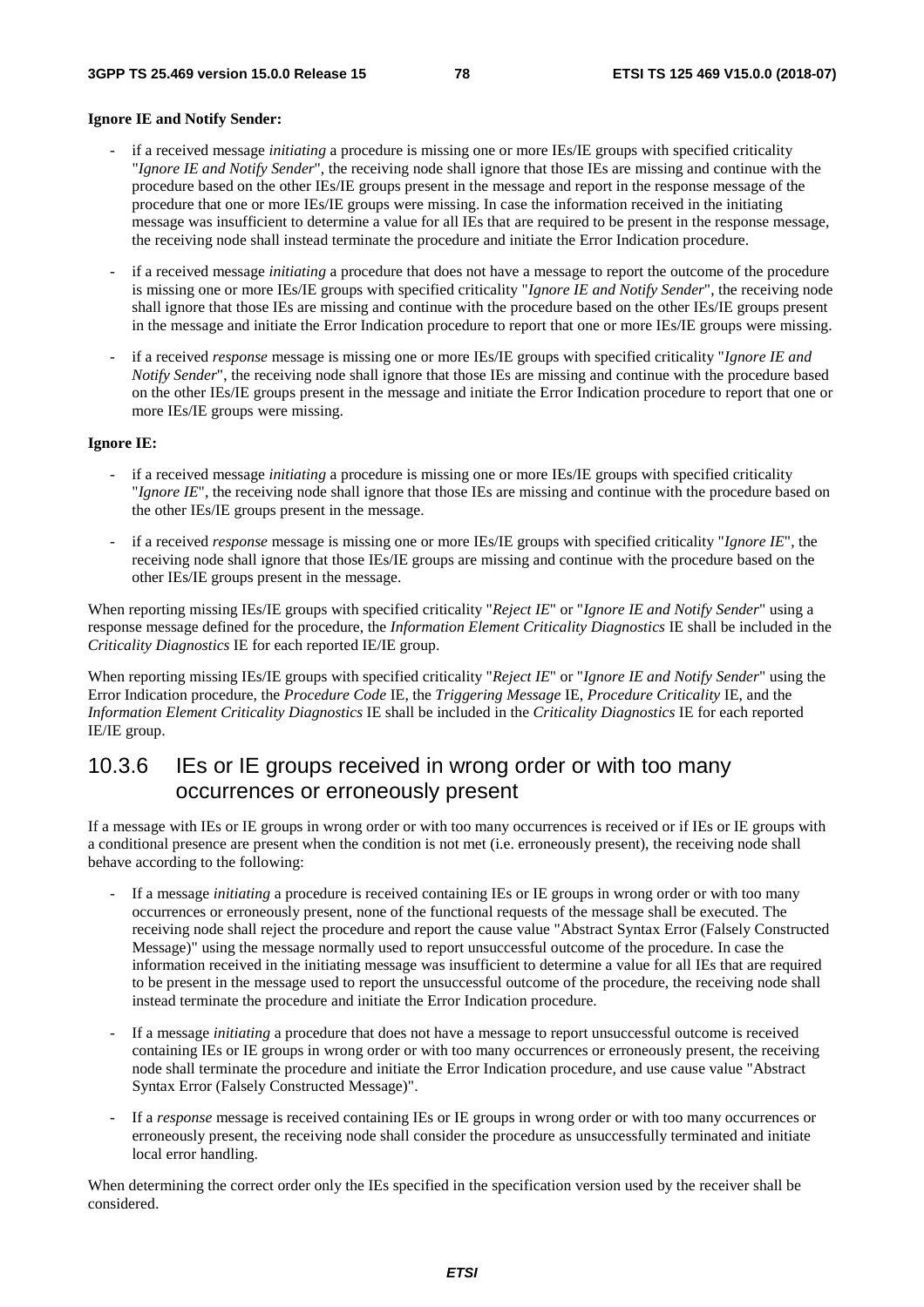**Ignore IE and Notify Sender:**

- if a received message *initiating* a procedure is missing one or more IEs/IE groups with specified criticality "*Ignore IE and Notify Sender*", the receiving node shall ignore that those IEs are missing and continue with the procedure based on the other IEs/IE groups present in the message and report in the response message of the procedure that one or more IEs/IE groups were missing. In case the information received in the initiating message was insufficient to determine a value for all IEs that are required to be present in the response message, the receiving node shall instead terminate the procedure and initiate the Error Indication procedure.

- if a received message *initiating* a procedure that does not have a message to report the outcome of the procedure is missing one or more IEs/IE groups with specified criticality "*Ignore IE and Notify Sender*", the receiving node shall ignore that those IEs are missing and continue with the procedure based on the other IEs/IE groups present in the message and initiate the Error Indication procedure to report that one or more IEs/IE groups were missing.

- if a received *response* message is missing one or more IEs/IE groups with specified criticality "*Ignore IE and Notify Sender*", the receiving node shall ignore that those IEs are missing and continue with the procedure based on the other IEs/IE groups present in the message and initiate the Error Indication procedure to report that one or more IEs/IE groups were missing.

**Ignore IE:**

- if a received message *initiating* a procedure is missing one or more IEs/IE groups with specified criticality "*Ignore IE*", the receiving node shall ignore that those IEs are missing and continue with the procedure based on the other IEs/IE groups present in the message.

- if a received *response* message is missing one or more IEs/IE groups with specified criticality "*Ignore IE*", the receiving node shall ignore that those IEs/IE groups are missing and continue with the procedure based on the other IEs/IE groups present in the message.

When reporting missing IEs/IE groups with specified criticality "*Reject IE*" or "*Ignore IE and Notify Sender*" using a response message defined for the procedure, the *Information Element Criticality Diagnostics* IE shall be included in the *Criticality Diagnostics* IE for each reported IE/IE group.

When reporting missing IEs/IE groups with specified criticality "*Reject IE*" or "*Ignore IE and Notify Sender*" using the Error Indication procedure, the *Procedure Code* IE, the *Triggering Message* IE, *Procedure Criticality* IE, and the *Information Element Criticality Diagnostics* IE shall be included in the *Criticality Diagnostics* IE for each reported IE/IE group.

### 10.3.6 IEs or IE groups received in wrong order or with too many occurrences or erroneously present

If a message with IEs or IE groups in wrong order or with too many occurrences is received or if IEs or IE groups with a conditional presence are present when the condition is not met (i.e. erroneously present), the receiving node shall behave according to the following:

- If a message *initiating* a procedure is received containing IEs or IE groups in wrong order or with too many occurrences or erroneously present, none of the functional requests of the message shall be executed. The receiving node shall reject the procedure and report the cause value "Abstract Syntax Error (Falsely Constructed Message)" using the message normally used to report unsuccessful outcome of the procedure. In case the information received in the initiating message was insufficient to determine a value for all IEs that are required to be present in the message used to report the unsuccessful outcome of the procedure, the receiving node shall instead terminate the procedure and initiate the Error Indication procedure.

- If a message *initiating* a procedure that does not have a message to report unsuccessful outcome is received containing IEs or IE groups in wrong order or with too many occurrences or erroneously present, the receiving node shall terminate the procedure and initiate the Error Indication procedure, and use cause value "Abstract Syntax Error (Falsely Constructed Message)".

- If a *response* message is received containing IEs or IE groups in wrong order or with too many occurrences or erroneously present, the receiving node shall consider the procedure as unsuccessfully terminated and initiate local error handling.

When determining the correct order only the IEs specified in the specification version used by the receiver shall be considered.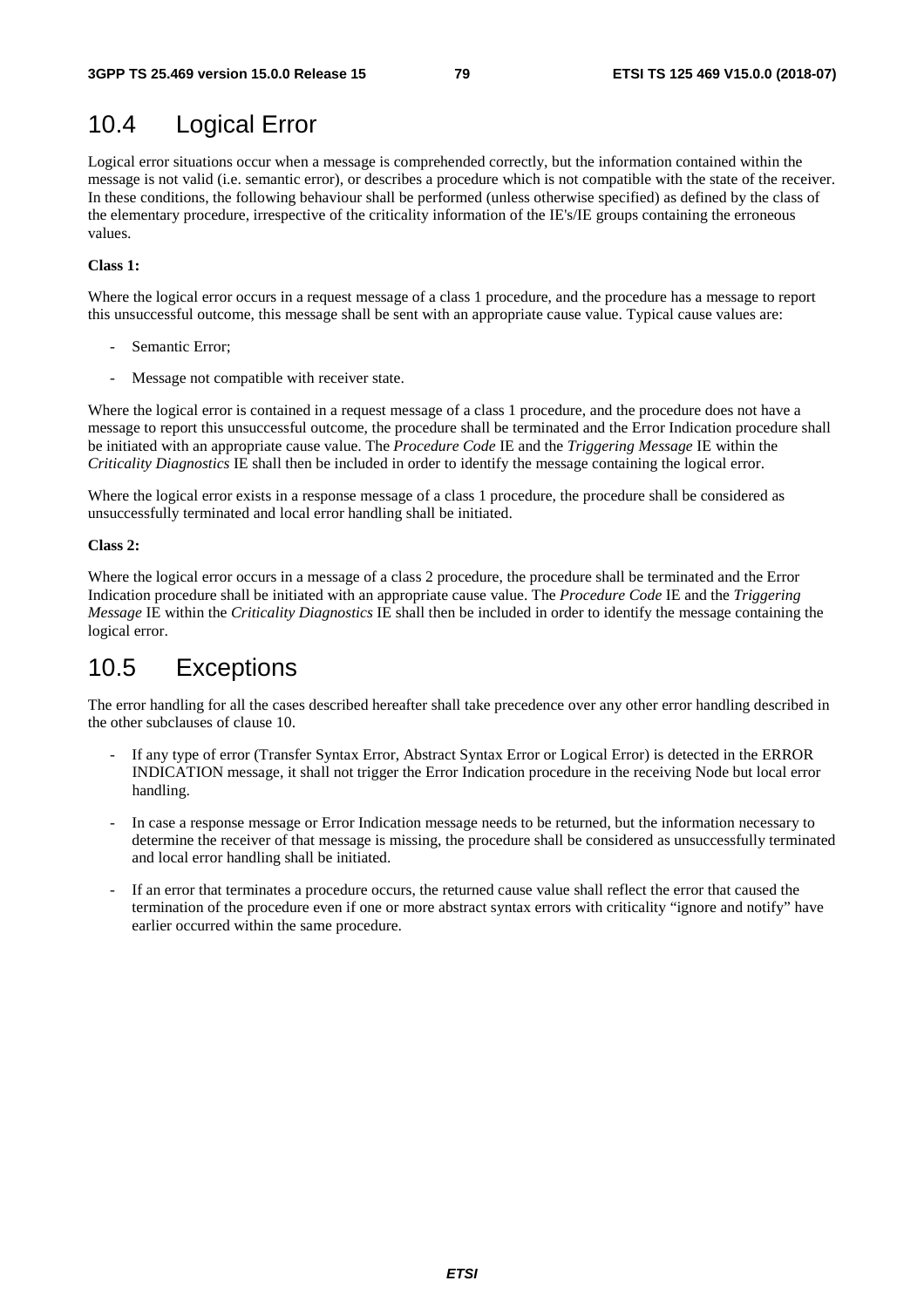## 10.4 Logical Error

Logical error situations occur when a message is comprehended correctly, but the information contained within the message is not valid (i.e. semantic error), or describes a procedure which is not compatible with the state of the receiver. In these conditions, the following behaviour shall be performed (unless otherwise specified) as defined by the class of the elementary procedure, irrespective of the criticality information of the IE's/IE groups containing the erroneous values.

**Class 1:**

Where the logical error occurs in a request message of a class 1 procedure, and the procedure has a message to report this unsuccessful outcome, this message shall be sent with an appropriate cause value. Typical cause values are:

- Semantic Error;
- Message not compatible with receiver state.

Where the logical error is contained in a request message of a class 1 procedure, and the procedure does not have a message to report this unsuccessful outcome, the procedure shall be terminated and the Error Indication procedure shall be initiated with an appropriate cause value. The *Procedure Code* IE and the *Triggering Message* IE within the *Criticality Diagnostics* IE shall then be included in order to identify the message containing the logical error.

Where the logical error exists in a response message of a class 1 procedure, the procedure shall be considered as unsuccessfully terminated and local error handling shall be initiated.

**Class 2:**

Where the logical error occurs in a message of a class 2 procedure, the procedure shall be terminated and the Error Indication procedure shall be initiated with an appropriate cause value. The *Procedure Code* IE and the *Triggering Message* IE within the *Criticality Diagnostics* IE shall then be included in order to identify the message containing the logical error.

## 10.5 Exceptions

The error handling for all the cases described hereafter shall take precedence over any other error handling described in the other subclauses of clause 10.

- If any type of error (Transfer Syntax Error, Abstract Syntax Error or Logical Error) is detected in the ERROR INDICATION message, it shall not trigger the Error Indication procedure in the receiving Node but local error handling.
- In case a response message or Error Indication message needs to be returned, but the information necessary to determine the receiver of that message is missing, the procedure shall be considered as unsuccessfully terminated and local error handling shall be initiated.
- If an error that terminates a procedure occurs, the returned cause value shall reflect the error that caused the termination of the procedure even if one or more abstract syntax errors with criticality "ignore and notify" have earlier occurred within the same procedure.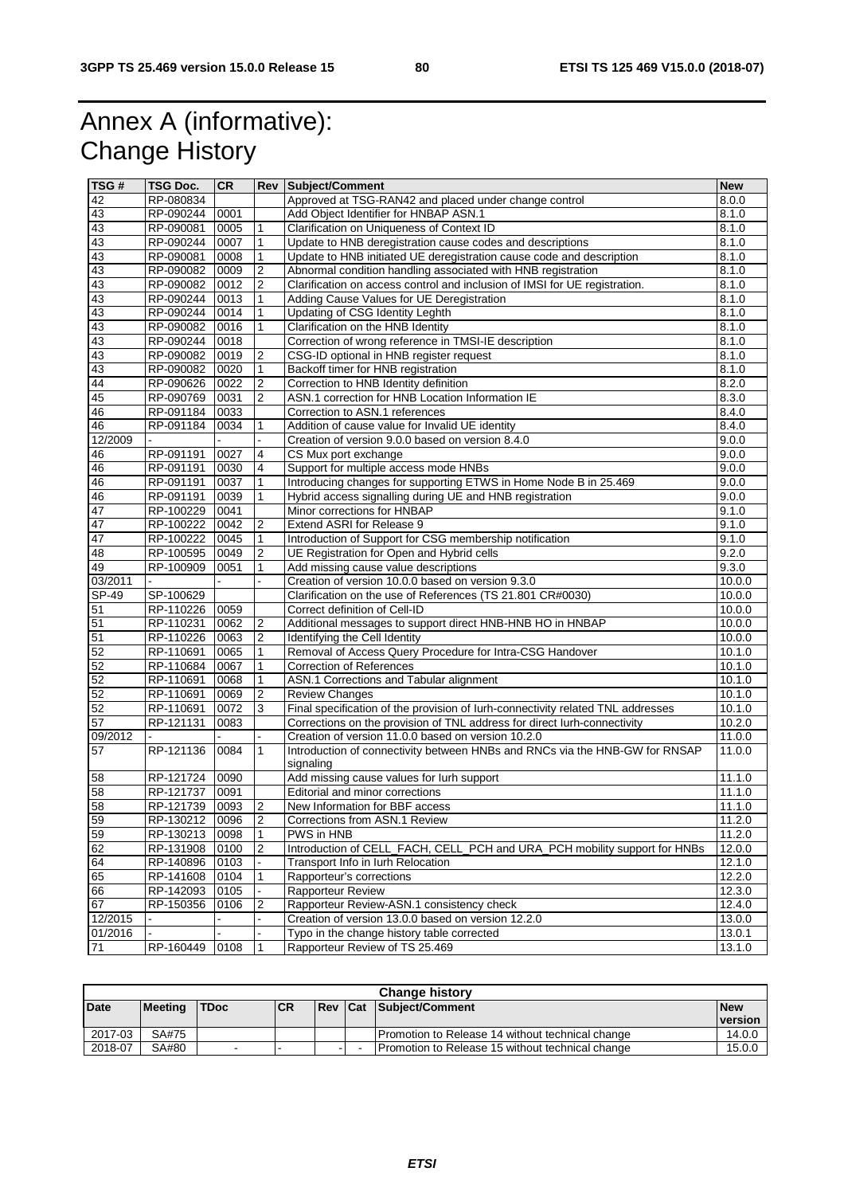# Annex A (informative): Change History

| TSG # | TSG Doc. | CR | Rev | Subject/Comment | New |
|---|---|---|---|---|---|
| 42 | RP-080834 | | | Approved at TSG-RAN42 and placed under change control | 8.0.0 |
| 43 | RP-090244 | 0001 | | Add Object Identifier for HNBAP ASN.1 | 8.1.0 |
| 43 | RP-090081 | 0005 | 1 | Clarification on Uniqueness of Context ID | 8.1.0 |
| 43 | RP-090244 | 0007 | 1 | Update to HNB deregistration cause codes and descriptions | 8.1.0 |
| 43 | RP-090081 | 0008 | 1 | Update to HNB initiated UE deregistration cause code and description | 8.1.0 |
| 43 | RP-090082 | 0009 | 2 | Abnormal condition handling associated with HNB registration | 8.1.0 |
| 43 | RP-090082 | 0012 | 2 | Clarification on access control and inclusion of IMSI for UE registration. | 8.1.0 |
| 43 | RP-090244 | 0013 | 1 | Adding Cause Values for UE Deregistration | 8.1.0 |
| 43 | RP-090244 | 0014 | 1 | Updating of CSG Identity Leghth | 8.1.0 |
| 43 | RP-090082 | 0016 | 1 | Clarification on the HNB Identity | 8.1.0 |
| 43 | RP-090244 | 0018 | | Correction of wrong reference in TMSI-IE description | 8.1.0 |
| 43 | RP-090082 | 0019 | 2 | CSG-ID optional in HNB register request | 8.1.0 |
| 43 | RP-090082 | 0020 | 1 | Backoff timer for HNB registration | 8.1.0 |
| 44 | RP-090626 | 0022 | 2 | Correction to HNB Identity definition | 8.2.0 |
| 45 | RP-090769 | 0031 | 2 | ASN.1 correction for HNB Location Information IE | 8.3.0 |
| 46 | RP-091184 | 0033 | | Correction to ASN.1 references | 8.4.0 |
| 46 | RP-091184 | 0034 | 1 | Addition of cause value for Invalid UE identity | 8.4.0 |
| 12/2009 | - | - | - | Creation of version 9.0.0 based on version 8.4.0 | 9.0.0 |
| 46 | RP-091191 | 0027 | 4 | CS Mux port exchange | 9.0.0 |
| 46 | RP-091191 | 0030 | 4 | Support for multiple access mode HNBs | 9.0.0 |
| 46 | RP-091191 | 0037 | 1 | Introducing changes for supporting ETWS in Home Node B in 25.469 | 9.0.0 |
| 46 | RP-091191 | 0039 | 1 | Hybrid access signalling during UE and HNB registration | 9.0.0 |
| 47 | RP-100229 | 0041 | | Minor corrections for HNBAP | 9.1.0 |
| 47 | RP-100222 | 0042 | 2 | Extend ASRI for Release 9 | 9.1.0 |
| 47 | RP-100222 | 0045 | 1 | Introduction of Support for CSG membership notification | 9.1.0 |
| 48 | RP-100595 | 0049 | 2 | UE Registration for Open and Hybrid cells | 9.2.0 |
| 49 | RP-100909 | 0051 | 1 | Add missing cause value descriptions | 9.3.0 |
| 03/2011 | - | - | - | Creation of version 10.0.0 based on version 9.3.0 | 10.0.0 |
| SP-49 | SP-100629 | | | Clarification on the use of References (TS 21.801 CR#0030) | 10.0.0 |
| 51 | RP-110226 | 0059 | | Correct definition of Cell-ID | 10.0.0 |
| 51 | RP-110231 | 0062 | 2 | Additional messages to support direct HNB-HNB HO in HNBAP | 10.0.0 |
| 51 | RP-110226 | 0063 | 2 | Identifying the Cell Identity | 10.0.0 |
| 52 | RP-110691 | 0065 | 1 | Removal of Access Query Procedure for Intra-CSG Handover | 10.1.0 |
| 52 | RP-110684 | 0067 | 1 | Correction of References | 10.1.0 |
| 52 | RP-110691 | 0068 | 1 | ASN.1 Corrections and Tabular alignment | 10.1.0 |
| 52 | RP-110691 | 0069 | 2 | Review Changes | 10.1.0 |
| 52 | RP-110691 | 0072 | 3 | Final specification of the provision of Iurh-connectivity related TNL addresses | 10.1.0 |
| 57 | RP-121131 | 0083 | | Corrections on the provision of TNL address for direct Iurh-connectivity | 10.2.0 |
| 09/2012 | - | - | - | Creation of version 11.0.0 based on version 10.2.0 | 11.0.0 |
| 57 | RP-121136 | 0084 | 1 | Introduction of connectivity between HNBs and RNCs via the HNB-GW for RNSAP signaling | 11.0.0 |
| 58 | RP-121724 | 0090 | | Add missing cause values for Iurh support | 11.1.0 |
| 58 | RP-121737 | 0091 | | Editorial and minor corrections | 11.1.0 |
| 58 | RP-121739 | 0093 | 2 | New Information for BBF access | 11.1.0 |
| 59 | RP-130212 | 0096 | 2 | Corrections from ASN.1 Review | 11.2.0 |
| 59 | RP-130213 | 0098 | 1 | PWS in HNB | 11.2.0 |
| 62 | RP-131908 | 0100 | 2 | Introduction of CELL_FACH, CELL_PCH and URA_PCH mobility support for HNBs | 12.0.0 |
| 64 | RP-140896 | 0103 | - | Transport Info in Iurh Relocation | 12.1.0 |
| 65 | RP-141608 | 0104 | 1 | Rapporteur's corrections | 12.2.0 |
| 66 | RP-142093 | 0105 | - | Rapporteur Review | 12.3.0 |
| 67 | RP-150356 | 0106 | 2 | Rapporteur Review-ASN.1 consistency check | 12.4.0 |
| 12/2015 | - | - | - | Creation of version 13.0.0 based on version 12.2.0 | 13.0.0 |
| 01/2016 | - | - | - | Typo in the change history table corrected | 13.0.1 |
| 71 | RP-160449 | 0108 | 1 | Rapporteur Review of TS 25.469 | 13.1.0 |

| Change history | | | | | | | |
|---|---|---|---|---|---|---|---|
| **Date** | **Meeting** | **TDoc** | **CR** | **Rev** | **Cat** | **Subject/Comment** | **New version** |
| 2017-03 | SA#75 | | | | | Promotion to Release 14 without technical change | 14.0.0 |
| 2018-07 | SA#80 | - | - | - | - | Promotion to Release 15 without technical change | 15.0.0 |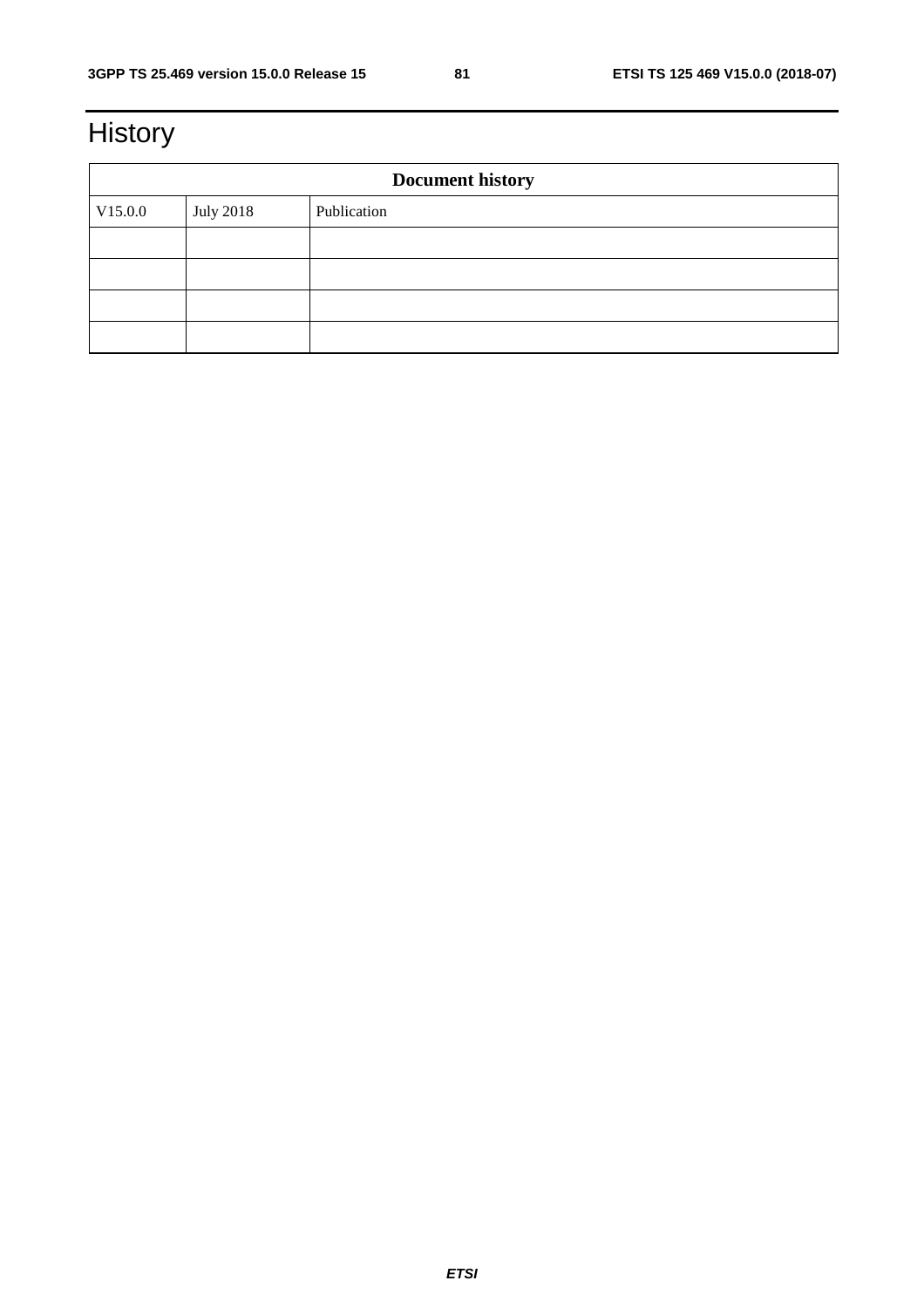# History

| Document history | | |
|---|---|---|
| V15.0.0 | July 2018 | Publication |
| | | |
| | | |
| | | |
| | | |